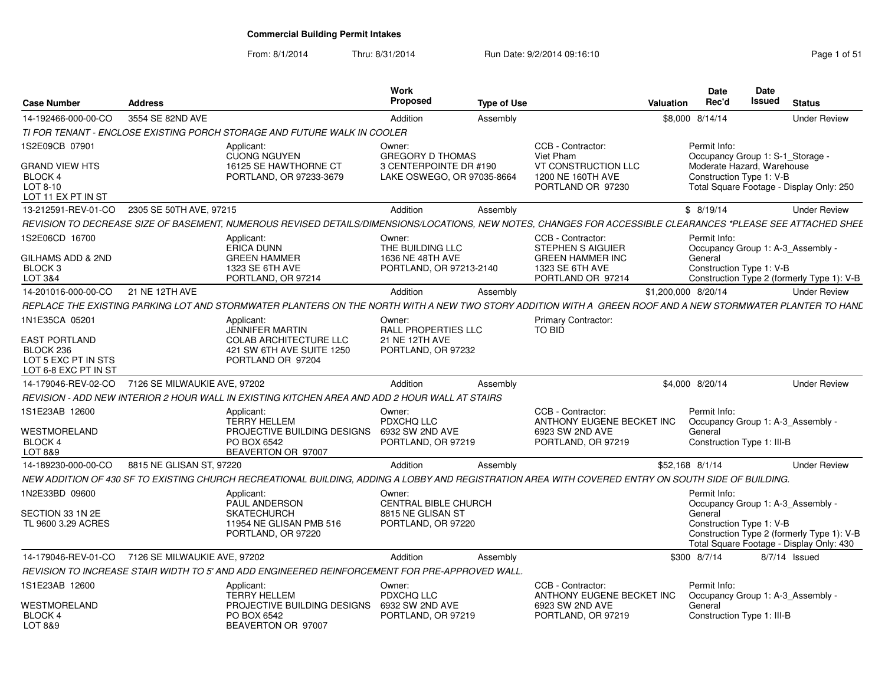# Commercial Building Permit Intakes

From: 8/1/2014 Thru: 8/31/2014 Run Date: 9/2/2014 09:16:10

| Case Number | Address | Work Proposed | Type of Use | Valuation | Date Rec'd | Date Issued | Status |
|---|---|---|---|---|---|---|---|
| 14-192466-000-00-CO | 3554 SE 82ND AVE | Addition | Assembly | $8,000 | 8/14/14 | | Under Review |

*TI FOR TENANT - ENCLOSE EXISTING PORCH STORAGE AND FUTURE WALK IN COOLER*

- 1S2E09CB 07901
  GRAND VIEW HTS
  BLOCK 4
  LOT 8-10
  LOT 11 EX PT IN ST
- Applicant: CUONG NGUYEN, 16125 SE HAWTHORNE CT, PORTLAND, OR 97233-3679
- Owner: GREGORY D THOMAS, 3 CENTERPOINTE DR #190, LAKE OSWEGO, OR 97035-8664
- CCB - Contractor: Viet Pham, VT CONSTRUCTION LLC, 1200 NE 160TH AVE, PORTLAND OR 97230
- Permit Info: Occupancy Group 1: S-1_Storage - Moderate Hazard, Warehouse; Construction Type 1: V-B; Total Square Footage - Display Only: 250

| Case Number | Address | Work Proposed | Type of Use | Valuation | Date Rec'd | Date Issued | Status |
|---|---|---|---|---|---|---|---|
| 13-212591-REV-01-CO | 2305 SE 50TH AVE, 97215 | Addition | Assembly | $ | 8/19/14 | | Under Review |

*REVISION TO DECREASE SIZE OF BASEMENT, NUMEROUS REVISED DETAILS/DIMENSIONS/LOCATIONS, NEW NOTES, CHANGES FOR ACCESSIBLE CLEARANCES *PLEASE SEE ATTACHED SHEE*

- 1S2E06CD 16700
  GILHAMS ADD & 2ND
  BLOCK 3
  LOT 3&4
- Applicant: ERICA DUNN, GREEN HAMMER, 1323 SE 6TH AVE, PORTLAND, OR 97214
- Owner: THE BUILDING LLC, 1636 NE 48TH AVE, PORTLAND, OR 97213-2140
- CCB - Contractor: STEPHEN S AIGUIER, GREEN HAMMER INC, 1323 SE 6TH AVE, PORTLAND OR 97214
- Permit Info: Occupancy Group 1: A-3_Assembly - General; Construction Type 1: V-B; Construction Type 2 (formerly Type 1): V-B

| Case Number | Address | Work Proposed | Type of Use | Valuation | Date Rec'd | Date Issued | Status |
|---|---|---|---|---|---|---|---|
| 14-201016-000-00-CO | 21 NE 12TH AVE | Addition | Assembly | $1,200,000 | 8/20/14 | | Under Review |

*REPLACE THE EXISTING PARKING LOT AND STORMWATER PLANTERS ON THE NORTH WITH A NEW TWO STORY ADDITION WITH A GREEN ROOF AND A NEW STORMWATER PLANTER TO HANL*

- 1N1E35CA 05201
  EAST PORTLAND
  BLOCK 236
  LOT 5 EXC PT IN STS
  LOT 6-8 EXC PT IN ST
- Applicant: JENNIFER MARTIN, COLAB ARCHITECTURE LLC, 421 SW 6TH AVE SUITE 1250, PORTLAND OR 97204
- Owner: RALL PROPERTIES LLC, 21 NE 12TH AVE, PORTLAND, OR 97232
- Primary Contractor: TO BID

| Case Number | Address | Work Proposed | Type of Use | Valuation | Date Rec'd | Date Issued | Status |
|---|---|---|---|---|---|---|---|
| 14-179046-REV-02-CO | 7126 SE MILWAUKIE AVE, 97202 | Addition | Assembly | $4,000 | 8/20/14 | | Under Review |

*REVISION - ADD NEW INTERIOR 2 HOUR WALL IN EXISTING KITCHEN AREA AND ADD 2 HOUR WALL AT STAIRS*

- 1S1E23AB 12600
  WESTMORELAND
  BLOCK 4
  LOT 8&9
- Applicant: TERRY HELLEM, PROJECTIVE BUILDING DESIGNS, PO BOX 6542, BEAVERTON OR 97007
- Owner: PDXCHQ LLC, 6932 SW 2ND AVE, PORTLAND, OR 97219
- CCB - Contractor: ANTHONY EUGENE BECKET INC, 6923 SW 2ND AVE, PORTLAND, OR 97219
- Permit Info: Occupancy Group 1: A-3_Assembly - General; Construction Type 1: III-B

| Case Number | Address | Work Proposed | Type of Use | Valuation | Date Rec'd | Date Issued | Status |
|---|---|---|---|---|---|---|---|
| 14-189230-000-00-CO | 8815 NE GLISAN ST, 97220 | Addition | Assembly | $52,168 | 8/1/14 | | Under Review |

*NEW ADDITION OF 430 SF TO EXISTING CHURCH RECREATIONAL BUILDING, ADDING A LOBBY AND REGISTRATION AREA WITH COVERED ENTRY ON SOUTH SIDE OF BUILDING.*

- 1N2E33BD 09600
  SECTION 33 1N 2E
  TL 9600 3.29 ACRES
- Applicant: PAUL ANDERSON, SKATECHURCH, 11954 NE GLISAN PMB 516, PORTLAND, OR 97220
- Owner: CENTRAL BIBLE CHURCH, 8815 NE GLISAN ST, PORTLAND, OR 97220
- Permit Info: Occupancy Group 1: A-3_Assembly - General; Construction Type 1: V-B; Construction Type 2 (formerly Type 1): V-B; Total Square Footage - Display Only: 430

| Case Number | Address | Work Proposed | Type of Use | Valuation | Date Rec'd | Date Issued | Status |
|---|---|---|---|---|---|---|---|
| 14-179046-REV-01-CO | 7126 SE MILWAUKIE AVE, 97202 | Addition | Assembly | $300 | 8/7/14 | 8/7/14 | Issued |

*REVISION TO INCREASE STAIR WIDTH TO 5' AND ADD ENGINEERED REINFORCEMENT FOR PRE-APPROVED WALL.*

- 1S1E23AB 12600
  WESTMORELAND
  BLOCK 4
  LOT 8&9
- Applicant: TERRY HELLEM, PROJECTIVE BUILDING DESIGNS, PO BOX 6542, BEAVERTON OR 97007
- Owner: PDXCHQ LLC, 6932 SW 2ND AVE, PORTLAND, OR 97219
- CCB - Contractor: ANTHONY EUGENE BECKET INC, 6923 SW 2ND AVE, PORTLAND, OR 97219
- Permit Info: Occupancy Group 1: A-3_Assembly - General; Construction Type 1: III-B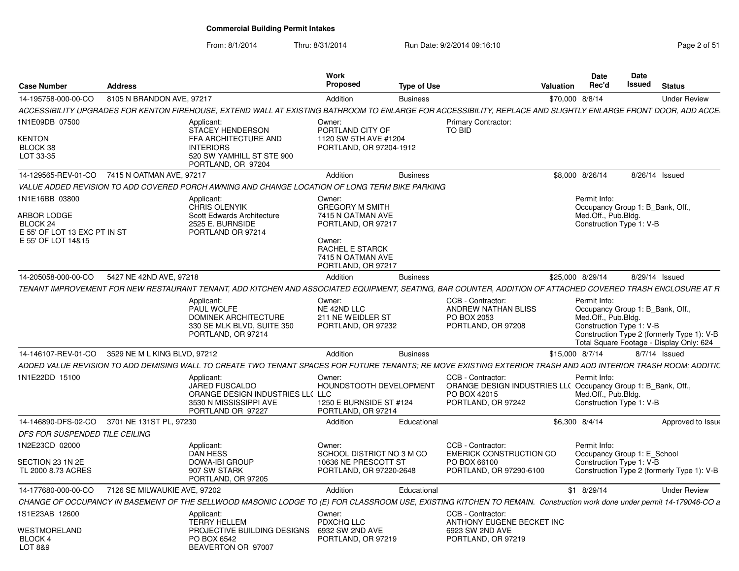# Commercial Building Permit Intakes

From: 8/1/2014 Thru: 8/31/2014 Run Date: 9/2/2014 09:16:10

| Case Number | Address | Work Proposed | Type of Use | Valuation | Date Rec'd | Date Issued | Status |
|---|---|---|---|---|---|---|---|
| 14-195758-000-00-CO | 8105 N BRANDON AVE, 97217 | Addition | Business | $70,000 | 8/8/14 | | Under Review |
| 14-129565-REV-01-CO | 7415 N OATMAN AVE, 97217 | Addition | Business | $8,000 | 8/26/14 | 8/26/14 | Issued |
| 14-205058-000-00-CO | 5427 NE 42ND AVE, 97218 | Addition | Business | $25,000 | 8/29/14 | 8/29/14 | Issued |
| 14-146107-REV-01-CO | 3529 NE M L KING BLVD, 97212 | Addition | Business | $15,000 | 8/7/14 | 8/7/14 | Issued |
| 14-146890-DFS-02-CO | 3701 NE 131ST PL, 97230 | Addition | Educational | $6,300 | 8/4/14 | | Approved to Issue |
| 14-177680-000-00-CO | 7126 SE MILWAUKIE AVE, 97202 | Addition | Educational | $1 | 8/29/14 | | Under Review |

**14-195758-000-00-CO** — 8105 N BRANDON AVE, 97217

*ACCESSIBILITY UPGRADES FOR KENTON FIREHOUSE, EXTEND WALL AT EXISTING BATHROOM TO ENLARGE FOR ACCESSIBILITY, REPLACE AND SLIGHTLY ENLARGE FRONT DOOR, ADD ACCE*

1N1E09DB 07500
KENTON
BLOCK 38
LOT 33-35

Applicant: STACEY HENDERSON, FFA ARCHITECTURE AND INTERIORS, 520 SW YAMHILL ST STE 900, PORTLAND, OR 97204

Owner: PORTLAND CITY OF, 1120 SW 5TH AVE #1204, PORTLAND, OR 97204-1912

Primary Contractor: TO BID

**14-129565-REV-01-CO** — 7415 N OATMAN AVE, 97217

*VALUE ADDED REVISION TO ADD COVERED PORCH AWNING AND CHANGE LOCATION OF LONG TERM BIKE PARKING*

1N1E16BB 03800
ARBOR LODGE
BLOCK 24
E 55' OF LOT 13 EXC PT IN ST
E 55' OF LOT 14&15

Applicant: CHRIS OLENYIK, Scott Edwards Architecture, 2525 E. BURNSIDE, PORTLAND OR 97214

Owner: GREGORY M SMITH, 7415 N OATMAN AVE, PORTLAND, OR 97217

Owner: RACHEL E STARCK, 7415 N OATMAN AVE, PORTLAND, OR 97217

Permit Info:
Occupancy Group 1: B_Bank, Off., Med.Off., Pub.Bldg.
Construction Type 1: V-B

**14-205058-000-00-CO** — 5427 NE 42ND AVE, 97218

*TENANT IMPROVEMENT FOR NEW RESTAURANT TENANT, ADD KITCHEN AND ASSOCIATED EQUIPMENT, SEATING, BAR COUNTER, ADDITION OF ATTACHED COVERED TRASH ENCLOSURE AT R*

Applicant: PAUL WOLFE, DOMINEK ARCHITECTURE, 330 SE MLK BLVD, SUITE 350, PORTLAND, OR 97214

Owner: NE 42ND LLC, 211 NE WEIDLER ST, PORTLAND, OR 97232

CCB - Contractor: ANDREW NATHAN BLISS, PO BOX 2053, PORTLAND, OR 97208

Permit Info:
Occupancy Group 1: B_Bank, Off., Med.Off., Pub.Bldg.
Construction Type 1: V-B
Construction Type 2 (formerly Type 1): V-B
Total Square Footage - Display Only: 624

**14-146107-REV-01-CO** — 3529 NE M L KING BLVD, 97212

*ADDED VALUE REVISION TO ADD DEMISING WALL TO CREATE TWO TENANT SPACES FOR FUTURE TENANTS; RE MOVE EXISTING EXTERIOR TRASH AND ADD INTERIOR TRASH ROOM; ADDITIC*

1N1E22DD 15100

Applicant: JARED FUSCALDO, ORANGE DESIGN INDUSTRIES LLC, 3530 N MISSISSIPPI AVE, PORTLAND OR 97227

Owner: HOUNDSTOOTH DEVELOPMENT LLC, 1250 E BURNSIDE ST #124, PORTLAND, OR 97214

CCB - Contractor: ORANGE DESIGN INDUSTRIES LLC, PO BOX 42015, PORTLAND, OR 97242

Permit Info:
Occupancy Group 1: B_Bank, Off., Med.Off., Pub.Bldg.
Construction Type 1: V-B

**14-146890-DFS-02-CO** — 3701 NE 131ST PL, 97230

*DFS FOR SUSPENDED TILE CEILING*

1N2E23CD 02000
SECTION 23 1N 2E
TL 2000 8.73 ACRES

Applicant: DAN HESS, DOWA-IBI GROUP, 907 SW STARK, PORTLAND, OR 97205

Owner: SCHOOL DISTRICT NO 3 M CO, 10636 NE PRESCOTT ST, PORTLAND, OR 97220-2648

CCB - Contractor: EMERICK CONSTRUCTION CO, PO BOX 66100, PORTLAND, OR 97290-6100

Permit Info:
Occupancy Group 1: E_School
Construction Type 1: V-B
Construction Type 2 (formerly Type 1): V-B

**14-177680-000-00-CO** — 7126 SE MILWAUKIE AVE, 97202

*CHANGE OF OCCUPANCY IN BASEMENT OF THE SELLWOOD MASONIC LODGE TO (E) FOR CLASSROOM USE, EXISTING KITCHEN TO REMAIN. Construction work done under permit 14-179046-CO a*

1S1E23AB 12600
WESTMORELAND
BLOCK 4
LOT 8&9

Applicant: TERRY HELLEM, PROJECTIVE BUILDING DESIGNS, PO BOX 6542, BEAVERTON OR 97007

Owner: PDXCHQ LLC, 6932 SW 2ND AVE, PORTLAND, OR 97219

CCB - Contractor: ANTHONY EUGENE BECKET INC, 6923 SW 2ND AVE, PORTLAND, OR 97219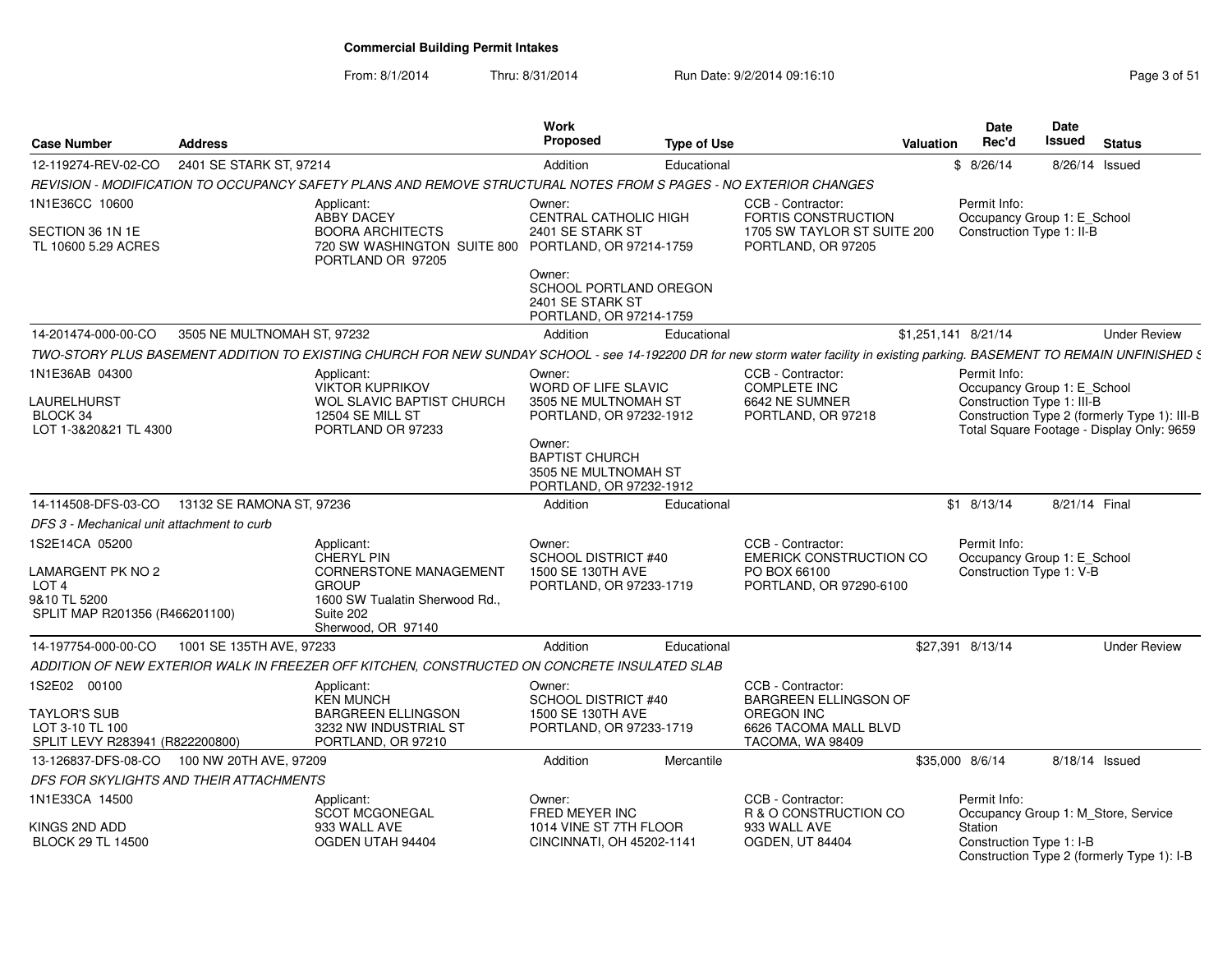# Commercial Building Permit Intakes

From: 8/1/2014 Thru: 8/31/2014 Run Date: 9/2/2014 09:16:10

| Case Number | Address | Work Proposed | Type of Use | Valuation | Date Rec'd | Date Issued | Status |
|---|---|---|---|---|---|---|---|
| 12-119274-REV-02-CO | 2401 SE STARK ST, 97214 | Addition | Educational | $ | 8/26/14 | 8/26/14 | Issued |

*REVISION - MODIFICATION TO OCCUPANCY SAFETY PLANS AND REMOVE STRUCTURAL NOTES FROM S PAGES - NO EXTERIOR CHANGES*

1N1E36CC 10600
SECTION 36 1N 1E
TL 10600 5.29 ACRES

Applicant:
ABBY DACEY
BOORA ARCHITECTS
720 SW WASHINGTON SUITE 800
PORTLAND OR 97205

Owner:
CENTRAL CATHOLIC HIGH
2401 SE STARK ST
PORTLAND, OR 97214-1759

Owner:
SCHOOL PORTLAND OREGON
2401 SE STARK ST
PORTLAND, OR 97214-1759

CCB - Contractor:
FORTIS CONSTRUCTION
1705 SW TAYLOR ST SUITE 200
PORTLAND, OR 97205

Permit Info:
Occupancy Group 1: E_School
Construction Type 1: II-B

---

| Case Number | Address | Work Proposed | Type of Use | Valuation | Date Rec'd | Date Issued | Status |
|---|---|---|---|---|---|---|---|
| 14-201474-000-00-CO | 3505 NE MULTNOMAH ST, 97232 | Addition | Educational | $1,251,141 | 8/21/14 | | Under Review |

*TWO-STORY PLUS BASEMENT ADDITION TO EXISTING CHURCH FOR NEW SUNDAY SCHOOL - see 14-192200 DR for new storm water facility in existing parking. BASEMENT TO REMAIN UNFINISHED S*

1N1E36AB 04300
LAURELHURST
BLOCK 34
LOT 1-3&20&21 TL 4300

Applicant:
VIKTOR KUPRIKOV
WOL SLAVIC BAPTIST CHURCH
12504 SE MILL ST
PORTLAND OR 97233

Owner:
WORD OF LIFE SLAVIC
3505 NE MULTNOMAH ST
PORTLAND, OR 97232-1912

Owner:
BAPTIST CHURCH
3505 NE MULTNOMAH ST
PORTLAND, OR 97232-1912

CCB - Contractor:
COMPLETE INC
6642 NE SUMNER
PORTLAND, OR 97218

Permit Info:
Occupancy Group 1: E_School
Construction Type 1: III-B
Construction Type 2 (formerly Type 1): III-B
Total Square Footage - Display Only: 9659

---

| Case Number | Address | Work Proposed | Type of Use | Valuation | Date Rec'd | Date Issued | Status |
|---|---|---|---|---|---|---|---|
| 14-114508-DFS-03-CO | 13132 SE RAMONA ST, 97236 | Addition | Educational | $1 | 8/13/14 | 8/21/14 | Final |

*DFS 3 - Mechanical unit attachment to curb*

1S2E14CA 05200
LAMARGENT PK NO 2
LOT 4
9&10 TL 5200
SPLIT MAP R201356 (R466201100)

Applicant:
CHERYL PIN
CORNERSTONE MANAGEMENT GROUP
1600 SW Tualatin Sherwood Rd., Suite 202
Sherwood, OR 97140

Owner:
SCHOOL DISTRICT #40
1500 SE 130TH AVE
PORTLAND, OR 97233-1719

CCB - Contractor:
EMERICK CONSTRUCTION CO
PO BOX 66100
PORTLAND, OR 97290-6100

Permit Info:
Occupancy Group 1: E_School
Construction Type 1: V-B

---

| Case Number | Address | Work Proposed | Type of Use | Valuation | Date Rec'd | Date Issued | Status |
|---|---|---|---|---|---|---|---|
| 14-197754-000-00-CO | 1001 SE 135TH AVE, 97233 | Addition | Educational | $27,391 | 8/13/14 | | Under Review |

*ADDITION OF NEW EXTERIOR WALK IN FREEZER OFF KITCHEN, CONSTRUCTED ON CONCRETE INSULATED SLAB*

1S2E02 00100
TAYLOR'S SUB
LOT 3-10 TL 100
SPLIT LEVY R283941 (R822200800)

Applicant:
KEN MUNCH
BARGREEN ELLINGSON
3232 NW INDUSTRIAL ST
PORTLAND, OR 97210

Owner:
SCHOOL DISTRICT #40
1500 SE 130TH AVE
PORTLAND, OR 97233-1719

CCB - Contractor:
BARGREEN ELLINGSON OF OREGON INC
6626 TACOMA MALL BLVD
TACOMA, WA 98409

---

| Case Number | Address | Work Proposed | Type of Use | Valuation | Date Rec'd | Date Issued | Status |
|---|---|---|---|---|---|---|---|
| 13-126837-DFS-08-CO | 100 NW 20TH AVE, 97209 | Addition | Mercantile | $35,000 | 8/6/14 | 8/18/14 | Issued |

*DFS FOR SKYLIGHTS AND THEIR ATTACHMENTS*

1N1E33CA 14500
KINGS 2ND ADD
BLOCK 29 TL 14500

Applicant:
SCOT MCGONEGAL
933 WALL AVE
OGDEN UTAH 94404

Owner:
FRED MEYER INC
1014 VINE ST 7TH FLOOR
CINCINNATI, OH 45202-1141

CCB - Contractor:
R & O CONSTRUCTION CO
933 WALL AVE
OGDEN, UT 84404

Permit Info:
Occupancy Group 1: M_Store, Service Station
Construction Type 1: I-B
Construction Type 2 (formerly Type 1): I-B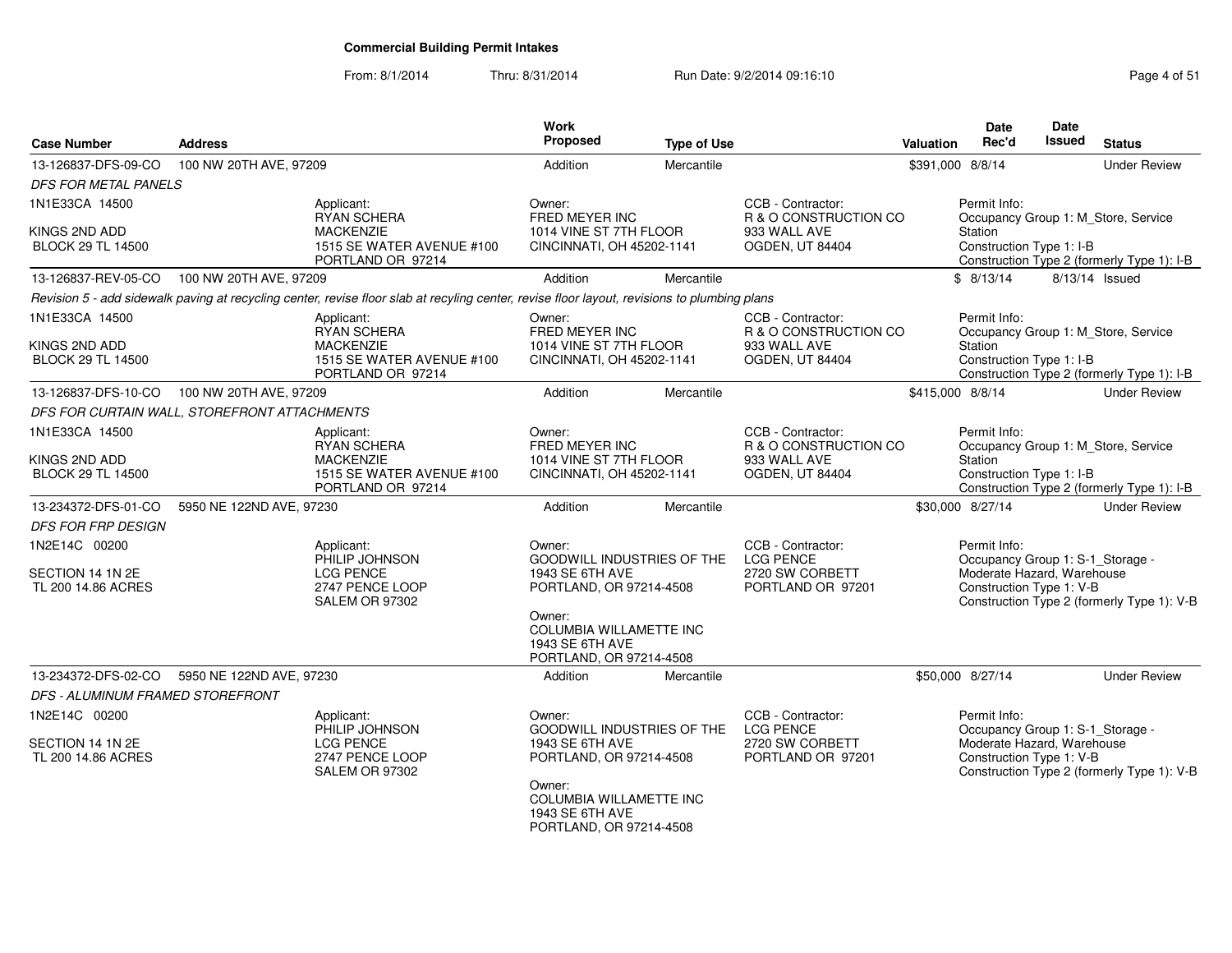**Commercial Building Permit Intakes**

From: 8/1/2014 Thru: 8/31/2014 Run Date: 9/2/2014 09:16:10

| Case Number | Address | Work Proposed | Type of Use | Valuation | Date Rec'd | Date Issued | Status |
|---|---|---|---|---|---|---|---|
| 13-126837-DFS-09-CO | 100 NW 20TH AVE, 97209 | Addition | Mercantile | $391,000 | 8/8/14 | | Under Review |

*DFS FOR METAL PANELS*

1N1E33CA 14500
KINGS 2ND ADD
BLOCK 29 TL 14500

Applicant: RYAN SCHERA, MACKENZIE, 1515 SE WATER AVENUE #100, PORTLAND OR 97214

Owner: FRED MEYER INC, 1014 VINE ST 7TH FLOOR, CINCINNATI, OH 45202-1141

CCB - Contractor: R & O CONSTRUCTION CO, 933 WALL AVE, OGDEN, UT 84404

Permit Info: Occupancy Group 1: M_Store, Service Station; Construction Type 1: I-B; Construction Type 2 (formerly Type 1): I-B

| Case Number | Address | Work Proposed | Type of Use | Valuation | Date Rec'd | Date Issued | Status |
|---|---|---|---|---|---|---|---|
| 13-126837-REV-05-CO | 100 NW 20TH AVE, 97209 | Addition | Mercantile | $ | 8/13/14 | 8/13/14 | Issued |

*Revision 5 - add sidewalk paving at recycling center, revise floor slab at recyling center, revise floor layout, revisions to plumbing plans*

1N1E33CA 14500
KINGS 2ND ADD
BLOCK 29 TL 14500

Applicant: RYAN SCHERA, MACKENZIE, 1515 SE WATER AVENUE #100, PORTLAND OR 97214

Owner: FRED MEYER INC, 1014 VINE ST 7TH FLOOR, CINCINNATI, OH 45202-1141

CCB - Contractor: R & O CONSTRUCTION CO, 933 WALL AVE, OGDEN, UT 84404

Permit Info: Occupancy Group 1: M_Store, Service Station; Construction Type 1: I-B; Construction Type 2 (formerly Type 1): I-B

| Case Number | Address | Work Proposed | Type of Use | Valuation | Date Rec'd | Date Issued | Status |
|---|---|---|---|---|---|---|---|
| 13-126837-DFS-10-CO | 100 NW 20TH AVE, 97209 | Addition | Mercantile | $415,000 | 8/8/14 | | Under Review |

*DFS FOR CURTAIN WALL, STOREFRONT ATTACHMENTS*

1N1E33CA 14500
KINGS 2ND ADD
BLOCK 29 TL 14500

Applicant: RYAN SCHERA, MACKENZIE, 1515 SE WATER AVENUE #100, PORTLAND OR 97214

Owner: FRED MEYER INC, 1014 VINE ST 7TH FLOOR, CINCINNATI, OH 45202-1141

CCB - Contractor: R & O CONSTRUCTION CO, 933 WALL AVE, OGDEN, UT 84404

Permit Info: Occupancy Group 1: M_Store, Service Station; Construction Type 1: I-B; Construction Type 2 (formerly Type 1): I-B

| Case Number | Address | Work Proposed | Type of Use | Valuation | Date Rec'd | Date Issued | Status |
|---|---|---|---|---|---|---|---|
| 13-234372-DFS-01-CO | 5950 NE 122ND AVE, 97230 | Addition | Mercantile | $30,000 | 8/27/14 | | Under Review |

*DFS FOR FRP DESIGN*

1N2E14C 00200
SECTION 14 1N 2E
TL 200 14.86 ACRES

Applicant: PHILIP JOHNSON, LCG PENCE, 2747 PENCE LOOP, SALEM OR 97302

Owner: GOODWILL INDUSTRIES OF THE, 1943 SE 6TH AVE, PORTLAND, OR 97214-4508

Owner: COLUMBIA WILLAMETTE INC, 1943 SE 6TH AVE, PORTLAND, OR 97214-4508

CCB - Contractor: LCG PENCE, 2720 SW CORBETT, PORTLAND OR 97201

Permit Info: Occupancy Group 1: S-1_Storage - Moderate Hazard, Warehouse; Construction Type 1: V-B; Construction Type 2 (formerly Type 1): V-B

| Case Number | Address | Work Proposed | Type of Use | Valuation | Date Rec'd | Date Issued | Status |
|---|---|---|---|---|---|---|---|
| 13-234372-DFS-02-CO | 5950 NE 122ND AVE, 97230 | Addition | Mercantile | $50,000 | 8/27/14 | | Under Review |

*DFS - ALUMINUM FRAMED STOREFRONT*

1N2E14C 00200
SECTION 14 1N 2E
TL 200 14.86 ACRES

Applicant: PHILIP JOHNSON, LCG PENCE, 2747 PENCE LOOP, SALEM OR 97302

Owner: GOODWILL INDUSTRIES OF THE, 1943 SE 6TH AVE, PORTLAND, OR 97214-4508

Owner: COLUMBIA WILLAMETTE INC, 1943 SE 6TH AVE, PORTLAND, OR 97214-4508

CCB - Contractor: LCG PENCE, 2720 SW CORBETT, PORTLAND OR 97201

Permit Info: Occupancy Group 1: S-1_Storage - Moderate Hazard, Warehouse; Construction Type 1: V-B; Construction Type 2 (formerly Type 1): V-B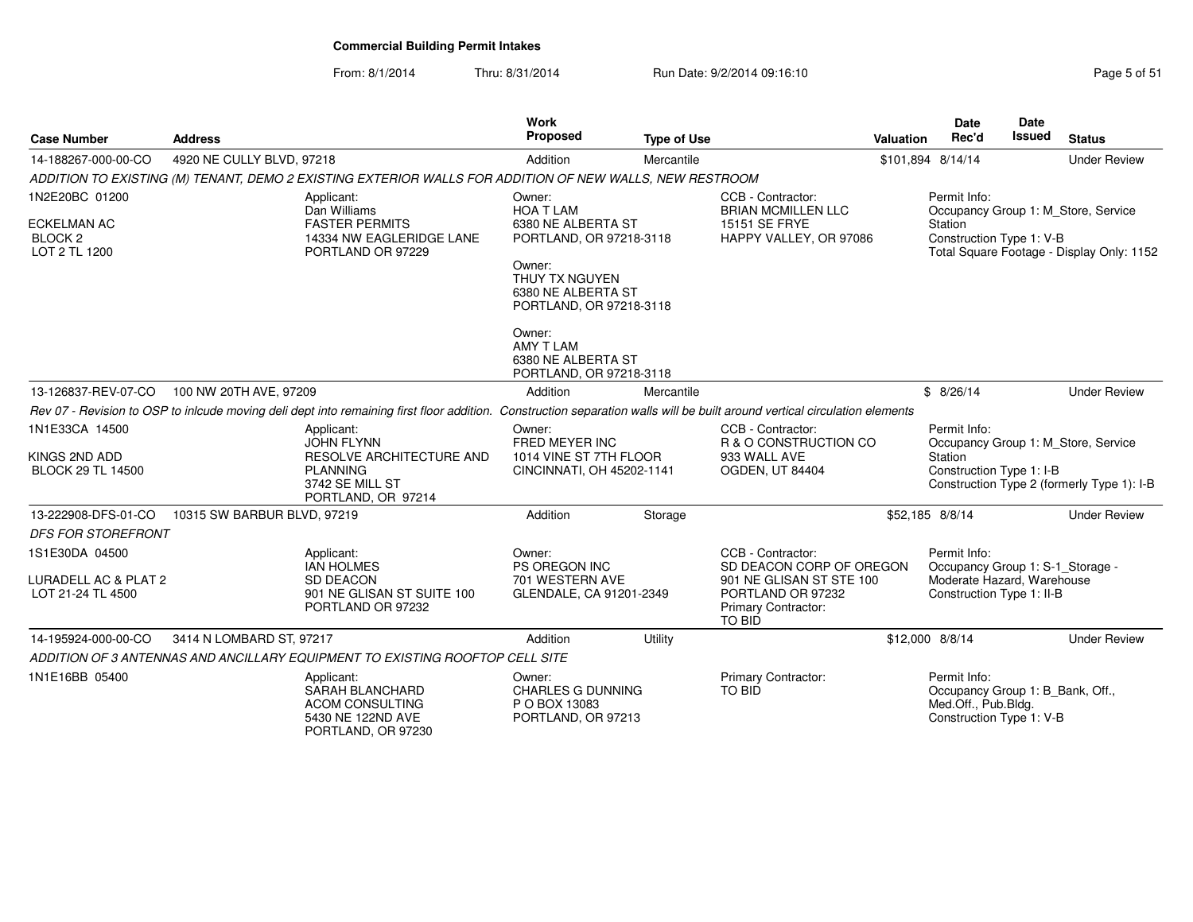**Commercial Building Permit Intakes**

From: 8/1/2014 Thru: 8/31/2014 Run Date: 9/2/2014 09:16:10

| Case Number | Address | Work Proposed | Type of Use | Valuation | Date Rec'd | Date Issued | Status |
|---|---|---|---|---|---|---|---|
| 14-188267-000-00-CO | 4920 NE CULLY BLVD, 97218 | Addition | Mercantile | $101,894 | 8/14/14 | | Under Review |
| 13-126837-REV-07-CO | 100 NW 20TH AVE, 97209 | Addition | Mercantile | $ | 8/26/14 | | Under Review |
| 13-222908-DFS-01-CO | 10315 SW BARBUR BLVD, 97219 | Addition | Storage | $52,185 | 8/8/14 | | Under Review |
| 14-195924-000-00-CO | 3414 N LOMBARD ST, 97217 | Addition | Utility | $12,000 | 8/8/14 | | Under Review |

**14-188267-000-00-CO** — 4920 NE CULLY BLVD, 97218

*ADDITION TO EXISTING (M) TENANT, DEMO 2 EXISTING EXTERIOR WALLS FOR ADDITION OF NEW WALLS, NEW RESTROOM*

1N2E20BC 01200
ECKELMAN AC
BLOCK 2
LOT 2 TL 1200

Applicant:
Dan Williams
FASTER PERMITS
14334 NW EAGLERIDGE LANE
PORTLAND OR 97229

Owner:
HOA T LAM
6380 NE ALBERTA ST
PORTLAND, OR 97218-3118

Owner:
THUY TX NGUYEN
6380 NE ALBERTA ST
PORTLAND, OR 97218-3118

Owner:
AMY T LAM
6380 NE ALBERTA ST
PORTLAND, OR 97218-3118

CCB - Contractor:
BRIAN MCMILLEN LLC
15151 SE FRYE
HAPPY VALLEY, OR 97086

Permit Info:
Occupancy Group 1: M_Store, Service Station
Construction Type 1: V-B
Total Square Footage - Display Only: 1152

**13-126837-REV-07-CO** — 100 NW 20TH AVE, 97209

*Rev 07 - Revision to OSP to inlcude moving deli dept into remaining first floor addition. Construction separation walls will be built around vertical circulation elements*

1N1E33CA 14500
KINGS 2ND ADD
BLOCK 29 TL 14500

Applicant:
JOHN FLYNN
RESOLVE ARCHITECTURE AND PLANNING
3742 SE MILL ST
PORTLAND, OR 97214

Owner:
FRED MEYER INC
1014 VINE ST 7TH FLOOR
CINCINNATI, OH 45202-1141

CCB - Contractor:
R & O CONSTRUCTION CO
933 WALL AVE
OGDEN, UT 84404

Permit Info:
Occupancy Group 1: M_Store, Service Station
Construction Type 1: I-B
Construction Type 2 (formerly Type 1): I-B

**13-222908-DFS-01-CO** — 10315 SW BARBUR BLVD, 97219

*DFS FOR STOREFRONT*

1S1E30DA 04500
LURADELL AC & PLAT 2
LOT 21-24 TL 4500

Applicant:
IAN HOLMES
SD DEACON
901 NE GLISAN ST SUITE 100
PORTLAND OR 97232

Owner:
PS OREGON INC
701 WESTERN AVE
GLENDALE, CA 91201-2349

CCB - Contractor:
SD DEACON CORP OF OREGON
901 NE GLISAN ST STE 100
PORTLAND OR 97232
Primary Contractor:
TO BID

Permit Info:
Occupancy Group 1: S-1_Storage - Moderate Hazard, Warehouse
Construction Type 1: II-B

**14-195924-000-00-CO** — 3414 N LOMBARD ST, 97217

*ADDITION OF 3 ANTENNAS AND ANCILLARY EQUIPMENT TO EXISTING ROOFTOP CELL SITE*

1N1E16BB 05400

Applicant:
SARAH BLANCHARD
ACOM CONSULTING
5430 NE 122ND AVE
PORTLAND, OR 97230

Owner:
CHARLES G DUNNING
P O BOX 13083
PORTLAND, OR 97213

Primary Contractor:
TO BID

Permit Info:
Occupancy Group 1: B_Bank, Off., Med.Off., Pub.Bldg.
Construction Type 1: V-B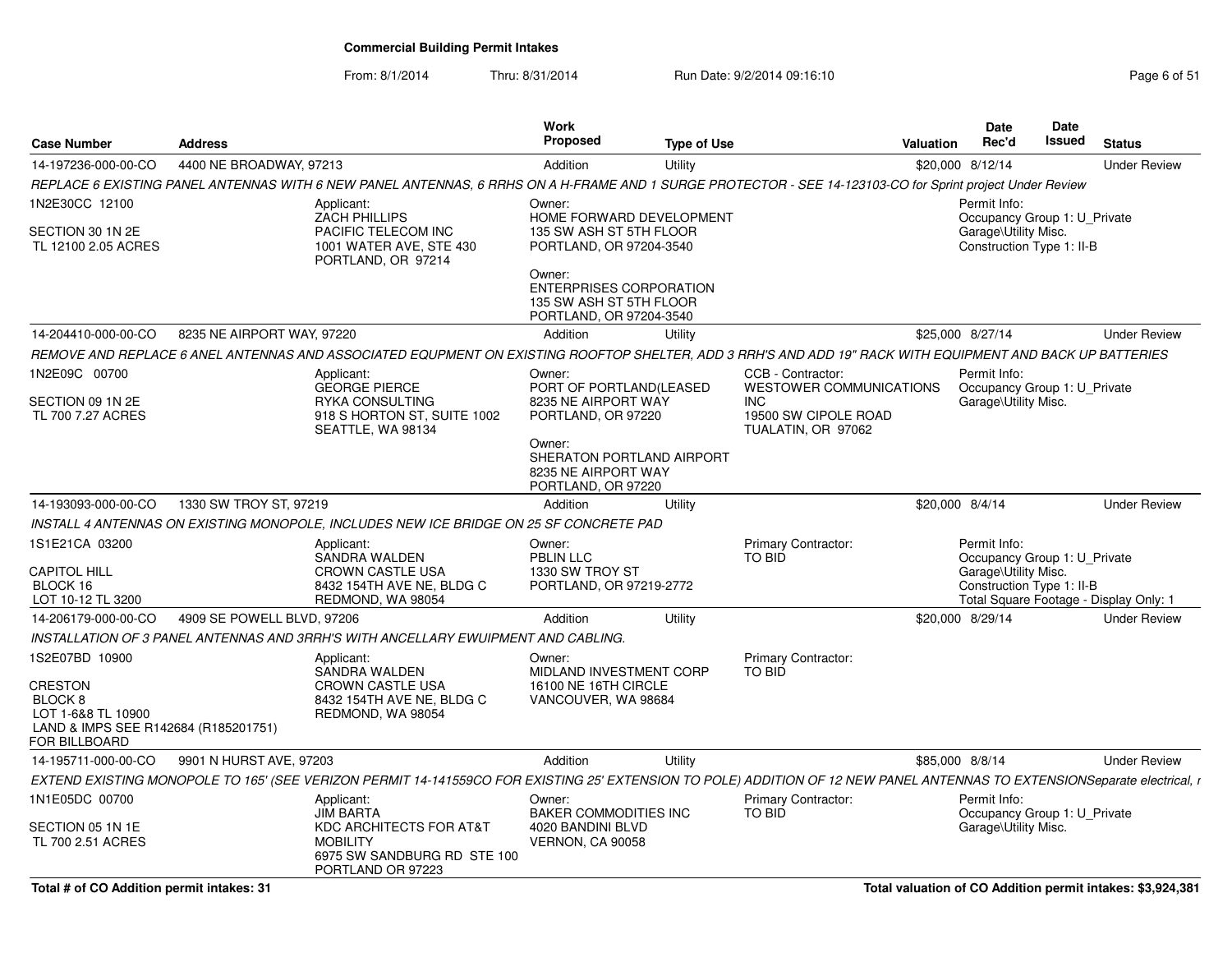## Commercial Building Permit Intakes

From: 8/1/2014 Thru: 8/31/2014 Run Date: 9/2/2014 09:16:10

| Case Number | Address | Work Proposed | Type of Use | Valuation | Date Rec'd | Date Issued | Status |
|---|---|---|---|---|---|---|---|
| 14-197236-000-00-CO | 4400 NE BROADWAY, 97213 | Addition | Utility | $20,000 | 8/12/14 | | Under Review |

*REPLACE 6 EXISTING PANEL ANTENNAS WITH 6 NEW PANEL ANTENNAS, 6 RRHS ON A H-FRAME AND 1 SURGE PROTECTOR - SEE 14-123103-CO for Sprint project Under Review*

1N2E30CC 12100
SECTION 30 1N 2E
TL 12100 2.05 ACRES

Applicant:
ZACH PHILLIPS
PACIFIC TELECOM INC
1001 WATER AVE, STE 430
PORTLAND, OR 97214

Owner:
HOME FORWARD DEVELOPMENT
135 SW ASH ST 5TH FLOOR
PORTLAND, OR 97204-3540

Owner:
ENTERPRISES CORPORATION
135 SW ASH ST 5TH FLOOR
PORTLAND, OR 97204-3540

Permit Info:
Occupancy Group 1: U_Private Garage\Utility Misc.
Construction Type 1: II-B

| Case Number | Address | Work Proposed | Type of Use | Valuation | Date Rec'd | Date Issued | Status |
|---|---|---|---|---|---|---|---|
| 14-204410-000-00-CO | 8235 NE AIRPORT WAY, 97220 | Addition | Utility | $25,000 | 8/27/14 | | Under Review |

*REMOVE AND REPLACE 6 ANEL ANTENNAS AND ASSOCIATED EQUPMENT ON EXISTING ROOFTOP SHELTER, ADD 3 RRH'S AND ADD 19" RACK WITH EQUIPMENT AND BACK UP BATTERIES*

1N2E09C 00700
SECTION 09 1N 2E
TL 700 7.27 ACRES

Applicant:
GEORGE PIERCE
RYKA CONSULTING
918 S HORTON ST, SUITE 1002
SEATTLE, WA 98134

Owner:
PORT OF PORTLAND(LEASED
8235 NE AIRPORT WAY
PORTLAND, OR 97220

Owner:
SHERATON PORTLAND AIRPORT
8235 NE AIRPORT WAY
PORTLAND, OR 97220

CCB - Contractor:
WESTOWER COMMUNICATIONS INC
19500 SW CIPOLE ROAD
TUALATIN, OR 97062

Permit Info:
Occupancy Group 1: U_Private Garage\Utility Misc.

| Case Number | Address | Work Proposed | Type of Use | Valuation | Date Rec'd | Date Issued | Status |
|---|---|---|---|---|---|---|---|
| 14-193093-000-00-CO | 1330 SW TROY ST, 97219 | Addition | Utility | $20,000 | 8/4/14 | | Under Review |

*INSTALL 4 ANTENNAS ON EXISTING MONOPOLE, INCLUDES NEW ICE BRIDGE ON 25 SF CONCRETE PAD*

1S1E21CA 03200
CAPITOL HILL
BLOCK 16
LOT 10-12 TL 3200

Applicant:
SANDRA WALDEN
CROWN CASTLE USA
8432 154TH AVE NE, BLDG C
REDMOND, WA 98054

Owner:
PBLIN LLC
1330 SW TROY ST
PORTLAND, OR 97219-2772

Primary Contractor:
TO BID

Permit Info:
Occupancy Group 1: U_Private Garage\Utility Misc.
Construction Type 1: II-B
Total Square Footage - Display Only: 1

| Case Number | Address | Work Proposed | Type of Use | Valuation | Date Rec'd | Date Issued | Status |
|---|---|---|---|---|---|---|---|
| 14-206179-000-00-CO | 4909 SE POWELL BLVD, 97206 | Addition | Utility | $20,000 | 8/29/14 | | Under Review |

*INSTALLATION OF 3 PANEL ANTENNAS AND 3RRH'S WITH ANCELLARY EWUIPMENT AND CABLING.*

1S2E07BD 10900
CRESTON
BLOCK 8
LOT 1-6&8 TL 10900
LAND & IMPS SEE R142684 (R185201751) FOR BILLBOARD

Applicant:
SANDRA WALDEN
CROWN CASTLE USA
8432 154TH AVE NE, BLDG C
REDMOND, WA 98054

Owner:
MIDLAND INVESTMENT CORP
16100 NE 16TH CIRCLE
VANCOUVER, WA 98684

Primary Contractor:
TO BID

| Case Number | Address | Work Proposed | Type of Use | Valuation | Date Rec'd | Date Issued | Status |
|---|---|---|---|---|---|---|---|
| 14-195711-000-00-CO | 9901 N HURST AVE, 97203 | Addition | Utility | $85,000 | 8/8/14 | | Under Review |

*EXTEND EXISTING MONOPOLE TO 165' (SEE VERIZON PERMIT 14-141559CO FOR EXISTING 25' EXTENSION TO POLE) ADDITION OF 12 NEW PANEL ANTENNAS TO EXTENSIONSeparate electrical, r*

1N1E05DC 00700
SECTION 05 1N 1E
TL 700 2.51 ACRES

Applicant:
JIM BARTA
KDC ARCHITECTS FOR AT&T MOBILITY
6975 SW SANDBURG RD STE 100
PORTLAND OR 97223

Owner:
BAKER COMMODITIES INC
4020 BANDINI BLVD
VERNON, CA 90058

Primary Contractor:
TO BID

Permit Info:
Occupancy Group 1: U_Private Garage\Utility Misc.

**Total # of CO Addition permit intakes: 31**

**Total valuation of CO Addition permit intakes: $3,924,381**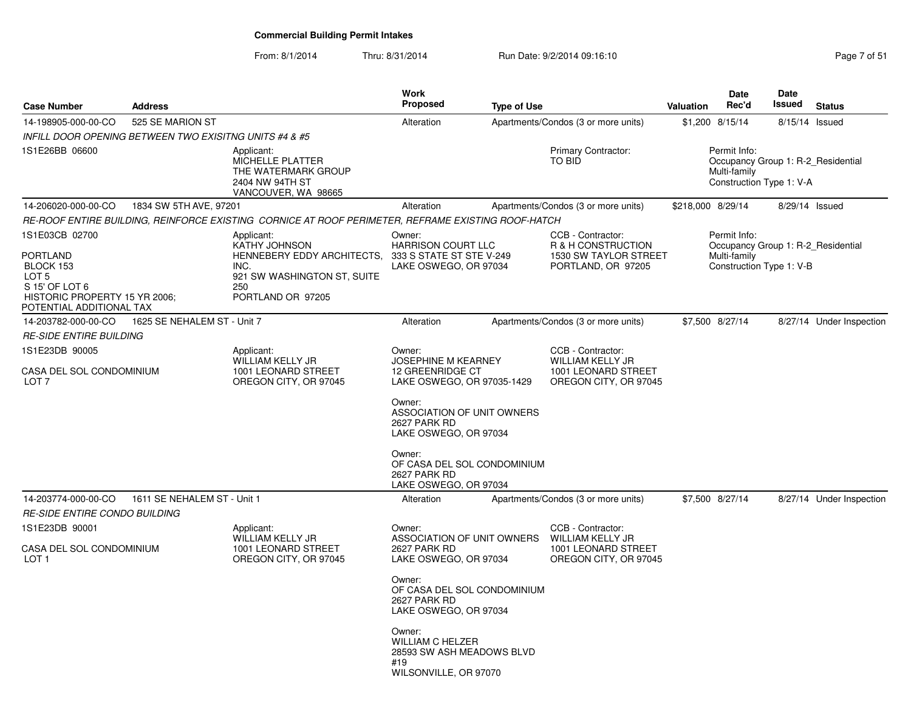## Commercial Building Permit Intakes

From: 8/1/2014 Thru: 8/31/2014 Run Date: 9/2/2014 09:16:10

| Case Number | Address | Work Proposed | Type of Use | Valuation | Date Rec'd | Date Issued | Status |
|---|---|---|---|---|---|---|---|
| 14-198905-000-00-CO | 525 SE MARION ST | Alteration | Apartments/Condos (3 or more units) | $1,200 | 8/15/14 | 8/15/14 | Issued |

*INFILL DOOR OPENING BETWEEN TWO EXISITNG UNITS #4 & #5*

1S1E26BB 06600

Applicant:
MICHELLE PLATTER
THE WATERMARK GROUP
2404 NW 94TH ST
VANCOUVER, WA 98665

Primary Contractor:
TO BID

Permit Info:
Occupancy Group 1: R-2_Residential Multi-family
Construction Type 1: V-A

| Case Number | Address | Work Proposed | Type of Use | Valuation | Date Rec'd | Date Issued | Status |
|---|---|---|---|---|---|---|---|
| 14-206020-000-00-CO | 1834 SW 5TH AVE, 97201 | Alteration | Apartments/Condos (3 or more units) | $218,000 | 8/29/14 | 8/29/14 | Issued |

*RE-ROOF ENTIRE BUILDING, REINFORCE EXISTING CORNICE AT ROOF PERIMETER, REFRAME EXISTING ROOF-HATCH*

1S1E03CB 02700

PORTLAND
BLOCK 153
LOT 5
S 15' OF LOT 6
HISTORIC PROPERTY 15 YR 2006;
POTENTIAL ADDITIONAL TAX

Applicant:
KATHY JOHNSON
HENNEBERY EDDY ARCHITECTS, INC.
921 SW WASHINGTON ST, SUITE 250
PORTLAND OR 97205

Owner:
HARRISON COURT LLC
333 S STATE ST STE V-249
LAKE OSWEGO, OR 97034

CCB - Contractor:
R & H CONSTRUCTION
1530 SW TAYLOR STREET
PORTLAND, OR 97205

Permit Info:
Occupancy Group 1: R-2_Residential Multi-family
Construction Type 1: V-B

| Case Number | Address | Work Proposed | Type of Use | Valuation | Date Rec'd | Date Issued | Status |
|---|---|---|---|---|---|---|---|
| 14-203782-000-00-CO | 1625 SE NEHALEM ST - Unit 7 | Alteration | Apartments/Condos (3 or more units) | $7,500 | 8/27/14 | 8/27/14 | Under Inspection |

*RE-SIDE ENTIRE BUILDING*

1S1E23DB 90005

CASA DEL SOL CONDOMINIUM
LOT 7

Applicant:
WILLIAM KELLY JR
1001 LEONARD STREET
OREGON CITY, OR 97045

Owner:
JOSEPHINE M KEARNEY
12 GREENRIDGE CT
LAKE OSWEGO, OR 97035-1429

Owner:
ASSOCIATION OF UNIT OWNERS
2627 PARK RD
LAKE OSWEGO, OR 97034

Owner:
OF CASA DEL SOL CONDOMINIUM
2627 PARK RD
LAKE OSWEGO, OR 97034

CCB - Contractor:
WILLIAM KELLY JR
1001 LEONARD STREET
OREGON CITY, OR 97045

| Case Number | Address | Work Proposed | Type of Use | Valuation | Date Rec'd | Date Issued | Status |
|---|---|---|---|---|---|---|---|
| 14-203774-000-00-CO | 1611 SE NEHALEM ST - Unit 1 | Alteration | Apartments/Condos (3 or more units) | $7,500 | 8/27/14 | 8/27/14 | Under Inspection |

*RE-SIDE ENTIRE CONDO BUILDING*

1S1E23DB 90001

CASA DEL SOL CONDOMINIUM
LOT 1

Applicant:
WILLIAM KELLY JR
1001 LEONARD STREET
OREGON CITY, OR 97045

Owner:
ASSOCIATION OF UNIT OWNERS
2627 PARK RD
LAKE OSWEGO, OR 97034

Owner:
OF CASA DEL SOL CONDOMINIUM
2627 PARK RD
LAKE OSWEGO, OR 97034

Owner:
WILLIAM C HELZER
28593 SW ASH MEADOWS BLVD #19
WILSONVILLE, OR 97070

CCB - Contractor:
WILLIAM KELLY JR
1001 LEONARD STREET
OREGON CITY, OR 97045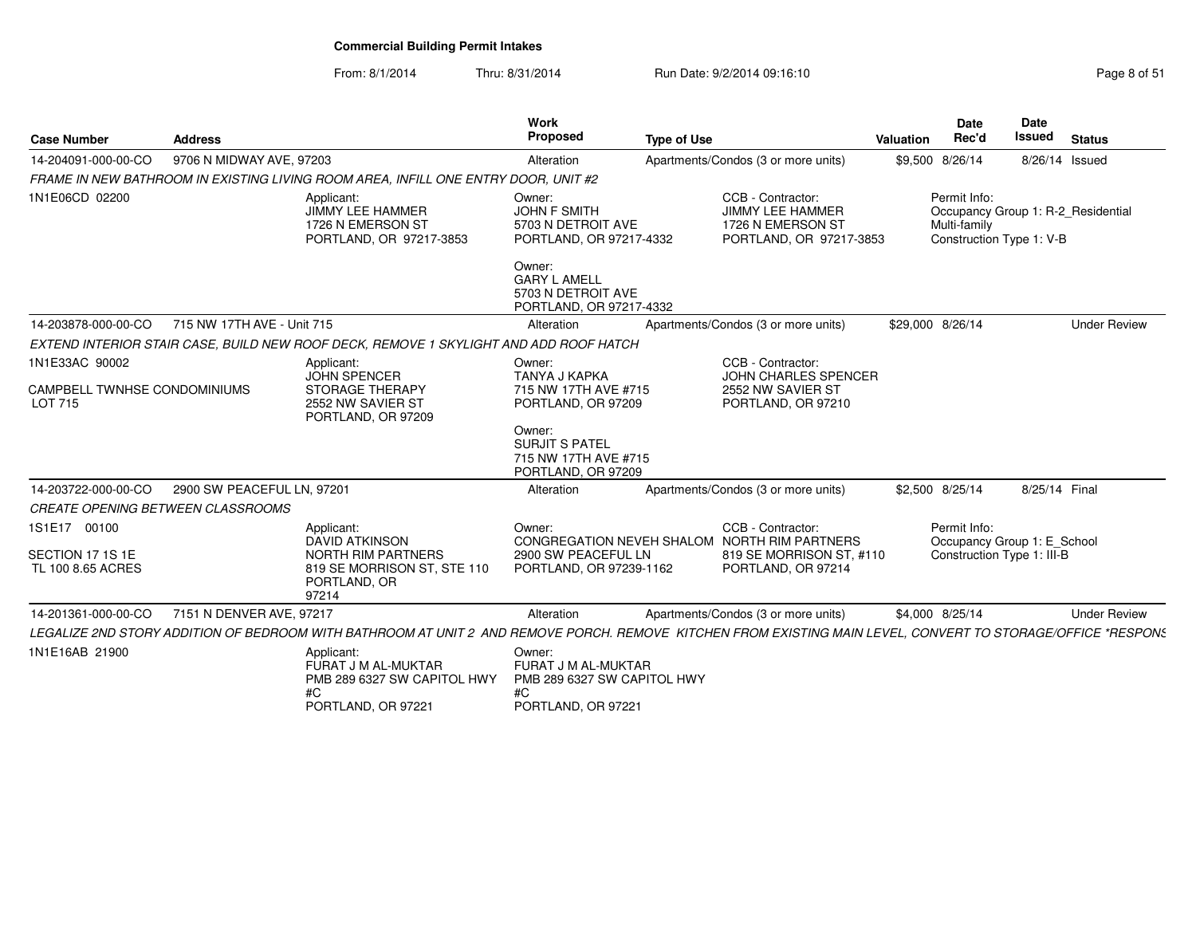# Commercial Building Permit Intakes

From: 8/1/2014 Thru: 8/31/2014 Run Date: 9/2/2014 09:16:10

| Case Number | Address | Work Proposed | Type of Use | Valuation | Date Rec'd | Date Issued | Status |
|---|---|---|---|---|---|---|---|
| 14-204091-000-00-CO | 9706 N MIDWAY AVE, 97203 | Alteration | Apartments/Condos (3 or more units) | $9,500 | 8/26/14 | 8/26/14 | Issued |

*FRAME IN NEW BATHROOM IN EXISTING LIVING ROOM AREA, INFILL ONE ENTRY DOOR, UNIT #2*

1N1E06CD 02200

Applicant:
JIMMY LEE HAMMER
1726 N EMERSON ST
PORTLAND, OR 97217-3853

Owner:
JOHN F SMITH
5703 N DETROIT AVE
PORTLAND, OR 97217-4332

Owner:
GARY L AMELL
5703 N DETROIT AVE
PORTLAND, OR 97217-4332

CCB - Contractor:
JIMMY LEE HAMMER
1726 N EMERSON ST
PORTLAND, OR 97217-3853

Permit Info:
Occupancy Group 1: R-2_Residential Multi-family
Construction Type 1: V-B

| Case Number | Address | Work Proposed | Type of Use | Valuation | Date Rec'd | Date Issued | Status |
|---|---|---|---|---|---|---|---|
| 14-203878-000-00-CO | 715 NW 17TH AVE - Unit 715 | Alteration | Apartments/Condos (3 or more units) | $29,000 | 8/26/14 | | Under Review |

*EXTEND INTERIOR STAIR CASE, BUILD NEW ROOF DECK, REMOVE 1 SKYLIGHT AND ADD ROOF HATCH*

1N1E33AC 90002

CAMPBELL TWNHSE CONDOMINIUMS
LOT 715

Applicant:
JOHN SPENCER
STORAGE THERAPY
2552 NW SAVIER ST
PORTLAND, OR 97209

Owner:
TANYA J KAPKA
715 NW 17TH AVE #715
PORTLAND, OR 97209

Owner:
SURJIT S PATEL
715 NW 17TH AVE #715
PORTLAND, OR 97209

CCB - Contractor:
JOHN CHARLES SPENCER
2552 NW SAVIER ST
PORTLAND, OR 97210

| Case Number | Address | Work Proposed | Type of Use | Valuation | Date Rec'd | Date Issued | Status |
|---|---|---|---|---|---|---|---|
| 14-203722-000-00-CO | 2900 SW PEACEFUL LN, 97201 | Alteration | Apartments/Condos (3 or more units) | $2,500 | 8/25/14 | 8/25/14 | Final |

*CREATE OPENING BETWEEN CLASSROOMS*

1S1E17 00100

SECTION 17 1S 1E
TL 100 8.65 ACRES

Applicant:
DAVID ATKINSON
NORTH RIM PARTNERS
819 SE MORRISON ST, STE 110
PORTLAND, OR
97214

Owner:
CONGREGATION NEVEH SHALOM
2900 SW PEACEFUL LN
PORTLAND, OR 97239-1162

CCB - Contractor:
NORTH RIM PARTNERS
819 SE MORRISON ST, #110
PORTLAND, OR 97214

Permit Info:
Occupancy Group 1: E_School
Construction Type 1: III-B

| Case Number | Address | Work Proposed | Type of Use | Valuation | Date Rec'd | Date Issued | Status |
|---|---|---|---|---|---|---|---|
| 14-201361-000-00-CO | 7151 N DENVER AVE, 97217 | Alteration | Apartments/Condos (3 or more units) | $4,000 | 8/25/14 | | Under Review |

*LEGALIZE 2ND STORY ADDITION OF BEDROOM WITH BATHROOM AT UNIT 2 AND REMOVE PORCH. REMOVE KITCHEN FROM EXISTING MAIN LEVEL, CONVERT TO STORAGE/OFFICE *RESPONS*

1N1E16AB 21900

Applicant:
FURAT J M AL-MUKTAR
PMB 289 6327 SW CAPITOL HWY
#C
PORTLAND, OR 97221

Owner:
FURAT J M AL-MUKTAR
PMB 289 6327 SW CAPITOL HWY
#C
PORTLAND, OR 97221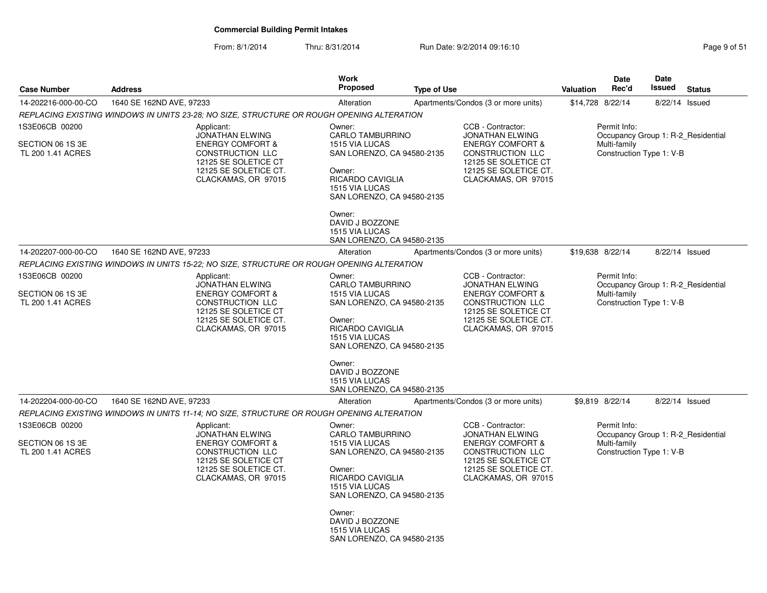**Commercial Building Permit Intakes**

From: 8/1/2014 Thru: 8/31/2014 Run Date: 9/2/2014 09:16:10

| Case Number | Address | Work Proposed | Type of Use | Valuation | Date Rec'd | Date Issued | Status |
|---|---|---|---|---|---|---|---|
| 14-202216-000-00-CO | 1640 SE 162ND AVE, 97233 | Alteration | Apartments/Condos (3 or more units) | $14,728 | 8/22/14 | 8/22/14 | Issued |

*REPLACING EXISTING WINDOWS IN UNITS 23-28; NO SIZE, STRUCTURE OR ROUGH OPENING ALTERATION*

1S3E06CB 00200

SECTION 06 1S 3E
TL 200 1.41 ACRES

Applicant:
JONATHAN ELWING
ENERGY COMFORT &
CONSTRUCTION LLC
12125 SE SOLETICE CT
12125 SE SOLETICE CT.
CLACKAMAS, OR 97015

Owner:
CARLO TAMBURRINO
1515 VIA LUCAS
SAN LORENZO, CA 94580-2135

Owner:
RICARDO CAVIGLIA
1515 VIA LUCAS
SAN LORENZO, CA 94580-2135

Owner:
DAVID J BOZZONE
1515 VIA LUCAS
SAN LORENZO, CA 94580-2135

CCB - Contractor:
JONATHAN ELWING
ENERGY COMFORT &
CONSTRUCTION LLC
12125 SE SOLETICE CT
12125 SE SOLETICE CT.
CLACKAMAS, OR 97015

Permit Info:
Occupancy Group 1: R-2_Residential Multi-family
Construction Type 1: V-B

| Case Number | Address | Work Proposed | Type of Use | Valuation | Date Rec'd | Date Issued | Status |
|---|---|---|---|---|---|---|---|
| 14-202207-000-00-CO | 1640 SE 162ND AVE, 97233 | Alteration | Apartments/Condos (3 or more units) | $19,638 | 8/22/14 | 8/22/14 | Issued |

*REPLACING EXISTING WINDOWS IN UNITS 15-22; NO SIZE, STRUCTURE OR ROUGH OPENING ALTERATION*

1S3E06CB 00200

SECTION 06 1S 3E
TL 200 1.41 ACRES

Applicant:
JONATHAN ELWING
ENERGY COMFORT &
CONSTRUCTION LLC
12125 SE SOLETICE CT
12125 SE SOLETICE CT.
CLACKAMAS, OR 97015

Owner:
CARLO TAMBURRINO
1515 VIA LUCAS
SAN LORENZO, CA 94580-2135

Owner:
RICARDO CAVIGLIA
1515 VIA LUCAS
SAN LORENZO, CA 94580-2135

Owner:
DAVID J BOZZONE
1515 VIA LUCAS
SAN LORENZO, CA 94580-2135

CCB - Contractor:
JONATHAN ELWING
ENERGY COMFORT &
CONSTRUCTION LLC
12125 SE SOLETICE CT
12125 SE SOLETICE CT.
CLACKAMAS, OR 97015

Permit Info:
Occupancy Group 1: R-2_Residential Multi-family
Construction Type 1: V-B

| Case Number | Address | Work Proposed | Type of Use | Valuation | Date Rec'd | Date Issued | Status |
|---|---|---|---|---|---|---|---|
| 14-202204-000-00-CO | 1640 SE 162ND AVE, 97233 | Alteration | Apartments/Condos (3 or more units) | $9,819 | 8/22/14 | 8/22/14 | Issued |

*REPLACING EXISTING WINDOWS IN UNITS 11-14; NO SIZE, STRUCTURE OR ROUGH OPENING ALTERATION*

1S3E06CB 00200

SECTION 06 1S 3E
TL 200 1.41 ACRES

Applicant:
JONATHAN ELWING
ENERGY COMFORT &
CONSTRUCTION LLC
12125 SE SOLETICE CT
12125 SE SOLETICE CT.
CLACKAMAS, OR 97015

Owner:
CARLO TAMBURRINO
1515 VIA LUCAS
SAN LORENZO, CA 94580-2135

Owner:
RICARDO CAVIGLIA
1515 VIA LUCAS
SAN LORENZO, CA 94580-2135

Owner:
DAVID J BOZZONE
1515 VIA LUCAS
SAN LORENZO, CA 94580-2135

CCB - Contractor:
JONATHAN ELWING
ENERGY COMFORT &
CONSTRUCTION LLC
12125 SE SOLETICE CT
12125 SE SOLETICE CT.
CLACKAMAS, OR 97015

Permit Info:
Occupancy Group 1: R-2_Residential Multi-family
Construction Type 1: V-B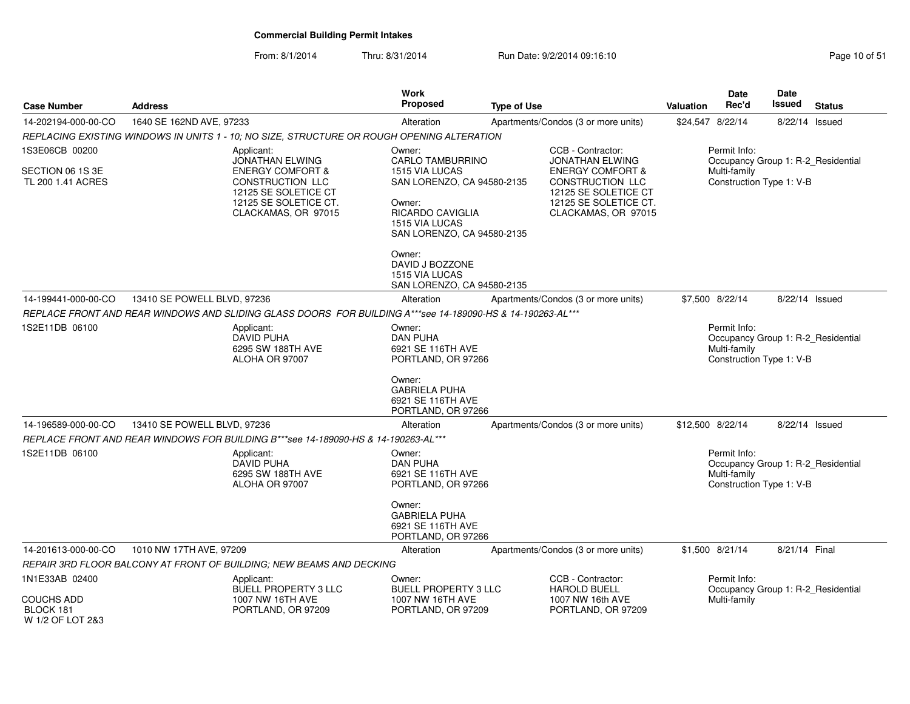# Commercial Building Permit Intakes

From: 8/1/2014 Thru: 8/31/2014 Run Date: 9/2/2014 09:16:10

| Case Number | Address | Work Proposed | Type of Use | Valuation | Date Rec'd | Date Issued | Status |
|---|---|---|---|---|---|---|---|
| 14-202194-000-00-CO | 1640 SE 162ND AVE, 97233 | Alteration | Apartments/Condos (3 or more units) | $24,547 | 8/22/14 | 8/22/14 | Issued |

*REPLACING EXISTING WINDOWS IN UNITS 1 - 10; NO SIZE, STRUCTURE OR ROUGH OPENING ALTERATION*

1S3E06CB 00200
SECTION 06 1S 3E
TL 200 1.41 ACRES

Applicant:
JONATHAN ELWING
ENERGY COMFORT & CONSTRUCTION LLC
12125 SE SOLETICE CT
12125 SE SOLETICE CT.
CLACKAMAS, OR 97015

Owner:
CARLO TAMBURRINO
1515 VIA LUCAS
SAN LORENZO, CA 94580-2135

Owner:
RICARDO CAVIGLIA
1515 VIA LUCAS
SAN LORENZO, CA 94580-2135

Owner:
DAVID J BOZZONE
1515 VIA LUCAS
SAN LORENZO, CA 94580-2135

CCB - Contractor:
JONATHAN ELWING
ENERGY COMFORT & CONSTRUCTION LLC
12125 SE SOLETICE CT
12125 SE SOLETICE CT.
CLACKAMAS, OR 97015

Permit Info:
Occupancy Group 1: R-2_Residential Multi-family
Construction Type 1: V-B

| Case Number | Address | Work Proposed | Type of Use | Valuation | Date Rec'd | Date Issued | Status |
|---|---|---|---|---|---|---|---|
| 14-199441-000-00-CO | 13410 SE POWELL BLVD, 97236 | Alteration | Apartments/Condos (3 or more units) | $7,500 | 8/22/14 | 8/22/14 | Issued |

*REPLACE FRONT AND REAR WINDOWS AND SLIDING GLASS DOORS FOR BUILDING A***see 14-189090-HS & 14-190263-AL****

1S2E11DB 06100

Applicant:
DAVID PUHA
6295 SW 188TH AVE
ALOHA OR 97007

Owner:
DAN PUHA
6921 SE 116TH AVE
PORTLAND, OR 97266

Owner:
GABRIELA PUHA
6921 SE 116TH AVE
PORTLAND, OR 97266

Permit Info:
Occupancy Group 1: R-2_Residential Multi-family
Construction Type 1: V-B

| Case Number | Address | Work Proposed | Type of Use | Valuation | Date Rec'd | Date Issued | Status |
|---|---|---|---|---|---|---|---|
| 14-196589-000-00-CO | 13410 SE POWELL BLVD, 97236 | Alteration | Apartments/Condos (3 or more units) | $12,500 | 8/22/14 | 8/22/14 | Issued |

*REPLACE FRONT AND REAR WINDOWS FOR BUILDING B***see 14-189090-HS & 14-190263-AL****

1S2E11DB 06100

Applicant:
DAVID PUHA
6295 SW 188TH AVE
ALOHA OR 97007

Owner:
DAN PUHA
6921 SE 116TH AVE
PORTLAND, OR 97266

Owner:
GABRIELA PUHA
6921 SE 116TH AVE
PORTLAND, OR 97266

Permit Info:
Occupancy Group 1: R-2_Residential Multi-family
Construction Type 1: V-B

| Case Number | Address | Work Proposed | Type of Use | Valuation | Date Rec'd | Date Issued | Status |
|---|---|---|---|---|---|---|---|
| 14-201613-000-00-CO | 1010 NW 17TH AVE, 97209 | Alteration | Apartments/Condos (3 or more units) | $1,500 | 8/21/14 | 8/21/14 | Final |

*REPAIR 3RD FLOOR BALCONY AT FRONT OF BUILDING; NEW BEAMS AND DECKING*

1N1E33AB 02400
COUCHS ADD
BLOCK 181
W 1/2 OF LOT 2&3

Applicant:
BUELL PROPERTY 3 LLC
1007 NW 16TH AVE
PORTLAND, OR 97209

Owner:
BUELL PROPERTY 3 LLC
1007 NW 16TH AVE
PORTLAND, OR 97209

CCB - Contractor:
HAROLD BUELL
1007 NW 16th AVE
PORTLAND, OR 97209

Permit Info:
Occupancy Group 1: R-2_Residential Multi-family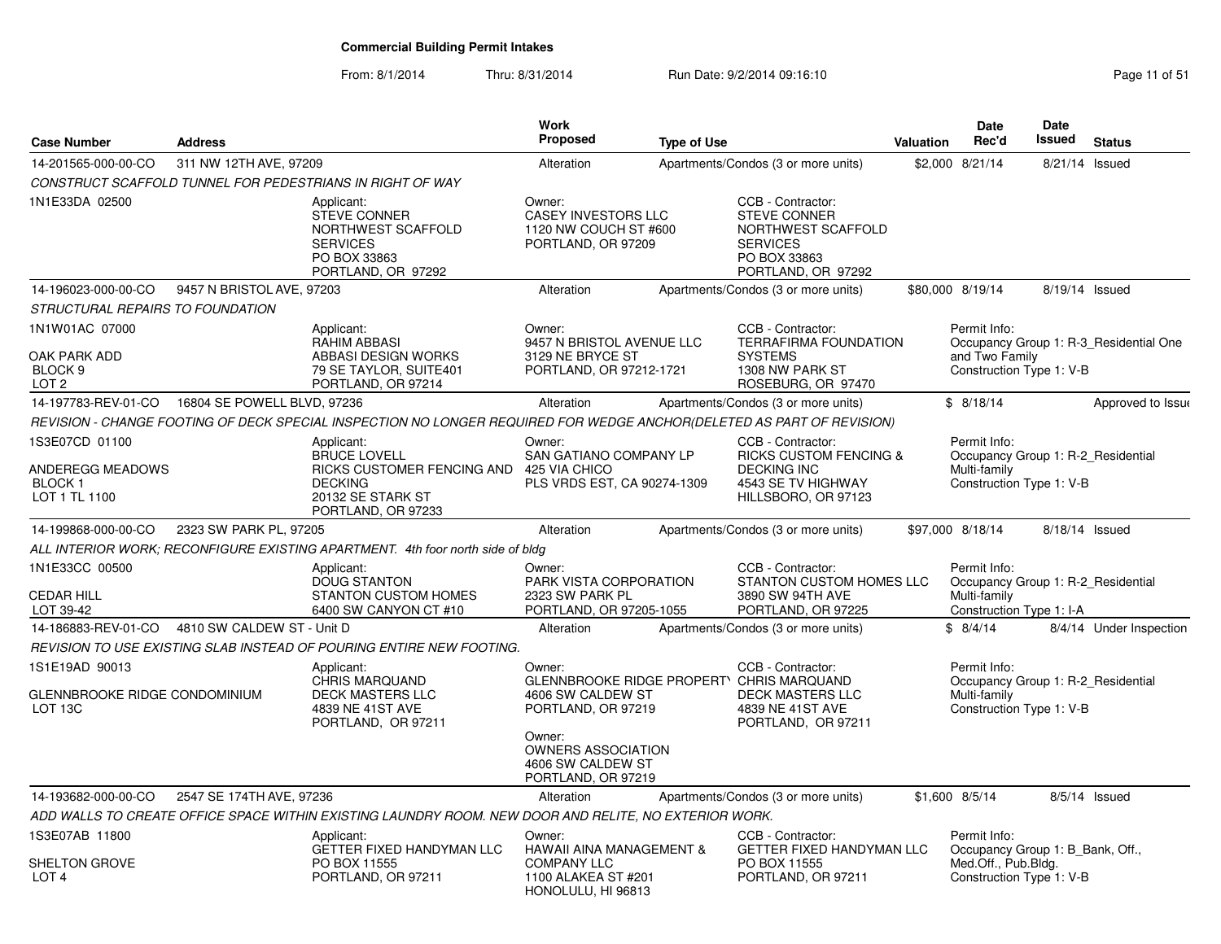# Commercial Building Permit Intakes

From: 8/1/2014 Thru: 8/31/2014 Run Date: 9/2/2014 09:16:10

| Case Number | Address | Work Proposed | Type of Use | Valuation | Date Rec'd | Date Issued | Status |
|---|---|---|---|---|---|---|---|
| 14-201565-000-00-CO | 311 NW 12TH AVE, 97209 | Alteration | Apartments/Condos (3 or more units) | $2,000 | 8/21/14 | 8/21/14 | Issued |

*CONSTRUCT SCAFFOLD TUNNEL FOR PEDESTRIANS IN RIGHT OF WAY*

1N1E33DA 02500

Applicant: STEVE CONNER, NORTHWEST SCAFFOLD SERVICES, PO BOX 33863, PORTLAND, OR 97292

Owner: CASEY INVESTORS LLC, 1120 NW COUCH ST #600, PORTLAND, OR 97209

CCB - Contractor: STEVE CONNER, NORTHWEST SCAFFOLD SERVICES, PO BOX 33863, PORTLAND, OR 97292

| Case Number | Address | Work Proposed | Type of Use | Valuation | Date Rec'd | Date Issued | Status |
|---|---|---|---|---|---|---|---|
| 14-196023-000-00-CO | 9457 N BRISTOL AVE, 97203 | Alteration | Apartments/Condos (3 or more units) | $80,000 | 8/19/14 | 8/19/14 | Issued |

*STRUCTURAL REPAIRS TO FOUNDATION*

1N1W01AC 07000, OAK PARK ADD, BLOCK 9, LOT 2

Applicant: RAHIM ABBASI, ABBASI DESIGN WORKS, 79 SE TAYLOR, SUITE401, PORTLAND, OR 97214

Owner: 9457 N BRISTOL AVENUE LLC, 3129 NE BRYCE ST, PORTLAND, OR 97212-1721

CCB - Contractor: TERRAFIRMA FOUNDATION SYSTEMS, 1308 NW PARK ST, ROSEBURG, OR 97470

Permit Info: Occupancy Group 1: R-3_Residential One and Two Family; Construction Type 1: V-B

| Case Number | Address | Work Proposed | Type of Use | Valuation | Date Rec'd | Date Issued | Status |
|---|---|---|---|---|---|---|---|
| 14-197783-REV-01-CO | 16804 SE POWELL BLVD, 97236 | Alteration | Apartments/Condos (3 or more units) | $ | 8/18/14 | | Approved to Issue |

*REVISION - CHANGE FOOTING OF DECK SPECIAL INSPECTION NO LONGER REQUIRED FOR WEDGE ANCHOR(DELETED AS PART OF REVISION)*

1S3E07CD 01100, ANDEREGG MEADOWS, BLOCK 1, LOT 1 TL 1100

Applicant: BRUCE LOVELL, RICKS CUSTOMER FENCING AND DECKING, 20132 SE STARK ST, PORTLAND, OR 97233

Owner: SAN GATIANO COMPANY LP, 425 VIA CHICO, PLS VRDS EST, CA 90274-1309

CCB - Contractor: RICKS CUSTOM FENCING & DECKING INC, 4543 SE TV HIGHWAY, HILLSBORO, OR 97123

Permit Info: Occupancy Group 1: R-2_Residential Multi-family; Construction Type 1: V-B

| Case Number | Address | Work Proposed | Type of Use | Valuation | Date Rec'd | Date Issued | Status |
|---|---|---|---|---|---|---|---|
| 14-199868-000-00-CO | 2323 SW PARK PL, 97205 | Alteration | Apartments/Condos (3 or more units) | $97,000 | 8/18/14 | 8/18/14 | Issued |

*ALL INTERIOR WORK; RECONFIGURE EXISTING APARTMENT. 4th foor north side of bldg*

1N1E33CC 00500, CEDAR HILL, LOT 39-42

Applicant: DOUG STANTON, STANTON CUSTOM HOMES, 6400 SW CANYON CT #10

Owner: PARK VISTA CORPORATION, 2323 SW PARK PL, PORTLAND, OR 97205-1055

CCB - Contractor: STANTON CUSTOM HOMES LLC, 3890 SW 94TH AVE, PORTLAND, OR 97225

Permit Info: Occupancy Group 1: R-2_Residential Multi-family; Construction Type 1: I-A

| Case Number | Address | Work Proposed | Type of Use | Valuation | Date Rec'd | Date Issued | Status |
|---|---|---|---|---|---|---|---|
| 14-186883-REV-01-CO | 4810 SW CALDEW ST - Unit D | Alteration | Apartments/Condos (3 or more units) | $ | 8/4/14 | 8/4/14 | Under Inspection |

*REVISION TO USE EXISTING SLAB INSTEAD OF POURING ENTIRE NEW FOOTING.*

1S1E19AD 90013, GLENNBROOKE RIDGE CONDOMINIUM, LOT 13C

Applicant: CHRIS MARQUAND, DECK MASTERS LLC, 4839 NE 41ST AVE, PORTLAND, OR 97211

Owner: GLENNBROOKE RIDGE PROPERTY, 4606 SW CALDEW ST, PORTLAND, OR 97219

Owner: OWNERS ASSOCIATION, 4606 SW CALDEW ST, PORTLAND, OR 97219

CCB - Contractor: CHRIS MARQUAND, DECK MASTERS LLC, 4839 NE 41ST AVE, PORTLAND, OR 97211

Permit Info: Occupancy Group 1: R-2_Residential Multi-family; Construction Type 1: V-B

| Case Number | Address | Work Proposed | Type of Use | Valuation | Date Rec'd | Date Issued | Status |
|---|---|---|---|---|---|---|---|
| 14-193682-000-00-CO | 2547 SE 174TH AVE, 97236 | Alteration | Apartments/Condos (3 or more units) | $1,600 | 8/5/14 | 8/5/14 | Issued |

*ADD WALLS TO CREATE OFFICE SPACE WITHIN EXISTING LAUNDRY ROOM. NEW DOOR AND RELITE, NO EXTERIOR WORK.*

1S3E07AB 11800, SHELTON GROVE, LOT 4

Applicant: GETTER FIXED HANDYMAN LLC, PO BOX 11555, PORTLAND, OR 97211

Owner: HAWAII AINA MANAGEMENT & COMPANY LLC, 1100 ALAKEA ST #201, HONOLULU, HI 96813

CCB - Contractor: GETTER FIXED HANDYMAN LLC, PO BOX 11555, PORTLAND, OR 97211

Permit Info: Occupancy Group 1: B_Bank, Off., Med.Off., Pub.Bldg.; Construction Type 1: V-B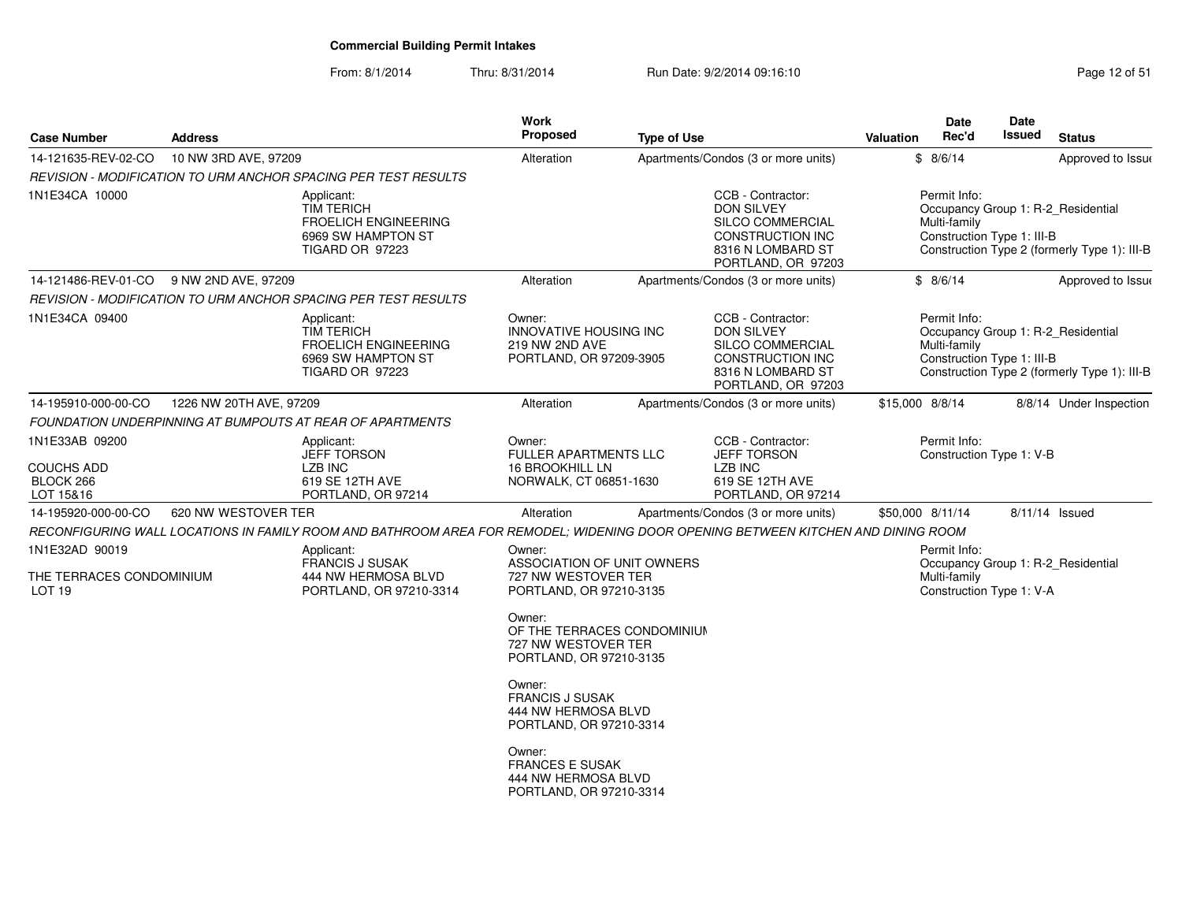# Commercial Building Permit Intakes

From: 8/1/2014 Thru: 8/31/2014 Run Date: 9/2/2014 09:16:10

| Case Number | Address | Work Proposed | Type of Use | Valuation | Date Rec'd | Date Issued | Status |
|---|---|---|---|---|---|---|---|
| 14-121635-REV-02-CO | 10 NW 3RD AVE, 97209 | Alteration | Apartments/Condos (3 or more units) | $ | 8/6/14 | | Approved to Issue |

*REVISION - MODIFICATION TO URM ANCHOR SPACING PER TEST RESULTS*

1N1E34CA 10000

Applicant:
TIM TERICH
FROELICH ENGINEERING
6969 SW HAMPTON ST
TIGARD OR 97223

CCB - Contractor:
DON SILVEY
SILCO COMMERCIAL CONSTRUCTION INC
8316 N LOMBARD ST
PORTLAND, OR 97203

Permit Info:
Occupancy Group 1: R-2_Residential Multi-family
Construction Type 1: III-B
Construction Type 2 (formerly Type 1): III-B

| Case Number | Address | Work Proposed | Type of Use | Valuation | Date Rec'd | Date Issued | Status |
|---|---|---|---|---|---|---|---|
| 14-121486-REV-01-CO | 9 NW 2ND AVE, 97209 | Alteration | Apartments/Condos (3 or more units) | $ | 8/6/14 | | Approved to Issue |

*REVISION - MODIFICATION TO URM ANCHOR SPACING PER TEST RESULTS*

1N1E34CA 09400

Applicant:
TIM TERICH
FROELICH ENGINEERING
6969 SW HAMPTON ST
TIGARD OR 97223

Owner:
INNOVATIVE HOUSING INC
219 NW 2ND AVE
PORTLAND, OR 97209-3905

CCB - Contractor:
DON SILVEY
SILCO COMMERCIAL CONSTRUCTION INC
8316 N LOMBARD ST
PORTLAND, OR 97203

Permit Info:
Occupancy Group 1: R-2_Residential Multi-family
Construction Type 1: III-B
Construction Type 2 (formerly Type 1): III-B

| Case Number | Address | Work Proposed | Type of Use | Valuation | Date Rec'd | Date Issued | Status |
|---|---|---|---|---|---|---|---|
| 14-195910-000-00-CO | 1226 NW 20TH AVE, 97209 | Alteration | Apartments/Condos (3 or more units) | $15,000 | 8/8/14 | 8/8/14 | Under Inspection |

*FOUNDATION UNDERPINNING AT BUMPOUTS AT REAR OF APARTMENTS*

1N1E33AB 09200

COUCHS ADD
BLOCK 266
LOT 15&16

Applicant:
JEFF TORSON
LZB INC
619 SE 12TH AVE
PORTLAND, OR 97214

Owner:
FULLER APARTMENTS LLC
16 BROOKHILL LN
NORWALK, CT 06851-1630

CCB - Contractor:
JEFF TORSON
LZB INC
619 SE 12TH AVE
PORTLAND, OR 97214

Permit Info:
Construction Type 1: V-B

| Case Number | Address | Work Proposed | Type of Use | Valuation | Date Rec'd | Date Issued | Status |
|---|---|---|---|---|---|---|---|
| 14-195920-000-00-CO | 620 NW WESTOVER TER | Alteration | Apartments/Condos (3 or more units) | $50,000 | 8/11/14 | 8/11/14 | Issued |

*RECONFIGURING WALL LOCATIONS IN FAMILY ROOM AND BATHROOM AREA FOR REMODEL; WIDENING DOOR OPENING BETWEEN KITCHEN AND DINING ROOM*

1N1E32AD 90019

THE TERRACES CONDOMINIUM
LOT 19

Applicant:
FRANCIS J SUSAK
444 NW HERMOSA BLVD
PORTLAND, OR 97210-3314

Owner:
ASSOCIATION OF UNIT OWNERS
727 NW WESTOVER TER
PORTLAND, OR 97210-3135

Owner:
OF THE TERRACES CONDOMINIUM
727 NW WESTOVER TER
PORTLAND, OR 97210-3135

Owner:
FRANCIS J SUSAK
444 NW HERMOSA BLVD
PORTLAND, OR 97210-3314

Owner:
FRANCES E SUSAK
444 NW HERMOSA BLVD
PORTLAND, OR 97210-3314

Permit Info:
Occupancy Group 1: R-2_Residential Multi-family
Construction Type 1: V-A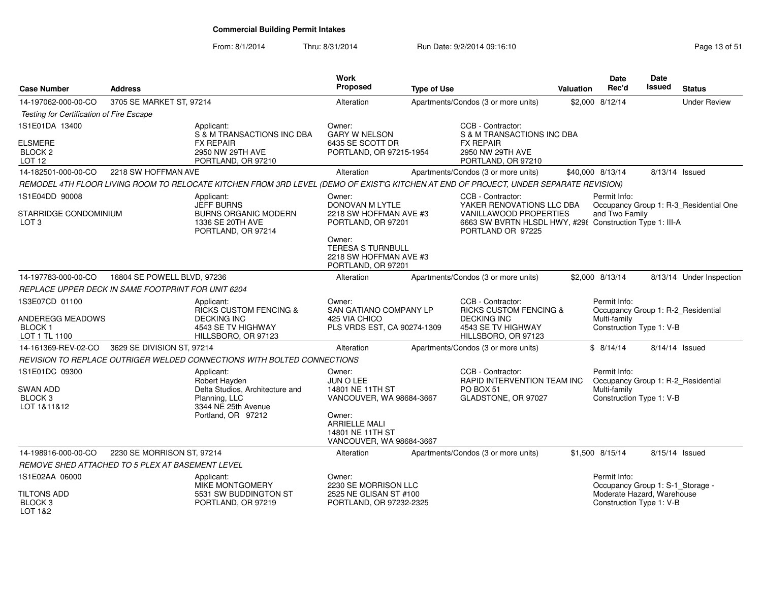## Commercial Building Permit Intakes

From: 8/1/2014 Thru: 8/31/2014 Run Date: 9/2/2014 09:16:10

| Case Number | Address | Work Proposed | Type of Use | Valuation | Date Rec'd | Date Issued | Status |
|---|---|---|---|---|---|---|---|
| 14-197062-000-00-CO | 3705 SE MARKET ST, 97214 | Alteration | Apartments/Condos (3 or more units) | $2,000 | 8/12/14 | | Under Review |
| 14-182501-000-00-CO | 2218 SW HOFFMAN AVE | Alteration | Apartments/Condos (3 or more units) | $40,000 | 8/13/14 | 8/13/14 | Issued |
| 14-197783-000-00-CO | 16804 SE POWELL BLVD, 97236 | Alteration | Apartments/Condos (3 or more units) | $2,000 | 8/13/14 | 8/13/14 | Under Inspection |
| 14-161369-REV-02-CO | 3629 SE DIVISION ST, 97214 | Alteration | Apartments/Condos (3 or more units) | $ | 8/14/14 | 8/14/14 | Issued |
| 14-198916-000-00-CO | 2230 SE MORRISON ST, 97214 | Alteration | Apartments/Condos (3 or more units) | $1,500 | 8/15/14 | 8/15/14 | Issued |

### 14-197062-000-00-CO — 3705 SE MARKET ST, 97214

*Testing for Certification of Fire Escape*

1S1E01DA 13400
ELSMERE
BLOCK 2
LOT 12

Applicant:
S & M TRANSACTIONS INC DBA
FX REPAIR
2950 NW 29TH AVE
PORTLAND, OR 97210

Owner:
GARY W NELSON
6435 SE SCOTT DR
PORTLAND, OR 97215-1954

CCB - Contractor:
S & M TRANSACTIONS INC DBA
FX REPAIR
2950 NW 29TH AVE
PORTLAND, OR 97210

### 14-182501-000-00-CO — 2218 SW HOFFMAN AVE

*REMODEL 4TH FLOOR LIVING ROOM TO RELOCATE KITCHEN FROM 3RD LEVEL (DEMO OF EXIST'G KITCHEN AT END OF PROJECT, UNDER SEPARATE REVISION)*

1S1E04DD 90008
STARRIDGE CONDOMINIUM
LOT 3

Applicant:
JEFF BURNS
BURNS ORGANIC MODERN
1336 SE 20TH AVE
PORTLAND, OR 97214

Owner:
DONOVAN M LYTLE
2218 SW HOFFMAN AVE #3
PORTLAND, OR 97201

Owner:
TERESA S TURNBULL
2218 SW HOFFMAN AVE #3
PORTLAND, OR 97201

CCB - Contractor:
YAKER RENOVATIONS LLC DBA
VANILLAWOOD PROPERTIES
6663 SW BVRTN HLSDL HWY, #296
PORTLAND OR 97225

Permit Info:
Occupancy Group 1: R-3_Residential One and Two Family
Construction Type 1: III-A

### 14-197783-000-00-CO — 16804 SE POWELL BLVD, 97236

*REPLACE UPPER DECK IN SAME FOOTPRINT FOR UNIT 6204*

1S3E07CD 01100
ANDEREGG MEADOWS
BLOCK 1
LOT 1 TL 1100

Applicant:
RICKS CUSTOM FENCING &
DECKING INC
4543 SE TV HIGHWAY
HILLSBORO, OR 97123

Owner:
SAN GATIANO COMPANY LP
425 VIA CHICO
PLS VRDS EST, CA 90274-1309

CCB - Contractor:
RICKS CUSTOM FENCING &
DECKING INC
4543 SE TV HIGHWAY
HILLSBORO, OR 97123

Permit Info:
Occupancy Group 1: R-2_Residential Multi-family
Construction Type 1: V-B

### 14-161369-REV-02-CO — 3629 SE DIVISION ST, 97214

*REVISION TO REPLACE OUTRIGER WELDED CONNECTIONS WITH BOLTED CONNECTIONS*

1S1E01DC 09300
SWAN ADD
BLOCK 3
LOT 1&11&12

Applicant:
Robert Hayden
Delta Studios, Architecture and Planning, LLC
3344 NE 25th Avenue
Portland, OR 97212

Owner:
JUN O LEE
14801 NE 11TH ST
VANCOUVER, WA 98684-3667

Owner:
ARRIELLE MALI
14801 NE 11TH ST
VANCOUVER, WA 98684-3667

CCB - Contractor:
RAPID INTERVENTION TEAM INC
PO BOX 51
GLADSTONE, OR 97027

Permit Info:
Occupancy Group 1: R-2_Residential Multi-family
Construction Type 1: V-B

### 14-198916-000-00-CO — 2230 SE MORRISON ST, 97214

*REMOVE SHED ATTACHED TO 5 PLEX AT BASEMENT LEVEL*

1S1E02AA 06000
TILTONS ADD
BLOCK 3
LOT 1&2

Applicant:
MIKE MONTGOMERY
5531 SW BUDDINGTON ST
PORTLAND, OR 97219

Owner:
2230 SE MORRISON LLC
2525 NE GLISAN ST #100
PORTLAND, OR 97232-2325

Permit Info:
Occupancy Group 1: S-1_Storage - Moderate Hazard, Warehouse
Construction Type 1: V-B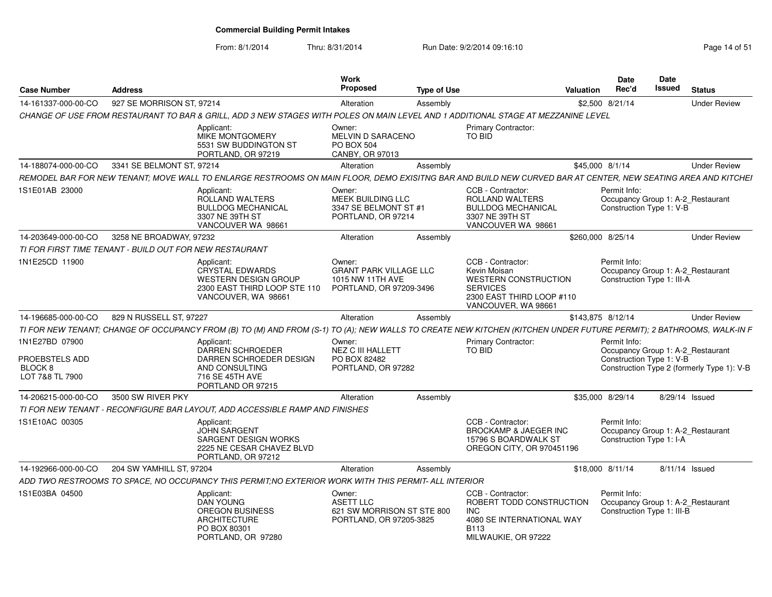# Commercial Building Permit Intakes

From: 8/1/2014 Thru: 8/31/2014 Run Date: 9/2/2014 09:16:10

| Case Number | Address | Work Proposed | Type of Use | Valuation | Date Rec'd | Date Issued | Status |
|---|---|---|---|---|---|---|---|
| 14-161337-000-00-CO | 927 SE MORRISON ST, 97214 | Alteration | Assembly | $2,500 | 8/21/14 | | Under Review |
| CHANGE OF USE FROM RESTAURANT TO BAR & GRILL, ADD 3 NEW STAGES WITH POLES ON MAIN LEVEL AND 1 ADDITIONAL STAGE AT MEZZANINE LEVEL | | | | | | | |
| | Applicant: MIKE MONTGOMERY 5531 SW BUDDINGTON ST PORTLAND, OR 97219 | Owner: MELVIN D SARACENO PO BOX 504 CANBY, OR 97013 | Primary Contractor: TO BID | | | | |
| 14-188074-000-00-CO | 3341 SE BELMONT ST, 97214 | Alteration | Assembly | $45,000 | 8/1/14 | | Under Review |
| REMODEL BAR FOR NEW TENANT; MOVE WALL TO ENLARGE RESTROOMS ON MAIN FLOOR, DEMO EXISITNG BAR AND BUILD NEW CURVED BAR AT CENTER, NEW SEATING AREA AND KITCHEI | | | | | | | |
| 1S1E01AB 23000 | Applicant: ROLLAND WALTERS BULLDOG MECHANICAL 3307 NE 39TH ST VANCOUVER WA 98661 | Owner: MEEK BUILDING LLC 3347 SE BELMONT ST #1 PORTLAND, OR 97214 | CCB - Contractor: ROLLAND WALTERS BULLDOG MECHANICAL 3307 NE 39TH ST VANCOUVER WA 98661 | Permit Info: Occupancy Group 1: A-2_Restaurant Construction Type 1: V-B | | | |
| 14-203649-000-00-CO | 3258 NE BROADWAY, 97232 | Alteration | Assembly | $260,000 | 8/25/14 | | Under Review |
| TI FOR FIRST TIME TENANT - BUILD OUT FOR NEW RESTAURANT | | | | | | | |
| 1N1E25CD 11900 | Applicant: CRYSTAL EDWARDS WESTERN DESIGN GROUP 2300 EAST THIRD LOOP STE 110 VANCOUVER, WA 98661 | Owner: GRANT PARK VILLAGE LLC 1015 NW 11TH AVE PORTLAND, OR 97209-3496 | CCB - Contractor: Kevin Moisan WESTERN CONSTRUCTION SERVICES 2300 EAST THIRD LOOP #110 VANCOUVER, WA 98661 | Permit Info: Occupancy Group 1: A-2_Restaurant Construction Type 1: III-A | | | |
| 14-196685-000-00-CO | 829 N RUSSELL ST, 97227 | Alteration | Assembly | $143,875 | 8/12/14 | | Under Review |
| TI FOR NEW TENANT; CHANGE OF OCCUPANCY FROM (B) TO (M) AND FROM (S-1) TO (A); NEW WALLS TO CREATE NEW KITCHEN (KITCHEN UNDER FUTURE PERMIT); 2 BATHROOMS, WALK-IN F | | | | | | | |
| 1N1E27BD 07900 PROEBSTELS ADD BLOCK 8 LOT 7&8 TL 7900 | Applicant: DARREN SCHROEDER DARREN SCHROEDER DESIGN AND CONSULTING 716 SE 45TH AVE PORTLAND OR 97215 | Owner: NEZ C III HALLETT PO BOX 82482 PORTLAND, OR 97282 | Primary Contractor: TO BID | Permit Info: Occupancy Group 1: A-2_Restaurant Construction Type 1: V-B Construction Type 2 (formerly Type 1): V-B | | | |
| 14-206215-000-00-CO | 3500 SW RIVER PKY | Alteration | Assembly | $35,000 | 8/29/14 | 8/29/14 | Issued |
| TI FOR NEW TENANT - RECONFIGURE BAR LAYOUT, ADD ACCESSIBLE RAMP AND FINISHES | | | | | | | |
| 1S1E10AC 00305 | Applicant: JOHN SARGENT SARGENT DESIGN WORKS 2225 NE CESAR CHAVEZ BLVD PORTLAND, OR 97212 | | CCB - Contractor: BROCKAMP & JAEGER INC 15796 S BOARDWALK ST OREGON CITY, OR 970451196 | Permit Info: Occupancy Group 1: A-2_Restaurant Construction Type 1: I-A | | | |
| 14-192966-000-00-CO | 204 SW YAMHILL ST, 97204 | Alteration | Assembly | $18,000 | 8/11/14 | 8/11/14 | Issued |
| ADD TWO RESTROOMS TO SPACE, NO OCCUPANCY THIS PERMIT;NO EXTERIOR WORK WITH THIS PERMIT- ALL INTERIOR | | | | | | | |
| 1S1E03BA 04500 | Applicant: DAN YOUNG OREGON BUSINESS ARCHITECTURE PO BOX 80301 PORTLAND, OR 97280 | Owner: ASETT LLC 621 SW MORRISON ST STE 800 PORTLAND, OR 97205-3825 | CCB - Contractor: ROBERT TODD CONSTRUCTION INC 4080 SE INTERNATIONAL WAY B113 MILWAUKIE, OR 97222 | Permit Info: Occupancy Group 1: A-2_Restaurant Construction Type 1: III-B | | | |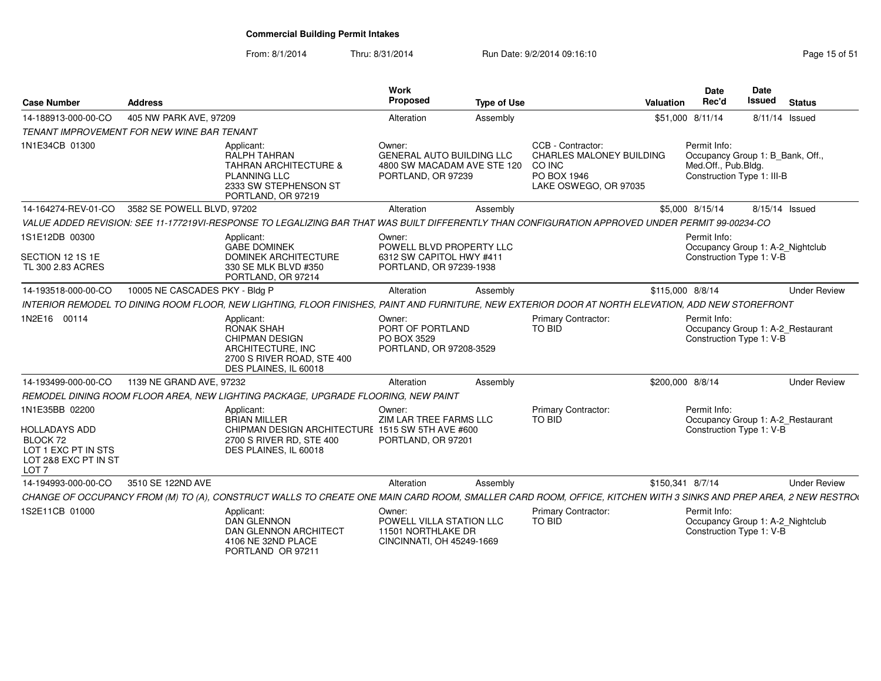**Commercial Building Permit Intakes**

From: 8/1/2014 Thru: 8/31/2014 Run Date: 9/2/2014 09:16:10

| Case Number | Address | Work Proposed | Type of Use | Valuation | Date Rec'd | Date Issued | Status |
|---|---|---|---|---|---|---|---|
| 14-188913-000-00-CO | 405 NW PARK AVE, 97209 | Alteration | Assembly | $51,000 | 8/11/14 | 8/11/14 | Issued |

*TENANT IMPROVEMENT FOR NEW WINE BAR TENANT*

- 1N1E34CB 01300
- Applicant: RALPH TAHRAN, TAHRAN ARCHITECTURE & PLANNING LLC, 2333 SW STEPHENSON ST, PORTLAND, OR 97219
- Owner: GENERAL AUTO BUILDING LLC, 4800 SW MACADAM AVE STE 120, PORTLAND, OR 97239
- CCB - Contractor: CHARLES MALONEY BUILDING CO INC, PO BOX 1946, LAKE OSWEGO, OR 97035
- Permit Info: Occupancy Group 1: B_Bank, Off., Med.Off., Pub.Bldg.; Construction Type 1: III-B

| Case Number | Address | Work Proposed | Type of Use | Valuation | Date Rec'd | Date Issued | Status |
|---|---|---|---|---|---|---|---|
| 14-164274-REV-01-CO | 3582 SE POWELL BLVD, 97202 | Alteration | Assembly | $5,000 | 8/15/14 | 8/15/14 | Issued |

*VALUE ADDED REVISION: SEE 11-177219VI-RESPONSE TO LEGALIZING BAR THAT WAS BUILT DIFFERENTLY THAN CONFIGURATION APPROVED UNDER PERMIT 99-00234-CO*

- 1S1E12DB 00300, SECTION 12 1S 1E, TL 300 2.83 ACRES
- Applicant: GABE DOMINEK, DOMINEK ARCHITECTURE, 330 SE MLK BLVD #350, PORTLAND, OR 97214
- Owner: POWELL BLVD PROPERTY LLC, 6312 SW CAPITOL HWY #411, PORTLAND, OR 97239-1938
- Permit Info: Occupancy Group 1: A-2_Nightclub; Construction Type 1: V-B

| Case Number | Address | Work Proposed | Type of Use | Valuation | Date Rec'd | Date Issued | Status |
|---|---|---|---|---|---|---|---|
| 14-193518-000-00-CO | 10005 NE CASCADES PKY - Bldg P | Alteration | Assembly | $115,000 | 8/8/14 | | Under Review |

*INTERIOR REMODEL TO DINING ROOM FLOOR, NEW LIGHTING, FLOOR FINISHES, PAINT AND FURNITURE, NEW EXTERIOR DOOR AT NORTH ELEVATION, ADD NEW STOREFRONT*

- 1N2E16 00114
- Applicant: RONAK SHAH, CHIPMAN DESIGN ARCHITECTURE, INC, 2700 S RIVER ROAD, STE 400, DES PLAINES, IL 60018
- Owner: PORT OF PORTLAND, PO BOX 3529, PORTLAND, OR 97208-3529
- Primary Contractor: TO BID
- Permit Info: Occupancy Group 1: A-2_Restaurant; Construction Type 1: V-B

| Case Number | Address | Work Proposed | Type of Use | Valuation | Date Rec'd | Date Issued | Status |
|---|---|---|---|---|---|---|---|
| 14-193499-000-00-CO | 1139 NE GRAND AVE, 97232 | Alteration | Assembly | $200,000 | 8/8/14 | | Under Review |

*REMODEL DINING ROOM FLOOR AREA, NEW LIGHTING PACKAGE, UPGRADE FLOORING, NEW PAINT*

- 1N1E35BB 02200, HOLLADAYS ADD, BLOCK 72, LOT 1 EXC PT IN STS, LOT 2&8 EXC PT IN ST, LOT 7
- Applicant: BRIAN MILLER, CHIPMAN DESIGN ARCHITECTURE, 2700 S RIVER RD, STE 400, DES PLAINES, IL 60018
- Owner: ZIM LAR TREE FARMS LLC, 1515 SW 5TH AVE #600, PORTLAND, OR 97201
- Primary Contractor: TO BID
- Permit Info: Occupancy Group 1: A-2_Restaurant; Construction Type 1: V-B

| Case Number | Address | Work Proposed | Type of Use | Valuation | Date Rec'd | Date Issued | Status |
|---|---|---|---|---|---|---|---|
| 14-194993-000-00-CO | 3510 SE 122ND AVE | Alteration | Assembly | $150,341 | 8/7/14 | | Under Review |

*CHANGE OF OCCUPANCY FROM (M) TO (A), CONSTRUCT WALLS TO CREATE ONE MAIN CARD ROOM, SMALLER CARD ROOM, OFFICE, KITCHEN WITH 3 SINKS AND PREP AREA, 2 NEW RESTRO*

- 1S2E11CB 01000
- Applicant: DAN GLENNON, DAN GLENNON ARCHITECT, 4106 NE 32ND PLACE, PORTLAND OR 97211
- Owner: POWELL VILLA STATION LLC, 11501 NORTHLAKE DR, CINCINNATI, OH 45249-1669
- Primary Contractor: TO BID
- Permit Info: Occupancy Group 1: A-2_Nightclub; Construction Type 1: V-B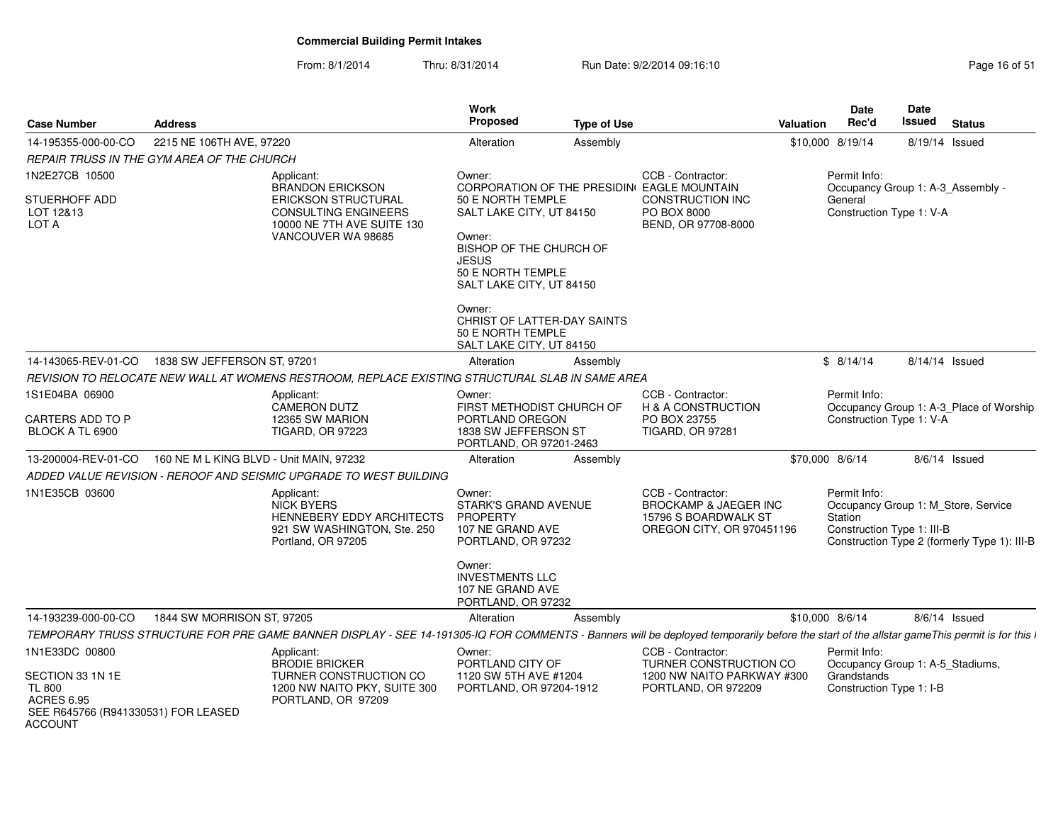**Commercial Building Permit Intakes**

From: 8/1/2014 Thru: 8/31/2014 Run Date: 9/2/2014 09:16:10

| Case Number | Address | Work Proposed | Type of Use | Valuation | Date Rec'd | Date Issued | Status |
|---|---|---|---|---|---|---|---|
| 14-195355-000-00-CO | 2215 NE 106TH AVE, 97220 | Alteration | Assembly | $10,000 | 8/19/14 | 8/19/14 | Issued |

*REPAIR TRUSS IN THE GYM AREA OF THE CHURCH*

1N2E27CB 10500

STUERHOFF ADD
LOT 12&13
LOT A

Applicant:
BRANDON ERICKSON
ERICKSON STRUCTURAL CONSULTING ENGINEERS
10000 NE 7TH AVE SUITE 130
VANCOUVER WA 98685

Owner:
CORPORATION OF THE PRESIDIN
50 E NORTH TEMPLE
SALT LAKE CITY, UT 84150

Owner:
BISHOP OF THE CHURCH OF JESUS
50 E NORTH TEMPLE
SALT LAKE CITY, UT 84150

Owner:
CHRIST OF LATTER-DAY SAINTS
50 E NORTH TEMPLE
SALT LAKE CITY, UT 84150

CCB - Contractor:
EAGLE MOUNTAIN CONSTRUCTION INC
PO BOX 8000
BEND, OR 97708-8000

Permit Info:
Occupancy Group 1: A-3_Assembly - General
Construction Type 1: V-A

| Case Number | Address | Work Proposed | Type of Use | Valuation | Date Rec'd | Date Issued | Status |
|---|---|---|---|---|---|---|---|
| 14-143065-REV-01-CO | 1838 SW JEFFERSON ST, 97201 | Alteration | Assembly | $ | 8/14/14 | 8/14/14 | Issued |

*REVISION TO RELOCATE NEW WALL AT WOMENS RESTROOM, REPLACE EXISTING STRUCTURAL SLAB IN SAME AREA*

1S1E04BA 06900

CARTERS ADD TO P
BLOCK A TL 6900

Applicant:
CAMERON DUTZ
12365 SW MARION
TIGARD, OR 97223

Owner:
FIRST METHODIST CHURCH OF PORTLAND OREGON
1838 SW JEFFERSON ST
PORTLAND, OR 97201-2463

CCB - Contractor:
H & A CONSTRUCTION
PO BOX 23755
TIGARD, OR 97281

Permit Info:
Occupancy Group 1: A-3_Place of Worship
Construction Type 1: V-A

| Case Number | Address | Work Proposed | Type of Use | Valuation | Date Rec'd | Date Issued | Status |
|---|---|---|---|---|---|---|---|
| 13-200004-REV-01-CO | 160 NE M L KING BLVD - Unit MAIN, 97232 | Alteration | Assembly | $70,000 | 8/6/14 | 8/6/14 | Issued |

*ADDED VALUE REVISION - REROOF AND SEISMIC UPGRADE TO WEST BUILDING*

1N1E35CB 03600

Applicant:
NICK BYERS
HENNEBERY EDDY ARCHITECTS
921 SW WASHINGTON, Ste. 250
Portland, OR 97205

Owner:
STARK'S GRAND AVENUE PROPERTY
107 NE GRAND AVE
PORTLAND, OR 97232

Owner:
INVESTMENTS LLC
107 NE GRAND AVE
PORTLAND, OR 97232

CCB - Contractor:
BROCKAMP & JAEGER INC
15796 S BOARDWALK ST
OREGON CITY, OR 970451196

Permit Info:
Occupancy Group 1: M_Store, Service Station
Construction Type 1: III-B
Construction Type 2 (formerly Type 1): III-B

| Case Number | Address | Work Proposed | Type of Use | Valuation | Date Rec'd | Date Issued | Status |
|---|---|---|---|---|---|---|---|
| 14-193239-000-00-CO | 1844 SW MORRISON ST, 97205 | Alteration | Assembly | $10,000 | 8/6/14 | 8/6/14 | Issued |

*TEMPORARY TRUSS STRUCTURE FOR PRE GAME BANNER DISPLAY - SEE 14-191305-IQ FOR COMMENTS - Banners will be deployed temporarily before the start of the allstar gameThis permit is for this I*

1N1E33DC 00800

SECTION 33 1N 1E
TL 800
ACRES 6.95
SEE R645766 (R941330531) FOR LEASED ACCOUNT

Applicant:
BRODIE BRICKER
TURNER CONSTRUCTION CO
1200 NW NAITO PKY, SUITE 300
PORTLAND, OR 97209

Owner:
PORTLAND CITY OF
1120 SW 5TH AVE #1204
PORTLAND, OR 97204-1912

CCB - Contractor:
TURNER CONSTRUCTION CO
1200 NW NAITO PARKWAY #300
PORTLAND, OR 972209

Permit Info:
Occupancy Group 1: A-5_Stadiums, Grandstands
Construction Type 1: I-B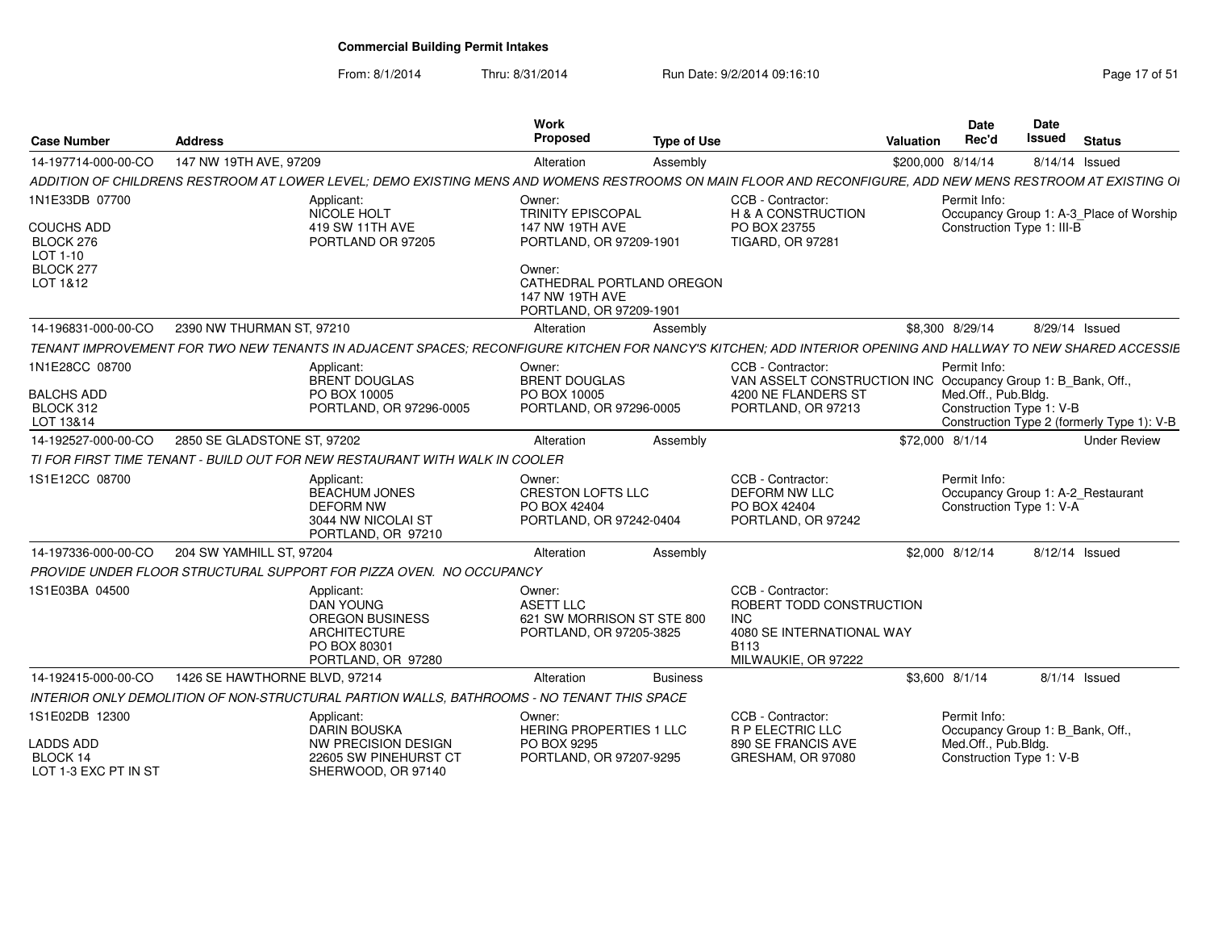# Commercial Building Permit Intakes

From: 8/1/2014 Thru: 8/31/2014 Run Date: 9/2/2014 09:16:10

| Case Number | Address | Work Proposed | Type of Use | Valuation | Date Rec'd | Date Issued | Status |
|---|---|---|---|---|---|---|---|
| 14-197714-000-00-CO | 147 NW 19TH AVE, 97209 | Alteration | Assembly | $200,000 | 8/14/14 | 8/14/14 | Issued |

ADDITION OF CHILDRENS RESTROOM AT LOWER LEVEL; DEMO EXISTING MENS AND WOMENS RESTROOMS ON MAIN FLOOR AND RECONFIGURE, ADD NEW MENS RESTROOM AT EXISTING OI

1N1E33DB 07700
COUCHS ADD
BLOCK 276
LOT 1-10
BLOCK 277
LOT 1&12

Applicant:
NICOLE HOLT
419 SW 11TH AVE
PORTLAND OR 97205

Owner:
TRINITY EPISCOPAL
147 NW 19TH AVE
PORTLAND, OR 97209-1901

Owner:
CATHEDRAL PORTLAND OREGON
147 NW 19TH AVE
PORTLAND, OR 97209-1901

CCB - Contractor:
H & A CONSTRUCTION
PO BOX 23755
TIGARD, OR 97281

Permit Info:
Occupancy Group 1: A-3_Place of Worship
Construction Type 1: III-B

| Case Number | Address | Work Proposed | Type of Use | Valuation | Date Rec'd | Date Issued | Status |
|---|---|---|---|---|---|---|---|
| 14-196831-000-00-CO | 2390 NW THURMAN ST, 97210 | Alteration | Assembly | $8,300 | 8/29/14 | 8/29/14 | Issued |

TENANT IMPROVEMENT FOR TWO NEW TENANTS IN ADJACENT SPACES; RECONFIGURE KITCHEN FOR NANCY'S KITCHEN; ADD INTERIOR OPENING AND HALLWAY TO NEW SHARED ACCESSIE

1N1E28CC 08700
BALCHS ADD
BLOCK 312
LOT 13&14

Applicant:
BRENT DOUGLAS
PO BOX 10005
PORTLAND, OR 97296-0005

Owner:
BRENT DOUGLAS
PO BOX 10005
PORTLAND, OR 97296-0005

CCB - Contractor:
VAN ASSELT CONSTRUCTION INC
4200 NE FLANDERS ST
PORTLAND, OR 97213

Permit Info:
Occupancy Group 1: B_Bank, Off., Med.Off., Pub.Bldg.
Construction Type 1: V-B
Construction Type 2 (formerly Type 1): V-B

| Case Number | Address | Work Proposed | Type of Use | Valuation | Date Rec'd | Date Issued | Status |
|---|---|---|---|---|---|---|---|
| 14-192527-000-00-CO | 2850 SE GLADSTONE ST, 97202 | Alteration | Assembly | $72,000 | 8/1/14 | | Under Review |

TI FOR FIRST TIME TENANT - BUILD OUT FOR NEW RESTAURANT WITH WALK IN COOLER

1S1E12CC 08700

Applicant:
BEACHUM JONES
DEFORM NW
3044 NW NICOLAI ST
PORTLAND, OR 97210

Owner:
CRESTON LOFTS LLC
PO BOX 42404
PORTLAND, OR 97242-0404

CCB - Contractor:
DEFORM NW LLC
PO BOX 42404
PORTLAND, OR 97242

Permit Info:
Occupancy Group 1: A-2_Restaurant
Construction Type 1: V-A

| Case Number | Address | Work Proposed | Type of Use | Valuation | Date Rec'd | Date Issued | Status |
|---|---|---|---|---|---|---|---|
| 14-197336-000-00-CO | 204 SW YAMHILL ST, 97204 | Alteration | Assembly | $2,000 | 8/12/14 | 8/12/14 | Issued |

PROVIDE UNDER FLOOR STRUCTURAL SUPPORT FOR PIZZA OVEN. NO OCCUPANCY

1S1E03BA 04500

Applicant:
DAN YOUNG
OREGON BUSINESS ARCHITECTURE
PO BOX 80301
PORTLAND, OR 97280

Owner:
ASETT LLC
621 SW MORRISON ST STE 800
PORTLAND, OR 97205-3825

CCB - Contractor:
ROBERT TODD CONSTRUCTION INC
4080 SE INTERNATIONAL WAY B113
MILWAUKIE, OR 97222

| Case Number | Address | Work Proposed | Type of Use | Valuation | Date Rec'd | Date Issued | Status |
|---|---|---|---|---|---|---|---|
| 14-192415-000-00-CO | 1426 SE HAWTHORNE BLVD, 97214 | Alteration | Business | $3,600 | 8/1/14 | 8/1/14 | Issued |

INTERIOR ONLY DEMOLITION OF NON-STRUCTURAL PARTION WALLS, BATHROOMS - NO TENANT THIS SPACE

1S1E02DB 12300
LADDS ADD
BLOCK 14
LOT 1-3 EXC PT IN ST

Applicant:
DARIN BOUSKA
NW PRECISION DESIGN
22605 SW PINEHURST CT
SHERWOOD, OR 97140

Owner:
HERING PROPERTIES 1 LLC
PO BOX 9295
PORTLAND, OR 97207-9295

CCB - Contractor:
R P ELECTRIC LLC
890 SE FRANCIS AVE
GRESHAM, OR 97080

Permit Info:
Occupancy Group 1: B_Bank, Off., Med.Off., Pub.Bldg.
Construction Type 1: V-B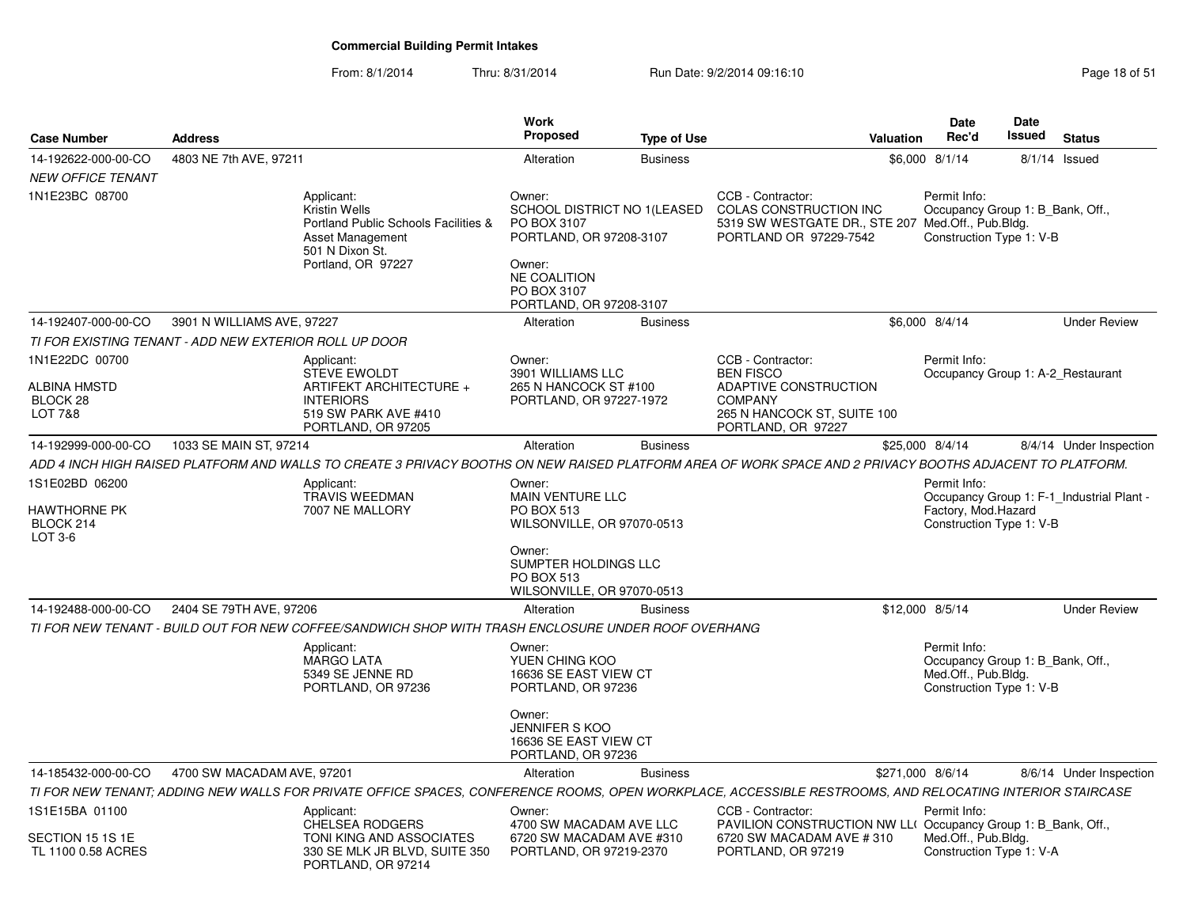# Commercial Building Permit Intakes

From: 8/1/2014 Thru: 8/31/2014 Run Date: 9/2/2014 09:16:10

| Case Number | Address | Work Proposed | Type of Use | Valuation | Date Rec'd | Date Issued | Status |
|---|---|---|---|---|---|---|---|
| 14-192622-000-00-CO | 4803 NE 7th AVE, 97211 | Alteration | Business | $6,000 | 8/1/14 | 8/1/14 | Issued |

*NEW OFFICE TENANT*

1N1E23BC 08700

Applicant:
Kristin Wells
Portland Public Schools Facilities & Asset Management
501 N Dixon St.
Portland, OR 97227

Owner:
SCHOOL DISTRICT NO 1(LEASED
PO BOX 3107
PORTLAND, OR 97208-3107

Owner:
NE COALITION
PO BOX 3107
PORTLAND, OR 97208-3107

CCB - Contractor:
COLAS CONSTRUCTION INC
5319 SW WESTGATE DR., STE 207
PORTLAND OR 97229-7542

Permit Info:
Occupancy Group 1: B_Bank, Off., Med.Off., Pub.Bldg.
Construction Type 1: V-B

---

| Case Number | Address | Work Proposed | Type of Use | Valuation | Date Rec'd | Date Issued | Status |
|---|---|---|---|---|---|---|---|
| 14-192407-000-00-CO | 3901 N WILLIAMS AVE, 97227 | Alteration | Business | $6,000 | 8/4/14 | | Under Review |

*TI FOR EXISTING TENANT - ADD NEW EXTERIOR ROLL UP DOOR*

1N1E22DC 00700

ALBINA HMSTD
BLOCK 28
LOT 7&8

Applicant:
STEVE EWOLDT
ARTIFEKT ARCHITECTURE + INTERIORS
519 SW PARK AVE #410
PORTLAND, OR 97205

Owner:
3901 WILLIAMS LLC
265 N HANCOCK ST #100
PORTLAND, OR 97227-1972

CCB - Contractor:
BEN FISCO
ADAPTIVE CONSTRUCTION COMPANY
265 N HANCOCK ST, SUITE 100
PORTLAND, OR 97227

Permit Info:
Occupancy Group 1: A-2_Restaurant

---

| Case Number | Address | Work Proposed | Type of Use | Valuation | Date Rec'd | Date Issued | Status |
|---|---|---|---|---|---|---|---|
| 14-192999-000-00-CO | 1033 SE MAIN ST, 97214 | Alteration | Business | $25,000 | 8/4/14 | 8/4/14 | Under Inspection |

*ADD 4 INCH HIGH RAISED PLATFORM AND WALLS TO CREATE 3 PRIVACY BOOTHS ON NEW RAISED PLATFORM AREA OF WORK SPACE AND 2 PRIVACY BOOTHS ADJACENT TO PLATFORM.*

1S1E02BD 06200

HAWTHORNE PK
BLOCK 214
LOT 3-6

Applicant:
TRAVIS WEEDMAN
7007 NE MALLORY

Owner:
MAIN VENTURE LLC
PO BOX 513
WILSONVILLE, OR 97070-0513

Owner:
SUMPTER HOLDINGS LLC
PO BOX 513
WILSONVILLE, OR 97070-0513

Permit Info:
Occupancy Group 1: F-1_Industrial Plant - Factory, Mod.Hazard
Construction Type 1: V-B

---

| Case Number | Address | Work Proposed | Type of Use | Valuation | Date Rec'd | Date Issued | Status |
|---|---|---|---|---|---|---|---|
| 14-192488-000-00-CO | 2404 SE 79TH AVE, 97206 | Alteration | Business | $12,000 | 8/5/14 | | Under Review |

*TI FOR NEW TENANT - BUILD OUT FOR NEW COFFEE/SANDWICH SHOP WITH TRASH ENCLOSURE UNDER ROOF OVERHANG*

Applicant:
MARGO LATA
5349 SE JENNE RD
PORTLAND, OR 97236

Owner:
YUEN CHING KOO
16636 SE EAST VIEW CT
PORTLAND, OR 97236

Owner:
JENNIFER S KOO
16636 SE EAST VIEW CT
PORTLAND, OR 97236

Permit Info:
Occupancy Group 1: B_Bank, Off., Med.Off., Pub.Bldg.
Construction Type 1: V-B

---

| Case Number | Address | Work Proposed | Type of Use | Valuation | Date Rec'd | Date Issued | Status |
|---|---|---|---|---|---|---|---|
| 14-185432-000-00-CO | 4700 SW MACADAM AVE, 97201 | Alteration | Business | $271,000 | 8/6/14 | 8/6/14 | Under Inspection |

*TI FOR NEW TENANT; ADDING NEW WALLS FOR PRIVATE OFFICE SPACES, CONFERENCE ROOMS, OPEN WORKPLACE, ACCESSIBLE RESTROOMS, AND RELOCATING INTERIOR STAIRCASE*

1S1E15BA 01100

SECTION 15 1S 1E
TL 1100 0.58 ACRES

Applicant:
CHELSEA RODGERS
TONI KING AND ASSOCIATES
330 SE MLK JR BLVD, SUITE 350
PORTLAND, OR 97214

Owner:
4700 SW MACADAM AVE LLC
6720 SW MACADAM AVE #310
PORTLAND, OR 97219-2370

CCB - Contractor:
PAVILION CONSTRUCTION NW LL(
6720 SW MACADAM AVE # 310
PORTLAND, OR 97219

Permit Info:
Occupancy Group 1: B_Bank, Off., Med.Off., Pub.Bldg.
Construction Type 1: V-A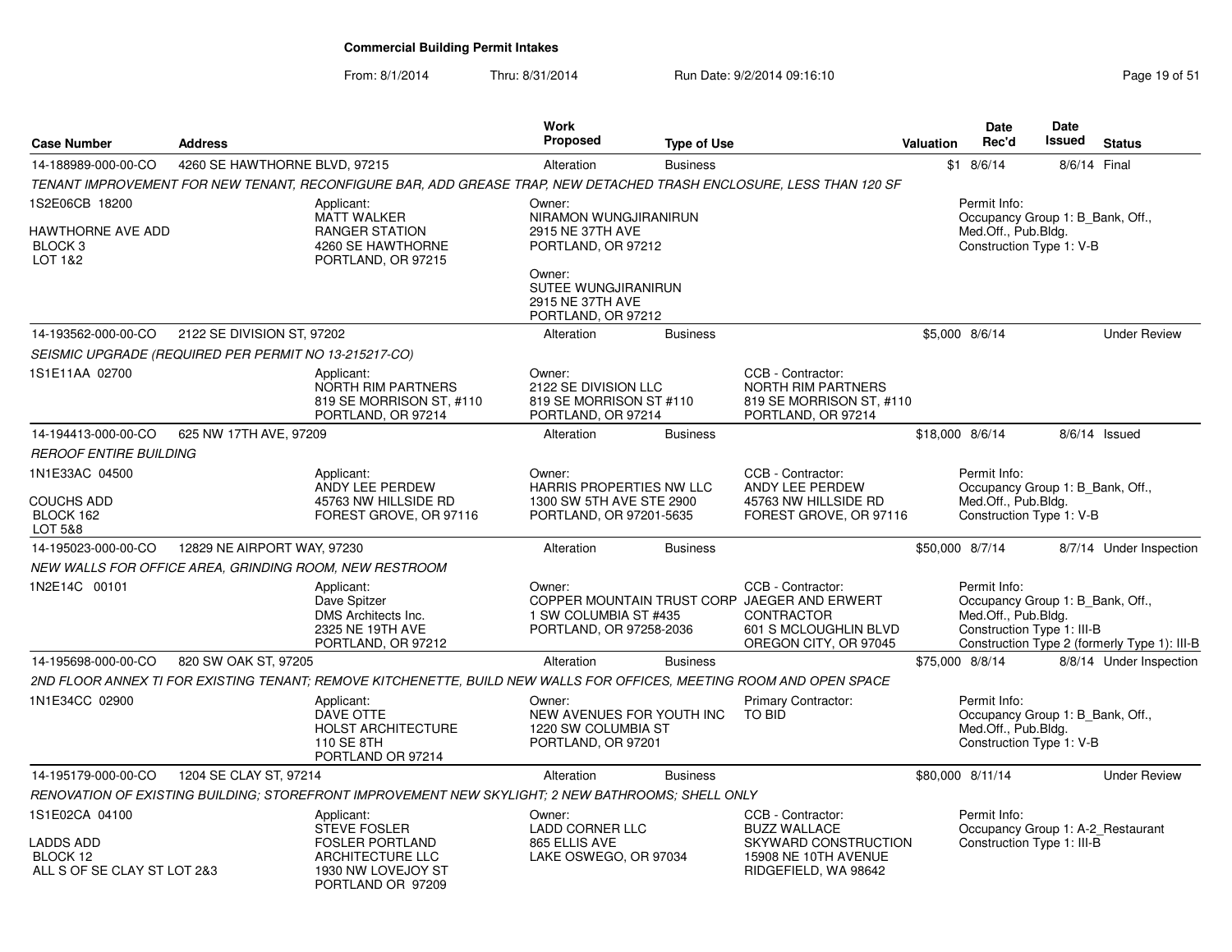**Commercial Building Permit Intakes**

From: 8/1/2014 Thru: 8/31/2014 Run Date: 9/2/2014 09:16:10

| Case Number | Address | Work Proposed | Type of Use | Valuation | Date Rec'd | Date Issued | Status |
|---|---|---|---|---|---|---|---|
| 14-188989-000-00-CO | 4260 SE HAWTHORNE BLVD, 97215 | Alteration | Business | $1 | 8/6/14 | 8/6/14 | Final |

*TENANT IMPROVEMENT FOR NEW TENANT, RECONFIGURE BAR, ADD GREASE TRAP, NEW DETACHED TRASH ENCLOSURE, LESS THAN 120 SF*

1S2E06CB 18200
HAWTHORNE AVE ADD
BLOCK 3
LOT 1&2

Applicant: MATT WALKER, RANGER STATION, 4260 SE HAWTHORNE, PORTLAND, OR 97215

Owner: NIRAMON WUNGJIRANIRUN, 2915 NE 37TH AVE, PORTLAND, OR 97212

Owner: SUTEE WUNGJIRANIRUN, 2915 NE 37TH AVE, PORTLAND, OR 97212

Permit Info: Occupancy Group 1: B_Bank, Off., Med.Off., Pub.Bldg. Construction Type 1: V-B

| Case Number | Address | Work Proposed | Type of Use | Valuation | Date Rec'd | Date Issued | Status |
|---|---|---|---|---|---|---|---|
| 14-193562-000-00-CO | 2122 SE DIVISION ST, 97202 | Alteration | Business | $5,000 | 8/6/14 | | Under Review |

*SEISMIC UPGRADE (REQUIRED PER PERMIT NO 13-215217-CO)*

1S1E11AA 02700

Applicant: NORTH RIM PARTNERS, 819 SE MORRISON ST, #110, PORTLAND, OR 97214

Owner: 2122 SE DIVISION LLC, 819 SE MORRISON ST #110, PORTLAND, OR 97214

CCB - Contractor: NORTH RIM PARTNERS, 819 SE MORRISON ST, #110, PORTLAND, OR 97214

| Case Number | Address | Work Proposed | Type of Use | Valuation | Date Rec'd | Date Issued | Status |
|---|---|---|---|---|---|---|---|
| 14-194413-000-00-CO | 625 NW 17TH AVE, 97209 | Alteration | Business | $18,000 | 8/6/14 | 8/6/14 | Issued |

*REROOF ENTIRE BUILDING*

1N1E33AC 04500
COUCHS ADD
BLOCK 162
LOT 5&8

Applicant: ANDY LEE PERDEW, 45763 NW HILLSIDE RD, FOREST GROVE, OR 97116

Owner: HARRIS PROPERTIES NW LLC, 1300 SW 5TH AVE STE 2900, PORTLAND, OR 97201-5635

CCB - Contractor: ANDY LEE PERDEW, 45763 NW HILLSIDE RD, FOREST GROVE, OR 97116

Permit Info: Occupancy Group 1: B_Bank, Off., Med.Off., Pub.Bldg. Construction Type 1: V-B

| Case Number | Address | Work Proposed | Type of Use | Valuation | Date Rec'd | Date Issued | Status |
|---|---|---|---|---|---|---|---|
| 14-195023-000-00-CO | 12829 NE AIRPORT WAY, 97230 | Alteration | Business | $50,000 | 8/7/14 | 8/7/14 | Under Inspection |

*NEW WALLS FOR OFFICE AREA, GRINDING ROOM, NEW RESTROOM*

1N2E14C 00101

Applicant: Dave Spitzer, DMS Architects Inc., 2325 NE 19TH AVE, PORTLAND, OR 97212

Owner: COPPER MOUNTAIN TRUST CORP, 1 SW COLUMBIA ST #435, PORTLAND, OR 97258-2036

CCB - Contractor: JAEGER AND ERWERT CONTRACTOR, 601 S MCLOUGHLIN BLVD, OREGON CITY, OR 97045

Permit Info: Occupancy Group 1: B_Bank, Off., Med.Off., Pub.Bldg. Construction Type 1: III-B Construction Type 2 (formerly Type 1): III-B

| Case Number | Address | Work Proposed | Type of Use | Valuation | Date Rec'd | Date Issued | Status |
|---|---|---|---|---|---|---|---|
| 14-195698-000-00-CO | 820 SW OAK ST, 97205 | Alteration | Business | $75,000 | 8/8/14 | 8/8/14 | Under Inspection |

*2ND FLOOR ANNEX TI FOR EXISTING TENANT; REMOVE KITCHENETTE, BUILD NEW WALLS FOR OFFICES, MEETING ROOM AND OPEN SPACE*

1N1E34CC 02900

Applicant: DAVE OTTE, HOLST ARCHITECTURE, 110 SE 8TH, PORTLAND OR 97214

Owner: NEW AVENUES FOR YOUTH INC, 1220 SW COLUMBIA ST, PORTLAND, OR 97201

Primary Contractor: TO BID

Permit Info: Occupancy Group 1: B_Bank, Off., Med.Off., Pub.Bldg. Construction Type 1: V-B

| Case Number | Address | Work Proposed | Type of Use | Valuation | Date Rec'd | Date Issued | Status |
|---|---|---|---|---|---|---|---|
| 14-195179-000-00-CO | 1204 SE CLAY ST, 97214 | Alteration | Business | $80,000 | 8/11/14 | | Under Review |

*RENOVATION OF EXISTING BUILDING; STOREFRONT IMPROVEMENT NEW SKYLIGHT; 2 NEW BATHROOMS; SHELL ONLY*

1S1E02CA 04100
LADDS ADD
BLOCK 12
ALL S OF SE CLAY ST LOT 2&3

Applicant: STEVE FOSLER, FOSLER PORTLAND ARCHITECTURE LLC, 1930 NW LOVEJOY ST, PORTLAND OR 97209

Owner: LADD CORNER LLC, 865 ELLIS AVE, LAKE OSWEGO, OR 97034

CCB - Contractor: BUZZ WALLACE, SKYWARD CONSTRUCTION, 15908 NE 10TH AVENUE, RIDGEFIELD, WA 98642

Permit Info: Occupancy Group 1: A-2_Restaurant Construction Type 1: III-B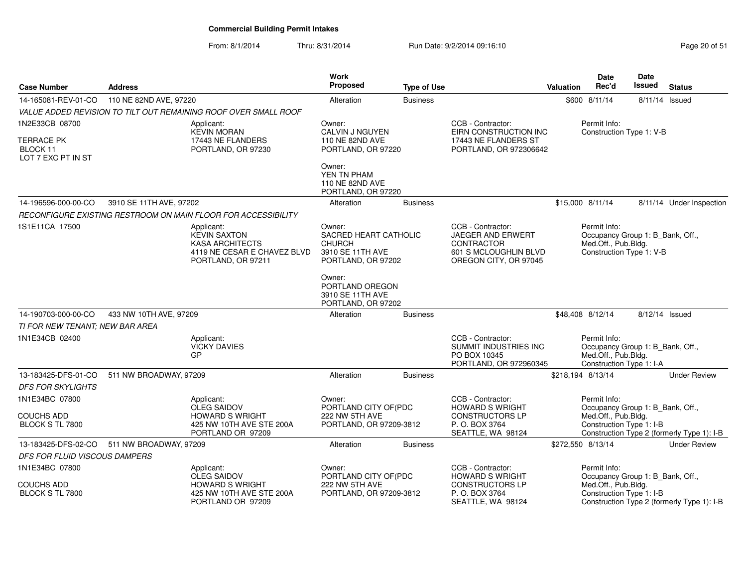## Commercial Building Permit Intakes

From: 8/1/2014 Thru: 8/31/2014 Run Date: 9/2/2014 09:16:10

| Case Number | Address | Work Proposed | Type of Use | Valuation | Date Rec'd | Date Issued | Status |
|---|---|---|---|---|---|---|---|
| 14-165081-REV-01-CO | 110 NE 82ND AVE, 97220 | Alteration | Business | $600 | 8/11/14 | 8/11/14 | Issued |
| 14-196596-000-00-CO | 3910 SE 11TH AVE, 97202 | Alteration | Business | $15,000 | 8/11/14 | 8/11/14 | Under Inspection |
| 14-190703-000-00-CO | 433 NW 10TH AVE, 97209 | Alteration | Business | $48,408 | 8/12/14 | 8/12/14 | Issued |
| 13-183425-DFS-01-CO | 511 NW BROADWAY, 97209 | Alteration | Business | $218,194 | 8/13/14 | | Under Review |
| 13-183425-DFS-02-CO | 511 NW BROADWAY, 97209 | Alteration | Business | $272,550 | 8/13/14 | | Under Review |

### 14-165081-REV-01-CO — 110 NE 82ND AVE, 97220

*VALUE ADDED REVISION TO TILT OUT REMAINING ROOF OVER SMALL ROOF*

1N2E33CB 08700
TERRACE PK
BLOCK 11
LOT 7 EXC PT IN ST

Applicant:
KEVIN MORAN
17443 NE FLANDERS
PORTLAND, OR 97230

Owner:
CALVIN J NGUYEN
110 NE 82ND AVE
PORTLAND, OR 97220

Owner:
YEN TN PHAM
110 NE 82ND AVE
PORTLAND, OR 97220

CCB - Contractor:
EIRN CONSTRUCTION INC
17443 NE FLANDERS ST
PORTLAND, OR 972306642

Permit Info:
Construction Type 1: V-B

### 14-196596-000-00-CO — 3910 SE 11TH AVE, 97202

*RECONFIGURE EXISTING RESTROOM ON MAIN FLOOR FOR ACCESSIBILITY*

1S1E11CA 17500

Applicant:
KEVIN SAXTON
KASA ARCHITECTS
4119 NE CESAR E CHAVEZ BLVD
PORTLAND, OR 97211

Owner:
SACRED HEART CATHOLIC CHURCH
3910 SE 11TH AVE
PORTLAND, OR 97202

Owner:
PORTLAND OREGON
3910 SE 11TH AVE
PORTLAND, OR 97202

CCB - Contractor:
JAEGER AND ERWERT CONTRACTOR
601 S MCLOUGHLIN BLVD
OREGON CITY, OR 97045

Permit Info:
Occupancy Group 1: B_Bank, Off., Med.Off., Pub.Bldg.
Construction Type 1: V-B

### 14-190703-000-00-CO — 433 NW 10TH AVE, 97209

*TI FOR NEW TENANT; NEW BAR AREA*

1N1E34CB 02400

Applicant:
VICKY DAVIES
GP

CCB - Contractor:
SUMMIT INDUSTRIES INC
PO BOX 10345
PORTLAND, OR 972960345

Permit Info:
Occupancy Group 1: B_Bank, Off., Med.Off., Pub.Bldg.
Construction Type 1: I-A

### 13-183425-DFS-01-CO — 511 NW BROADWAY, 97209

*DFS FOR SKYLIGHTS*

1N1E34BC 07800
COUCHS ADD
BLOCK S TL 7800

Applicant:
OLEG SAIDOV
HOWARD S WRIGHT
425 NW 10TH AVE STE 200A
PORTLAND OR 97209

Owner:
PORTLAND CITY OF(PDC
222 NW 5TH AVE
PORTLAND, OR 97209-3812

CCB - Contractor:
HOWARD S WRIGHT CONSTRUCTORS LP
P. O. BOX 3764
SEATTLE, WA 98124

Permit Info:
Occupancy Group 1: B_Bank, Off., Med.Off., Pub.Bldg.
Construction Type 1: I-B
Construction Type 2 (formerly Type 1): I-B

### 13-183425-DFS-02-CO — 511 NW BROADWAY, 97209

*DFS FOR FLUID VISCOUS DAMPERS*

1N1E34BC 07800
COUCHS ADD
BLOCK S TL 7800

Applicant:
OLEG SAIDOV
HOWARD S WRIGHT
425 NW 10TH AVE STE 200A
PORTLAND OR 97209

Owner:
PORTLAND CITY OF(PDC
222 NW 5TH AVE
PORTLAND, OR 97209-3812

CCB - Contractor:
HOWARD S WRIGHT CONSTRUCTORS LP
P. O. BOX 3764
SEATTLE, WA 98124

Permit Info:
Occupancy Group 1: B_Bank, Off., Med.Off., Pub.Bldg.
Construction Type 1: I-B
Construction Type 2 (formerly Type 1): I-B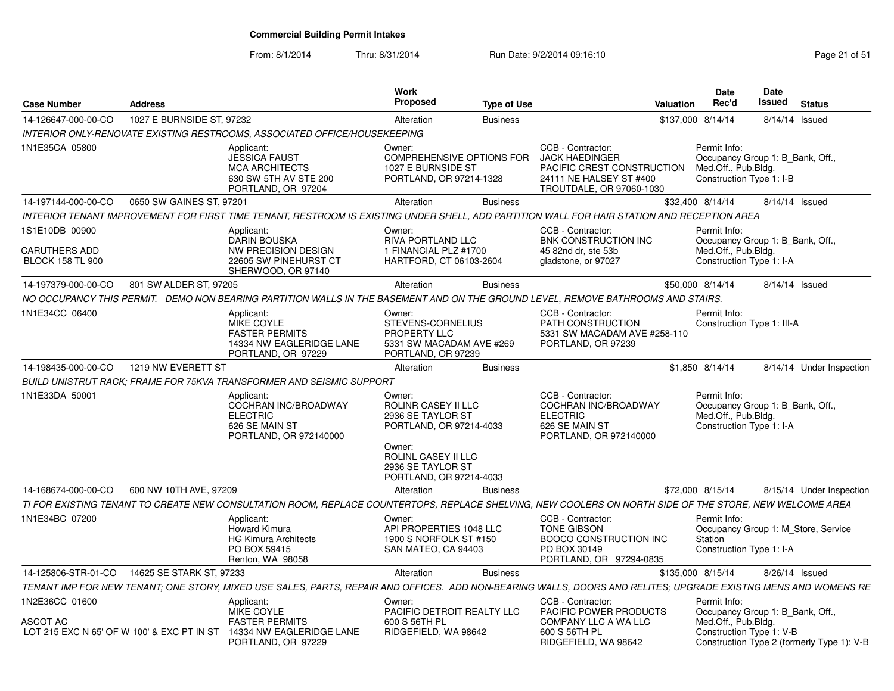**Commercial Building Permit Intakes**

From: 8/1/2014 Thru: 8/31/2014 Run Date: 9/2/2014 09:16:10

| Case Number | Address | Work Proposed | Type of Use | Valuation | Date Rec'd | Date Issued | Status |
|---|---|---|---|---|---|---|---|
| 14-126647-000-00-CO | 1027 E BURNSIDE ST, 97232 | Alteration | Business | $137,000 | 8/14/14 | 8/14/14 | Issued |

INTERIOR ONLY-RENOVATE EXISTING RESTROOMS, ASSOCIATED OFFICE/HOUSEKEEPING

1N1E35CA 05800

Applicant: JESSICA FAUST, MCA ARCHITECTS, 630 SW 5TH AV STE 200, PORTLAND, OR 97204

Owner: COMPREHENSIVE OPTIONS FOR, 1027 E BURNSIDE ST, PORTLAND, OR 97214-1328

CCB - Contractor: JACK HAEDINGER, PACIFIC CREST CONSTRUCTION, 24111 NE HALSEY ST #400, TROUTDALE, OR 97060-1030

Permit Info: Occupancy Group 1: B_Bank, Off., Med.Off., Pub.Bldg. Construction Type 1: I-B

| Case Number | Address | Work Proposed | Type of Use | Valuation | Date Rec'd | Date Issued | Status |
|---|---|---|---|---|---|---|---|
| 14-197144-000-00-CO | 0650 SW GAINES ST, 97201 | Alteration | Business | $32,400 | 8/14/14 | 8/14/14 | Issued |

INTERIOR TENANT IMPROVEMENT FOR FIRST TIME TENANT, RESTROOM IS EXISTING UNDER SHELL, ADD PARTITION WALL FOR HAIR STATION AND RECEPTION AREA

1S1E10DB 00900

CARUTHERS ADD
BLOCK 158 TL 900

Applicant: DARIN BOUSKA, NW PRECISION DESIGN, 22605 SW PINEHURST CT, SHERWOOD, OR 97140

Owner: RIVA PORTLAND LLC, 1 FINANCIAL PLZ #1700, HARTFORD, CT 06103-2604

CCB - Contractor: BNK CONSTRUCTION INC, 45 82nd dr, ste 53b, gladstone, or 97027

Permit Info: Occupancy Group 1: B_Bank, Off., Med.Off., Pub.Bldg. Construction Type 1: I-A

| Case Number | Address | Work Proposed | Type of Use | Valuation | Date Rec'd | Date Issued | Status |
|---|---|---|---|---|---|---|---|
| 14-197379-000-00-CO | 801 SW ALDER ST, 97205 | Alteration | Business | $50,000 | 8/14/14 | 8/14/14 | Issued |

NO OCCUPANCY THIS PERMIT. DEMO NON BEARING PARTITION WALLS IN THE BASEMENT AND ON THE GROUND LEVEL, REMOVE BATHROOMS AND STAIRS.

1N1E34CC 06400

Applicant: MIKE COYLE, FASTER PERMITS, 14334 NW EAGLERIDGE LANE, PORTLAND, OR 97229

Owner: STEVENS-CORNELIUS PROPERTY LLC, 5331 SW MACADAM AVE #269, PORTLAND, OR 97239

CCB - Contractor: PATH CONSTRUCTION, 5331 SW MACADAM AVE #258-110, PORTLAND, OR 97239

Permit Info: Construction Type 1: III-A

| Case Number | Address | Work Proposed | Type of Use | Valuation | Date Rec'd | Date Issued | Status |
|---|---|---|---|---|---|---|---|
| 14-198435-000-00-CO | 1219 NW EVERETT ST | Alteration | Business | $1,850 | 8/14/14 | 8/14/14 | Under Inspection |

BUILD UNISTRUT RACK; FRAME FOR 75KVA TRANSFORMER AND SEISMIC SUPPORT

1N1E33DA 50001

Applicant: COCHRAN INC/BROADWAY ELECTRIC, 626 SE MAIN ST, PORTLAND, OR 972140000

Owner: ROLINR CASEY II LLC, 2936 SE TAYLOR ST, PORTLAND, OR 97214-4033

Owner: ROLINL CASEY II LLC, 2936 SE TAYLOR ST, PORTLAND, OR 97214-4033

CCB - Contractor: COCHRAN INC/BROADWAY ELECTRIC, 626 SE MAIN ST, PORTLAND, OR 972140000

Permit Info: Occupancy Group 1: B_Bank, Off., Med.Off., Pub.Bldg. Construction Type 1: I-A

| Case Number | Address | Work Proposed | Type of Use | Valuation | Date Rec'd | Date Issued | Status |
|---|---|---|---|---|---|---|---|
| 14-168674-000-00-CO | 600 NW 10TH AVE, 97209 | Alteration | Business | $72,000 | 8/15/14 | 8/15/14 | Under Inspection |

TI FOR EXISTING TENANT TO CREATE NEW CONSULTATION ROOM, REPLACE COUNTERTOPS, REPLACE SHELVING, NEW COOLERS ON NORTH SIDE OF THE STORE, NEW WELCOME AREA

1N1E34BC 07200

Applicant: Howard Kimura, HG Kimura Architects, PO BOX 59415, Renton, WA 98058

Owner: API PROPERTIES 1048 LLC, 1900 S NORFOLK ST #150, SAN MATEO, CA 94403

CCB - Contractor: TONE GIBSON, BOOCO CONSTRUCTION INC, PO BOX 30149, PORTLAND, OR 97294-0835

Permit Info: Occupancy Group 1: M_Store, Service Station. Construction Type 1: I-A

| Case Number | Address | Work Proposed | Type of Use | Valuation | Date Rec'd | Date Issued | Status |
|---|---|---|---|---|---|---|---|
| 14-125806-STR-01-CO | 14625 SE STARK ST, 97233 | Alteration | Business | $135,000 | 8/15/14 | 8/26/14 | Issued |

TENANT IMP FOR NEW TENANT; ONE STORY, MIXED USE SALES, PARTS, REPAIR AND OFFICES. ADD NON-BEARING WALLS, DOORS AND RELITES; UPGRADE EXISTNG MENS AND WOMENS RE

1N2E36CC 01600

ASCOT AC
LOT 215 EXC N 65' OF W 100' & EXC PT IN ST

Applicant: MIKE COYLE, FASTER PERMITS, 14334 NW EAGLERIDGE LANE, PORTLAND, OR 97229

Owner: PACIFIC DETROIT REALTY LLC, 600 S 56TH PL, RIDGEFIELD, WA 98642

CCB - Contractor: PACIFIC POWER PRODUCTS COMPANY LLC A WA LLC, 600 S 56TH PL, RIDGEFIELD, WA 98642

Permit Info: Occupancy Group 1: B_Bank, Off., Med.Off., Pub.Bldg. Construction Type 1: V-B. Construction Type 2 (formerly Type 1): V-B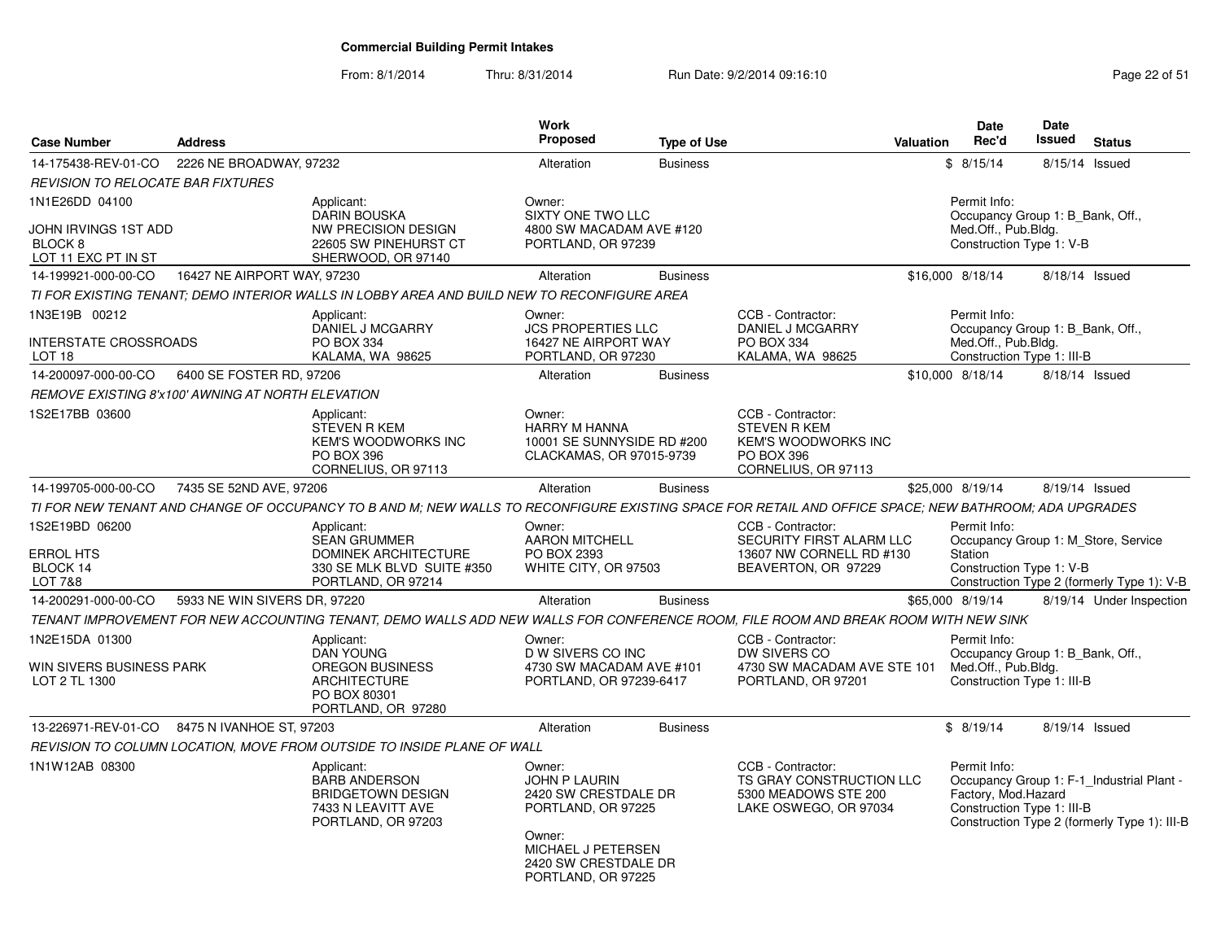# Commercial Building Permit Intakes

From: 8/1/2014 Thru: 8/31/2014 Run Date: 9/2/2014 09:16:10

| Case Number | Address | Work Proposed | Type of Use | Valuation | Date Rec'd | Date Issued | Status |
|---|---|---|---|---|---|---|---|
| 14-175438-REV-01-CO | 2226 NE BROADWAY, 97232 | Alteration | Business | $ | 8/15/14 | 8/15/14 | Issued |

*REVISION TO RELOCATE BAR FIXTURES*

1N1E26DD 04100
JOHN IRVINGS 1ST ADD
BLOCK 8
LOT 11 EXC PT IN ST

Applicant: DARIN BOUSKA, NW PRECISION DESIGN, 22605 SW PINEHURST CT, SHERWOOD, OR 97140

Owner: SIXTY ONE TWO LLC, 4800 SW MACADAM AVE #120, PORTLAND, OR 97239

Permit Info: Occupancy Group 1: B_Bank, Off., Med.Off., Pub.Bldg. Construction Type 1: V-B

| Case Number | Address | Work Proposed | Type of Use | Valuation | Date Rec'd | Date Issued | Status |
|---|---|---|---|---|---|---|---|
| 14-199921-000-00-CO | 16427 NE AIRPORT WAY, 97230 | Alteration | Business | $16,000 | 8/18/14 | 8/18/14 | Issued |

*TI FOR EXISTING TENANT; DEMO INTERIOR WALLS IN LOBBY AREA AND BUILD NEW TO RECONFIGURE AREA*

1N3E19B 00212
INTERSTATE CROSSROADS
LOT 18

Applicant: DANIEL J MCGARRY, PO BOX 334, KALAMA, WA 98625

Owner: JCS PROPERTIES LLC, 16427 NE AIRPORT WAY, PORTLAND, OR 97230

CCB - Contractor: DANIEL J MCGARRY, PO BOX 334, KALAMA, WA 98625

Permit Info: Occupancy Group 1: B_Bank, Off., Med.Off., Pub.Bldg. Construction Type 1: III-B

| Case Number | Address | Work Proposed | Type of Use | Valuation | Date Rec'd | Date Issued | Status |
|---|---|---|---|---|---|---|---|
| 14-200097-000-00-CO | 6400 SE FOSTER RD, 97206 | Alteration | Business | $10,000 | 8/18/14 | 8/18/14 | Issued |

*REMOVE EXISTING 8'x100' AWNING AT NORTH ELEVATION*

1S2E17BB 03600

Applicant: STEVEN R KEM, KEM'S WOODWORKS INC, PO BOX 396, CORNELIUS, OR 97113

Owner: HARRY M HANNA, 10001 SE SUNNYSIDE RD #200, CLACKAMAS, OR 97015-9739

CCB - Contractor: STEVEN R KEM, KEM'S WOODWORKS INC, PO BOX 396, CORNELIUS, OR 97113

| Case Number | Address | Work Proposed | Type of Use | Valuation | Date Rec'd | Date Issued | Status |
|---|---|---|---|---|---|---|---|
| 14-199705-000-00-CO | 7435 SE 52ND AVE, 97206 | Alteration | Business | $25,000 | 8/19/14 | 8/19/14 | Issued |

*TI FOR NEW TENANT AND CHANGE OF OCCUPANCY TO B AND M; NEW WALLS TO RECONFIGURE EXISTING SPACE FOR RETAIL AND OFFICE SPACE; NEW BATHROOM; ADA UPGRADES*

1S2E19BD 06200
ERROL HTS
BLOCK 14
LOT 7&8

Applicant: SEAN GRUMMER, DOMINEK ARCHITECTURE, 330 SE MLK BLVD SUITE #350, PORTLAND, OR 97214

Owner: AARON MITCHELL, PO BOX 2393, WHITE CITY, OR 97503

CCB - Contractor: SECURITY FIRST ALARM LLC, 13607 NW CORNELL RD #130, BEAVERTON, OR 97229

Permit Info: Occupancy Group 1: M_Store, Service Station. Construction Type 1: V-B. Construction Type 2 (formerly Type 1): V-B

| Case Number | Address | Work Proposed | Type of Use | Valuation | Date Rec'd | Date Issued | Status |
|---|---|---|---|---|---|---|---|
| 14-200291-000-00-CO | 5933 NE WIN SIVERS DR, 97220 | Alteration | Business | $65,000 | 8/19/14 | 8/19/14 | Under Inspection |

*TENANT IMPROVEMENT FOR NEW ACCOUNTING TENANT, DEMO WALLS ADD NEW WALLS FOR CONFERENCE ROOM, FILE ROOM AND BREAK ROOM WITH NEW SINK*

1N2E15DA 01300
WIN SIVERS BUSINESS PARK
LOT 2 TL 1300

Applicant: DAN YOUNG, OREGON BUSINESS ARCHITECTURE, PO BOX 80301, PORTLAND, OR 97280

Owner: D W SIVERS CO INC, 4730 SW MACADAM AVE #101, PORTLAND, OR 97239-6417

CCB - Contractor: DW SIVERS CO, 4730 SW MACADAM AVE STE 101, PORTLAND, OR 97201

Permit Info: Occupancy Group 1: B_Bank, Off., Med.Off., Pub.Bldg. Construction Type 1: III-B

| Case Number | Address | Work Proposed | Type of Use | Valuation | Date Rec'd | Date Issued | Status |
|---|---|---|---|---|---|---|---|
| 13-226971-REV-01-CO | 8475 N IVANHOE ST, 97203 | Alteration | Business | $ | 8/19/14 | 8/19/14 | Issued |

*REVISION TO COLUMN LOCATION, MOVE FROM OUTSIDE TO INSIDE PLANE OF WALL*

1N1W12AB 08300

Applicant: BARB ANDERSON, BRIDGETOWN DESIGN, 7433 N LEAVITT AVE, PORTLAND, OR 97203

Owner: JOHN P LAURIN, 2420 SW CRESTDALE DR, PORTLAND, OR 97225

Owner: MICHAEL J PETERSEN, 2420 SW CRESTDALE DR, PORTLAND, OR 97225

CCB - Contractor: TS GRAY CONSTRUCTION LLC, 5300 MEADOWS STE 200, LAKE OSWEGO, OR 97034

Permit Info: Occupancy Group 1: F-1_Industrial Plant - Factory, Mod.Hazard. Construction Type 1: III-B. Construction Type 2 (formerly Type 1): III-B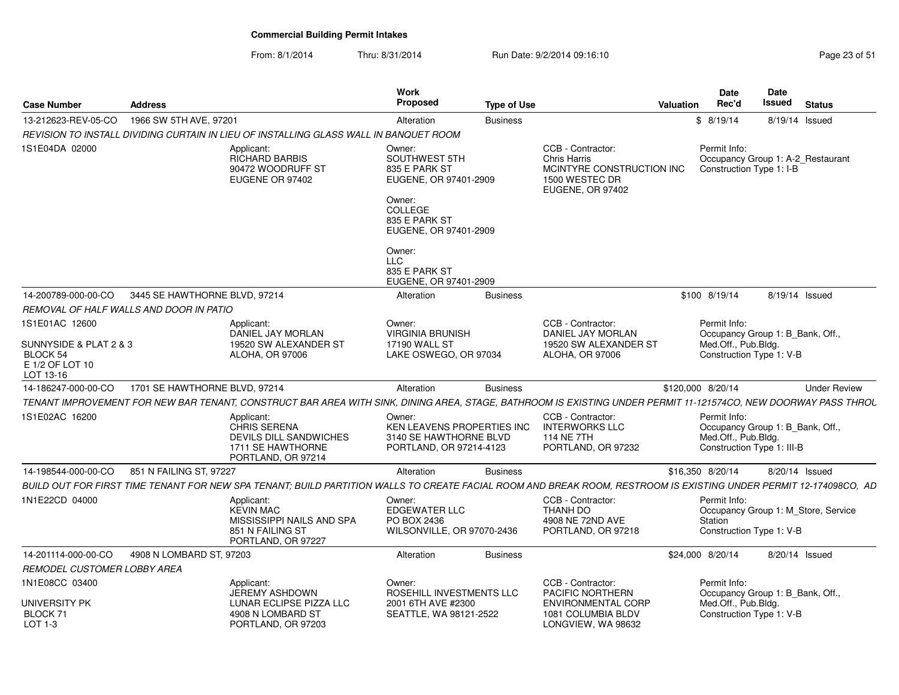**Commercial Building Permit Intakes**

From: 8/1/2014 Thru: 8/31/2014 Run Date: 9/2/2014 09:16:10

| Case Number | Address | Work Proposed | Type of Use | Valuation | Date Rec'd | Date Issued | Status |
|---|---|---|---|---|---|---|---|
| 13-212623-REV-05-CO | 1966 SW 5TH AVE, 97201 | Alteration | Business | $ | 8/19/14 | 8/19/14 | Issued |

*REVISION TO INSTALL DIVIDING CURTAIN IN LIEU OF INSTALLING GLASS WALL IN BANQUET ROOM*

1S1E04DA 02000

- Applicant: RICHARD BARBIS, 90472 WOODRUFF ST, EUGENE OR 97402
- Owner: SOUTHWEST 5TH, 835 E PARK ST, EUGENE, OR 97401-2909
- Owner: COLLEGE, 835 E PARK ST, EUGENE, OR 97401-2909
- Owner: LLC, 835 E PARK ST, EUGENE, OR 97401-2909
- CCB - Contractor: Chris Harris, MCINTYRE CONSTRUCTION INC, 1500 WESTEC DR, EUGENE, OR 97402
- Permit Info: Occupancy Group 1: A-2_Restaurant; Construction Type 1: I-B

| Case Number | Address | Work Proposed | Type of Use | Valuation | Date Rec'd | Date Issued | Status |
|---|---|---|---|---|---|---|---|
| 14-200789-000-00-CO | 3445 SE HAWTHORNE BLVD, 97214 | Alteration | Business | $100 | 8/19/14 | 8/19/14 | Issued |

*REMOVAL OF HALF WALLS AND DOOR IN PATIO*

1S1E01AC 12600

SUNNYSIDE & PLAT 2 & 3
BLOCK 54
E 1/2 OF LOT 10
LOT 13-16

- Applicant: DANIEL JAY MORLAN, 19520 SW ALEXANDER ST, ALOHA, OR 97006
- Owner: VIRGINIA BRUNISH, 17190 WALL ST, LAKE OSWEGO, OR 97034
- CCB - Contractor: DANIEL JAY MORLAN, 19520 SW ALEXANDER ST, ALOHA, OR 97006
- Permit Info: Occupancy Group 1: B_Bank, Off., Med.Off., Pub.Bldg.; Construction Type 1: V-B

| Case Number | Address | Work Proposed | Type of Use | Valuation | Date Rec'd | Date Issued | Status |
|---|---|---|---|---|---|---|---|
| 14-186247-000-00-CO | 1701 SE HAWTHORNE BLVD, 97214 | Alteration | Business | $120,000 | 8/20/14 | | Under Review |

*TENANT IMPROVEMENT FOR NEW BAR TENANT, CONSTRUCT BAR AREA WITH SINK, DINING AREA, STAGE, BATHROOM IS EXISTING UNDER PERMIT 11-121574CO, NEW DOORWAY PASS THROU*

1S1E02AC 16200

- Applicant: CHRIS SERENA, DEVILS DILL SANDWICHES, 1711 SE HAWTHORNE, PORTLAND, OR 97214
- Owner: KEN LEAVENS PROPERTIES INC, 3140 SE HAWTHORNE BLVD, PORTLAND, OR 97214-4123
- CCB - Contractor: INTERWORKS LLC, 114 NE 7TH, PORTLAND, OR 97232
- Permit Info: Occupancy Group 1: B_Bank, Off., Med.Off., Pub.Bldg.; Construction Type 1: III-B

| Case Number | Address | Work Proposed | Type of Use | Valuation | Date Rec'd | Date Issued | Status |
|---|---|---|---|---|---|---|---|
| 14-198544-000-00-CO | 851 N FAILING ST, 97227 | Alteration | Business | $16,350 | 8/20/14 | 8/20/14 | Issued |

*BUILD OUT FOR FIRST TIME TENANT FOR NEW SPA TENANT; BUILD PARTITION WALLS TO CREATE FACIAL ROOM AND BREAK ROOM, RESTROOM IS EXISTING UNDER PERMIT 12-174098CO, AD*

1N1E22CD 04000

- Applicant: KEVIN MAC, MISSISSIPPI NAILS AND SPA, 851 N FAILING ST, PORTLAND, OR 97227
- Owner: EDGEWATER LLC, PO BOX 2436, WILSONVILLE, OR 97070-2436
- CCB - Contractor: THANH DO, 4908 NE 72ND AVE, PORTLAND, OR 97218
- Permit Info: Occupancy Group 1: M_Store, Service Station; Construction Type 1: V-B

| Case Number | Address | Work Proposed | Type of Use | Valuation | Date Rec'd | Date Issued | Status |
|---|---|---|---|---|---|---|---|
| 14-201114-000-00-CO | 4908 N LOMBARD ST, 97203 | Alteration | Business | $24,000 | 8/20/14 | 8/20/14 | Issued |

*REMODEL CUSTOMER LOBBY AREA*

1N1E08CC 03400

UNIVERSITY PK
BLOCK 71
LOT 1-3

- Applicant: JEREMY ASHDOWN, LUNAR ECLIPSE PIZZA LLC, 4908 N LOMBARD ST, PORTLAND, OR 97203
- Owner: ROSEHILL INVESTMENTS LLC, 2001 6TH AVE #2300, SEATTLE, WA 98121-2522
- CCB - Contractor: PACIFIC NORTHERN ENVIRONMENTAL CORP, 1081 COLUMBIA BLDV, LONGVIEW, WA 98632
- Permit Info: Occupancy Group 1: B_Bank, Off., Med.Off., Pub.Bldg.; Construction Type 1: V-B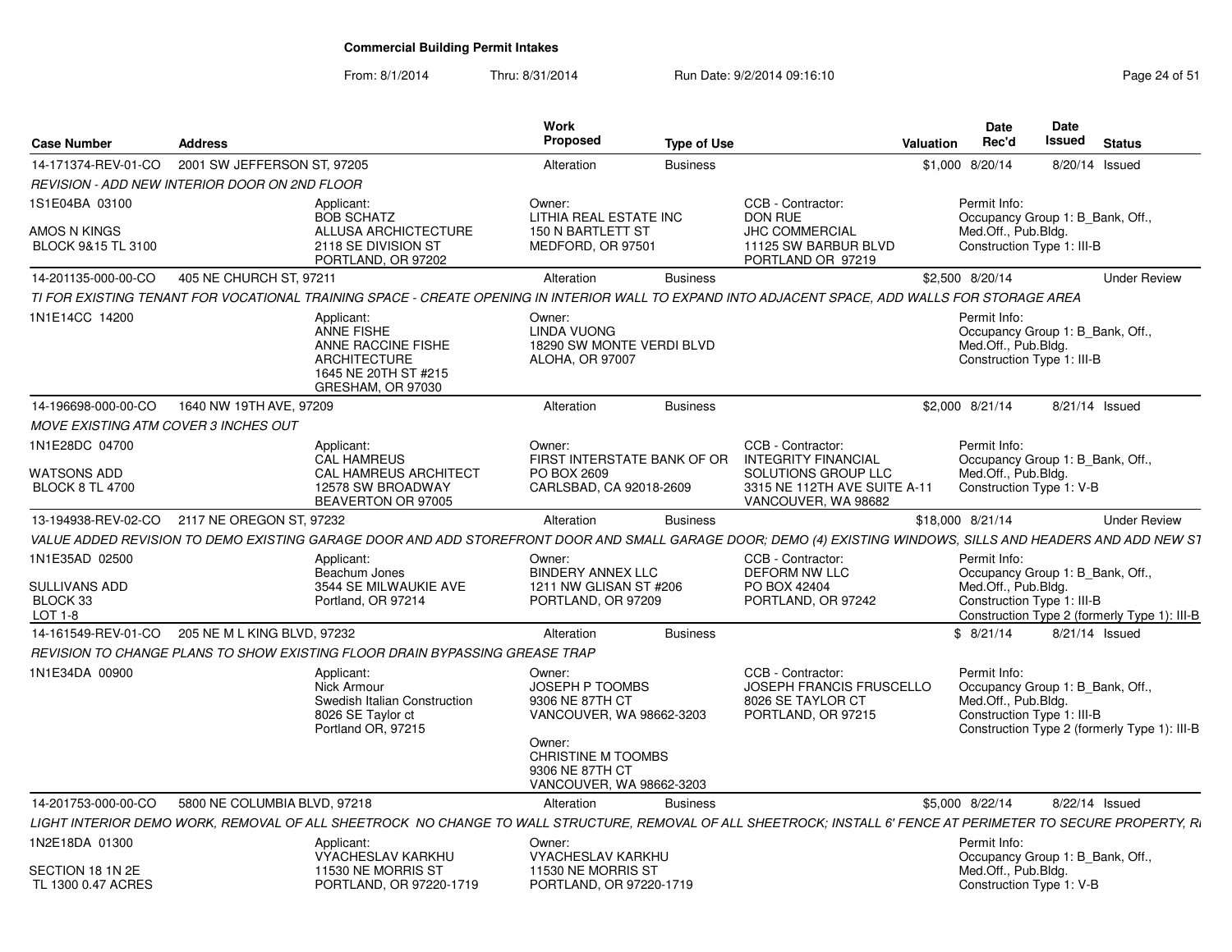**Commercial Building Permit Intakes**

From: 8/1/2014 Thru: 8/31/2014 Run Date: 9/2/2014 09:16:10

| Case Number | Address | Work Proposed | Type of Use | Valuation | Date Rec'd | Date Issued | Status |
|---|---|---|---|---|---|---|---|
| 14-171374-REV-01-CO | 2001 SW JEFFERSON ST, 97205 | Alteration | Business | $1,000 | 8/20/14 | 8/20/14 | Issued |

REVISION - ADD NEW INTERIOR DOOR ON 2ND FLOOR

1S1E04BA 03100
AMOS N KINGS
BLOCK 9&15 TL 3100

Applicant: BOB SCHATZ, ALLUSA ARCHICTECTURE, 2118 SE DIVISION ST, PORTLAND, OR 97202

Owner: LITHIA REAL ESTATE INC, 150 N BARTLETT ST, MEDFORD, OR 97501

CCB - Contractor: DON RUE, JHC COMMERCIAL, 11125 SW BARBUR BLVD, PORTLAND OR 97219

Permit Info: Occupancy Group 1: B_Bank, Off., Med.Off., Pub.Bldg. Construction Type 1: III-B

| Case Number | Address | Work Proposed | Type of Use | Valuation | Date Rec'd | Date Issued | Status |
|---|---|---|---|---|---|---|---|
| 14-201135-000-00-CO | 405 NE CHURCH ST, 97211 | Alteration | Business | $2,500 | 8/20/14 | | Under Review |

TI FOR EXISTING TENANT FOR VOCATIONAL TRAINING SPACE - CREATE OPENING IN INTERIOR WALL TO EXPAND INTO ADJACENT SPACE, ADD WALLS FOR STORAGE AREA

1N1E14CC 14200

Applicant: ANNE FISHE, ANNE RACCINE FISHE ARCHITECTURE, 1645 NE 20TH ST #215, GRESHAM, OR 97030

Owner: LINDA VUONG, 18290 SW MONTE VERDI BLVD, ALOHA, OR 97007

Permit Info: Occupancy Group 1: B_Bank, Off., Med.Off., Pub.Bldg. Construction Type 1: III-B

| Case Number | Address | Work Proposed | Type of Use | Valuation | Date Rec'd | Date Issued | Status |
|---|---|---|---|---|---|---|---|
| 14-196698-000-00-CO | 1640 NW 19TH AVE, 97209 | Alteration | Business | $2,000 | 8/21/14 | 8/21/14 | Issued |

MOVE EXISTING ATM COVER 3 INCHES OUT

1N1E28DC 04700
WATSONS ADD
BLOCK 8 TL 4700

Applicant: CAL HAMREUS, CAL HAMREUS ARCHITECT, 12578 SW BROADWAY, BEAVERTON OR 97005

Owner: FIRST INTERSTATE BANK OF OR, PO BOX 2609, CARLSBAD, CA 92018-2609

CCB - Contractor: INTEGRITY FINANCIAL SOLUTIONS GROUP LLC, 3315 NE 112TH AVE SUITE A-11, VANCOUVER, WA 98682

Permit Info: Occupancy Group 1: B_Bank, Off., Med.Off., Pub.Bldg. Construction Type 1: V-B

| Case Number | Address | Work Proposed | Type of Use | Valuation | Date Rec'd | Date Issued | Status |
|---|---|---|---|---|---|---|---|
| 13-194938-REV-02-CO | 2117 NE OREGON ST, 97232 | Alteration | Business | $18,000 | 8/21/14 | | Under Review |

VALUE ADDED REVISION TO DEMO EXISTING GARAGE DOOR AND ADD STOREFRONT DOOR AND SMALL GARAGE DOOR; DEMO (4) EXISTING WINDOWS, SILLS AND HEADERS AND ADD NEW ST

1N1E35AD 02500
SULLIVANS ADD
BLOCK 33
LOT 1-8

Applicant: Beachum Jones, 3544 SE MILWAUKIE AVE, Portland, OR 97214

Owner: BINDERY ANNEX LLC, 1211 NW GLISAN ST #206, PORTLAND, OR 97209

CCB - Contractor: DEFORM NW LLC, PO BOX 42404, PORTLAND, OR 97242

Permit Info: Occupancy Group 1: B_Bank, Off., Med.Off., Pub.Bldg. Construction Type 1: III-B Construction Type 2 (formerly Type 1): III-B

| Case Number | Address | Work Proposed | Type of Use | Valuation | Date Rec'd | Date Issued | Status |
|---|---|---|---|---|---|---|---|
| 14-161549-REV-01-CO | 205 NE M L KING BLVD, 97232 | Alteration | Business | $ | 8/21/14 | 8/21/14 | Issued |

REVISION TO CHANGE PLANS TO SHOW EXISTING FLOOR DRAIN BYPASSING GREASE TRAP

1N1E34DA 00900

Applicant: Nick Armour, Swedish Italian Construction, 8026 SE Taylor ct, Portland OR, 97215

Owner: JOSEPH P TOOMBS, 9306 NE 87TH CT, VANCOUVER, WA 98662-3203

Owner: CHRISTINE M TOOMBS, 9306 NE 87TH CT, VANCOUVER, WA 98662-3203

CCB - Contractor: JOSEPH FRANCIS FRUSCELLO, 8026 SE TAYLOR CT, PORTLAND, OR 97215

Permit Info: Occupancy Group 1: B_Bank, Off., Med.Off., Pub.Bldg. Construction Type 1: III-B Construction Type 2 (formerly Type 1): III-B

| Case Number | Address | Work Proposed | Type of Use | Valuation | Date Rec'd | Date Issued | Status |
|---|---|---|---|---|---|---|---|
| 14-201753-000-00-CO | 5800 NE COLUMBIA BLVD, 97218 | Alteration | Business | $5,000 | 8/22/14 | 8/22/14 | Issued |

LIGHT INTERIOR DEMO WORK, REMOVAL OF ALL SHEETROCK NO CHANGE TO WALL STRUCTURE, REMOVAL OF ALL SHEETROCK; INSTALL 6' FENCE AT PERIMETER TO SECURE PROPERTY, R

1N2E18DA 01300
SECTION 18 1N 2E
TL 1300 0.47 ACRES

Applicant: VYACHESLAV KARKHU, 11530 NE MORRIS ST, PORTLAND, OR 97220-1719

Owner: VYACHESLAV KARKHU, 11530 NE MORRIS ST, PORTLAND, OR 97220-1719

Permit Info: Occupancy Group 1: B_Bank, Off., Med.Off., Pub.Bldg. Construction Type 1: V-B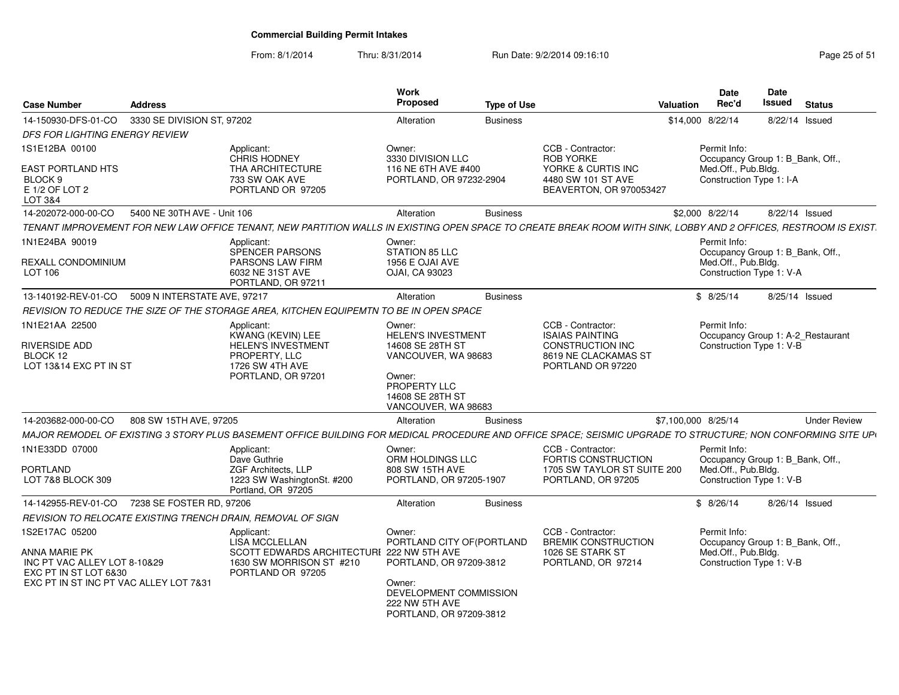# Commercial Building Permit Intakes

From: 8/1/2014 Thru: 8/31/2014 Run Date: 9/2/2014 09:16:10

| Case Number | Address | Work Proposed | Type of Use | Valuation | Date Rec'd | Date Issued | Status |
|---|---|---|---|---|---|---|---|
| 14-150930-DFS-01-CO | 3330 SE DIVISION ST, 97202 | Alteration | Business | $14,000 | 8/22/14 | 8/22/14 | Issued |

*DFS FOR LIGHTING ENERGY REVIEW*

1S1E12BA 00100
EAST PORTLAND HTS
BLOCK 9
E 1/2 OF LOT 2
LOT 3&4

Applicant: CHRIS HODNEY, THA ARCHITECTURE, 733 SW OAK AVE, PORTLAND OR 97205

Owner: 3330 DIVISION LLC, 116 NE 6TH AVE #400, PORTLAND, OR 97232-2904

CCB - Contractor: ROB YORKE, YORKE & CURTIS INC, 4480 SW 101 ST AVE, BEAVERTON, OR 970053427

Permit Info: Occupancy Group 1: B_Bank, Off., Med.Off., Pub.Bldg. Construction Type 1: I-A

---

| Case Number | Address | Work Proposed | Type of Use | Valuation | Date Rec'd | Date Issued | Status |
|---|---|---|---|---|---|---|---|
| 14-202072-000-00-CO | 5400 NE 30TH AVE - Unit 106 | Alteration | Business | $2,000 | 8/22/14 | 8/22/14 | Issued |

*TENANT IMPROVEMENT FOR NEW LAW OFFICE TENANT, NEW PARTITION WALLS IN EXISTING OPEN SPACE TO CREATE BREAK ROOM WITH SINK, LOBBY AND 2 OFFICES, RESTROOM IS EXIST.*

1N1E24BA 90019
REXALL CONDOMINIUM
LOT 106

Applicant: SPENCER PARSONS, PARSONS LAW FIRM, 6032 NE 31ST AVE, PORTLAND, OR 97211

Owner: STATION 85 LLC, 1956 E OJAI AVE, OJAI, CA 93023

Permit Info: Occupancy Group 1: B_Bank, Off., Med.Off., Pub.Bldg. Construction Type 1: V-A

---

| Case Number | Address | Work Proposed | Type of Use | Valuation | Date Rec'd | Date Issued | Status |
|---|---|---|---|---|---|---|---|
| 13-140192-REV-01-CO | 5009 N INTERSTATE AVE, 97217 | Alteration | Business | $ | 8/25/14 | 8/25/14 | Issued |

*REVISION TO REDUCE THE SIZE OF THE STORAGE AREA, KITCHEN EQUIPEMTN TO BE IN OPEN SPACE*

1N1E21AA 22500
RIVERSIDE ADD
BLOCK 12
LOT 13&14 EXC PT IN ST

Applicant: KWANG (KEVIN) LEE, HELEN'S INVESTMENT PROPERTY, LLC, 1726 SW 4TH AVE, PORTLAND, OR 97201

Owner: HELEN'S INVESTMENT, 14608 SE 28TH ST, VANCOUVER, WA 98683

Owner: PROPERTY LLC, 14608 SE 28TH ST, VANCOUVER, WA 98683

CCB - Contractor: ISAIAS PAINTING CONSTRUCTION INC, 8619 NE CLACKAMAS ST, PORTLAND OR 97220

Permit Info: Occupancy Group 1: A-2_Restaurant Construction Type 1: V-B

---

| Case Number | Address | Work Proposed | Type of Use | Valuation | Date Rec'd | Date Issued | Status |
|---|---|---|---|---|---|---|---|
| 14-203682-000-00-CO | 808 SW 15TH AVE, 97205 | Alteration | Business | $7,100,000 | 8/25/14 | | Under Review |

*MAJOR REMODEL OF EXISTING 3 STORY PLUS BASEMENT OFFICE BUILDING FOR MEDICAL PROCEDURE AND OFFICE SPACE; SEISMIC UPGRADE TO STRUCTURE; NON CONFORMING SITE UP*

1N1E33DD 07000
PORTLAND
LOT 7&8 BLOCK 309

Applicant: Dave Guthrie, ZGF Architects, LLP, 1223 SW WashingtonSt. #200, Portland, OR 97205

Owner: ORM HOLDINGS LLC, 808 SW 15TH AVE, PORTLAND, OR 97205-1907

CCB - Contractor: FORTIS CONSTRUCTION, 1705 SW TAYLOR ST SUITE 200, PORTLAND, OR 97205

Permit Info: Occupancy Group 1: B_Bank, Off., Med.Off., Pub.Bldg. Construction Type 1: V-B

---

| Case Number | Address | Work Proposed | Type of Use | Valuation | Date Rec'd | Date Issued | Status |
|---|---|---|---|---|---|---|---|
| 14-142955-REV-01-CO | 7238 SE FOSTER RD, 97206 | Alteration | Business | $ | 8/26/14 | 8/26/14 | Issued |

*REVISION TO RELOCATE EXISTING TRENCH DRAIN, REMOVAL OF SIGN*

1S2E17AC 05200
ANNA MARIE PK
INC PT VAC ALLEY LOT 8-10&29
EXC PT IN ST LOT 6&30
EXC PT IN ST INC PT VAC ALLEY LOT 7&31

Applicant: LISA MCCLELLAN, SCOTT EDWARDS ARCHITECTURE, 1630 SW MORRISON ST #210, PORTLAND OR 97205

Owner: PORTLAND CITY OF(PORTLAND, 222 NW 5TH AVE, PORTLAND, OR 97209-3812

Owner: DEVELOPMENT COMMISSION, 222 NW 5TH AVE, PORTLAND, OR 97209-3812

CCB - Contractor: BREMIK CONSTRUCTION, 1026 SE STARK ST, PORTLAND, OR 97214

Permit Info: Occupancy Group 1: B_Bank, Off., Med.Off., Pub.Bldg. Construction Type 1: V-B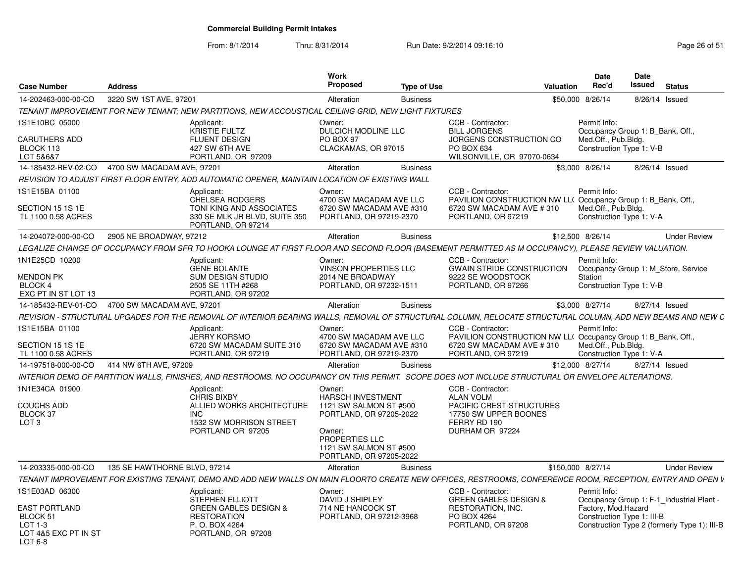# Commercial Building Permit Intakes

From: 8/1/2014 Thru: 8/31/2014 Run Date: 9/2/2014 09:16:10

| Case Number | Address | Work Proposed | Type of Use | Valuation | Date Rec'd | Date Issued | Status |
|---|---|---|---|---|---|---|---|
| 14-202463-000-00-CO | 3220 SW 1ST AVE, 97201 | Alteration | Business | $50,000 | 8/26/14 | 8/26/14 | Issued |

TENANT IMPROVEMENT FOR NEW TENANT; NEW PARTITIONS, NEW ACCOUSTICAL CEILING GRID, NEW LIGHT FIXTURES

1S1E10BC 05000
CARUTHERS ADD
BLOCK 113
LOT 5&6&7

Applicant: KRISTIE FULTZ, FLUENT DESIGN, 427 SW 6TH AVE, PORTLAND, OR 97209

Owner: DULCICH MODLINE LLC, PO BOX 97, CLACKAMAS, OR 97015

CCB - Contractor: BILL JORGENS, JORGENS CONSTRUCTION CO, PO BOX 634, WILSONVILLE, OR 97070-0634

Permit Info: Occupancy Group 1: B_Bank, Off., Med.Off., Pub.Bldg. Construction Type 1: V-B

| Case Number | Address | Work Proposed | Type of Use | Valuation | Date Rec'd | Date Issued | Status |
|---|---|---|---|---|---|---|---|
| 14-185432-REV-02-CO | 4700 SW MACADAM AVE, 97201 | Alteration | Business | $3,000 | 8/26/14 | 8/26/14 | Issued |

REVISION TO ADJUST FIRST FLOOR ENTRY, ADD AUTOMATIC OPENER, MAINTAIN LOCATION OF EXISTING WALL

1S1E15BA 01100
SECTION 15 1S 1E
TL 1100 0.58 ACRES

Applicant: CHELSEA RODGERS, TONI KING AND ASSOCIATES, 330 SE MLK JR BLVD, SUITE 350, PORTLAND, OR 97214

Owner: 4700 SW MACADAM AVE LLC, 6720 SW MACADAM AVE #310, PORTLAND, OR 97219-2370

CCB - Contractor: PAVILION CONSTRUCTION NW LL(, 6720 SW MACADAM AVE # 310, PORTLAND, OR 97219

Permit Info: Occupancy Group 1: B_Bank, Off., Med.Off., Pub.Bldg. Construction Type 1: V-A

| Case Number | Address | Work Proposed | Type of Use | Valuation | Date Rec'd | Date Issued | Status |
|---|---|---|---|---|---|---|---|
| 14-204072-000-00-CO | 2905 NE BROADWAY, 97212 | Alteration | Business | $12,500 | 8/26/14 | | Under Review |

LEGALIZE CHANGE OF OCCUPANCY FROM SFR TO HOOKA LOUNGE AT FIRST FLOOR AND SECOND FLOOR (BASEMENT PERMITTED AS M OCCUPANCY), PLEASE REVIEW VALUATION.

1N1E25CD 10200
MENDON PK
BLOCK 4
EXC PT IN ST LOT 13

Applicant: GENE BOLANTE, SUM DESIGN STUDIO, 2505 SE 11TH #268, PORTLAND, OR 97202

Owner: VINSON PROPERTIES LLC, 2014 NE BROADWAY, PORTLAND, OR 97232-1511

CCB - Contractor: GWAIN STRIDE CONSTRUCTION, 9222 SE WOODSTOCK, PORTLAND, OR 97266

Permit Info: Occupancy Group 1: M_Store, Service Station. Construction Type 1: V-B

| Case Number | Address | Work Proposed | Type of Use | Valuation | Date Rec'd | Date Issued | Status |
|---|---|---|---|---|---|---|---|
| 14-185432-REV-01-CO | 4700 SW MACADAM AVE, 97201 | Alteration | Business | $3,000 | 8/27/14 | 8/27/14 | Issued |

REVISION - STRUCTURAL UPGADES FOR THE REMOVAL OF INTERIOR BEARING WALLS, REMOVAL OF STRUCTURAL COLUMN, RELOCATE STRUCTURAL COLUMN, ADD NEW BEAMS AND NEW C

1S1E15BA 01100
SECTION 15 1S 1E
TL 1100 0.58 ACRES

Applicant: JERRY KORSMO, 6720 SW MACADAM SUITE 310, PORTLAND, OR 97219

Owner: 4700 SW MACADAM AVE LLC, 6720 SW MACADAM AVE #310, PORTLAND, OR 97219-2370

CCB - Contractor: PAVILION CONSTRUCTION NW LL(, 6720 SW MACADAM AVE # 310, PORTLAND, OR 97219

Permit Info: Occupancy Group 1: B_Bank, Off., Med.Off., Pub.Bldg. Construction Type 1: V-A

| Case Number | Address | Work Proposed | Type of Use | Valuation | Date Rec'd | Date Issued | Status |
|---|---|---|---|---|---|---|---|
| 14-197518-000-00-CO | 414 NW 6TH AVE, 97209 | Alteration | Business | $12,000 | 8/27/14 | 8/27/14 | Issued |

INTERIOR DEMO OF PARTITION WALLS, FINISHES, AND RESTROOMS. NO OCCUPANCY ON THIS PERMIT. SCOPE DOES NOT INCLUDE STRUCTURAL OR ENVELOPE ALTERATIONS.

1N1E34CA 01900
COUCHS ADD
BLOCK 37
LOT 3

Applicant: CHRIS BIXBY, ALLIED WORKS ARCHITECTURE INC, 1532 SW MORRISON STREET, PORTLAND OR 97205

Owner: HARSCH INVESTMENT, 1121 SW SALMON ST #500, PORTLAND, OR 97205-2022

Owner: PROPERTIES LLC, 1121 SW SALMON ST #500, PORTLAND, OR 97205-2022

CCB - Contractor: ALAN VOLM, PACIFIC CREST STRUCTURES, 17750 SW UPPER BOONES FERRY RD 190, DURHAM OR 97224

| Case Number | Address | Work Proposed | Type of Use | Valuation | Date Rec'd | Date Issued | Status |
|---|---|---|---|---|---|---|---|
| 14-203335-000-00-CO | 135 SE HAWTHORNE BLVD, 97214 | Alteration | Business | $150,000 | 8/27/14 | | Under Review |

TENANT IMPROVEMENT FOR EXISTING TENANT, DEMO AND ADD NEW WALLS ON MAIN FLOORTO CREATE NEW OFFICES, RESTROOMS, CONFERENCE ROOM, RECEPTION, ENTRY AND OPEN V

1S1E03AD 06300
EAST PORTLAND
BLOCK 51
LOT 1-3
LOT 4&5 EXC PT IN ST
LOT 6-8

Applicant: STEPHEN ELLIOTT, GREEN GABLES DESIGN & RESTORATION, P. O. BOX 4264, PORTLAND, OR 97208

Owner: DAVID J SHIPLEY, 714 NE HANCOCK ST, PORTLAND, OR 97212-3968

CCB - Contractor: GREEN GABLES DESIGN & RESTORATION, INC., PO BOX 4264, PORTLAND, OR 97208

Permit Info: Occupancy Group 1: F-1_Industrial Plant - Factory, Mod.Hazard. Construction Type 1: III-B. Construction Type 2 (formerly Type 1): III-B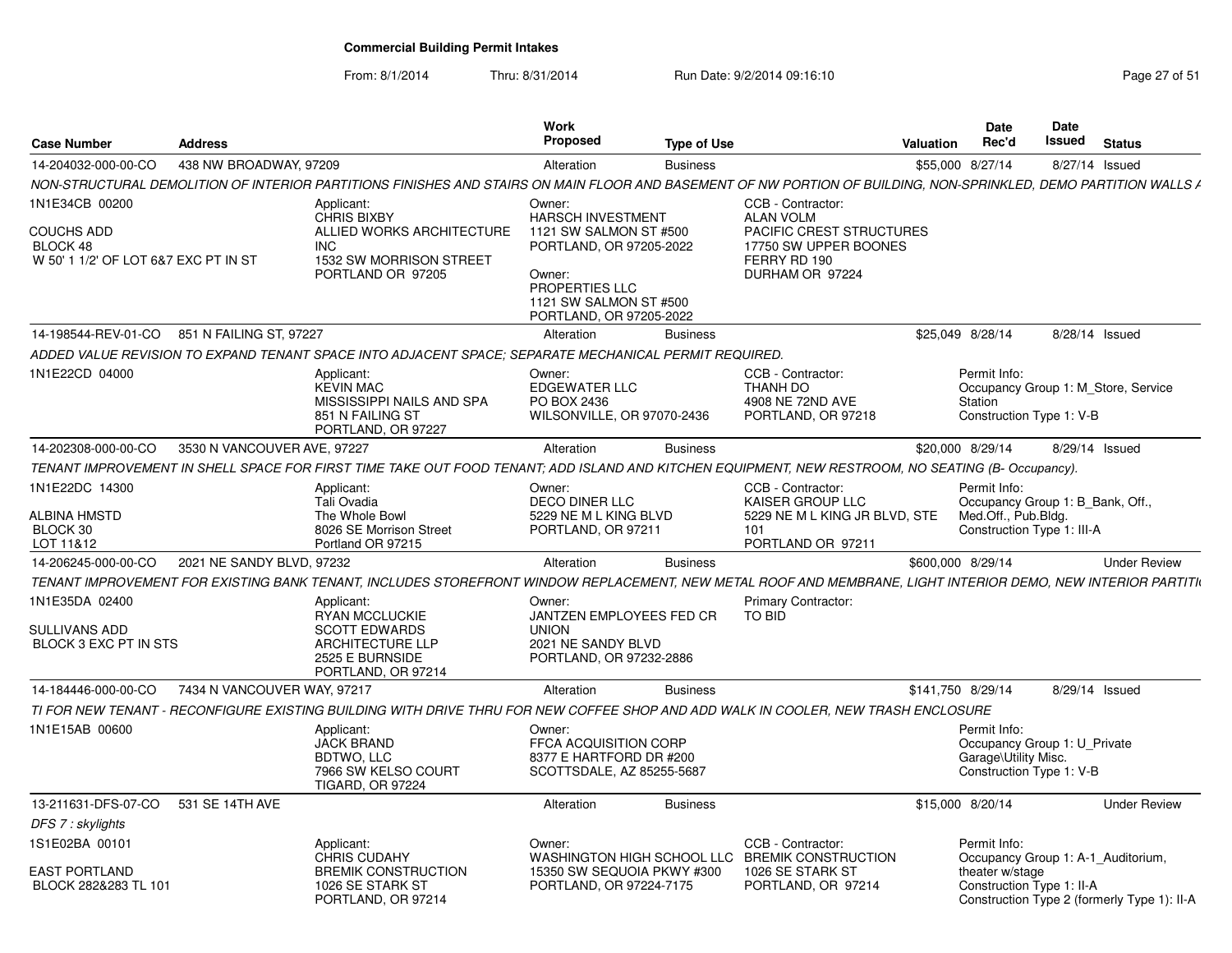# Commercial Building Permit Intakes

From: 8/1/2014 Thru: 8/31/2014 Run Date: 9/2/2014 09:16:10

| Case Number | Address | Work Proposed | Type of Use | Valuation | Date Rec'd | Date Issued | Status |
|---|---|---|---|---|---|---|---|
| 14-204032-000-00-CO | 438 NW BROADWAY, 97209 | Alteration | Business | $55,000 | 8/27/14 | 8/27/14 | Issued |

*NON-STRUCTURAL DEMOLITION OF INTERIOR PARTITIONS FINISHES AND STAIRS ON MAIN FLOOR AND BASEMENT OF NW PORTION OF BUILDING, NON-SPRINKLED, DEMO PARTITION WALLS A*

1N1E34CB 00200
COUCHS ADD
BLOCK 48
W 50' 1 1/2' OF LOT 6&7 EXC PT IN ST

Applicant: CHRIS BIXBY, ALLIED WORKS ARCHITECTURE INC, 1532 SW MORRISON STREET, PORTLAND OR 97205

Owner: HARSCH INVESTMENT, 1121 SW SALMON ST #500, PORTLAND, OR 97205-2022

Owner: PROPERTIES LLC, 1121 SW SALMON ST #500, PORTLAND, OR 97205-2022

CCB - Contractor: ALAN VOLM, PACIFIC CREST STRUCTURES, 17750 SW UPPER BOONES FERRY RD 190, DURHAM OR 97224

---

| Case Number | Address | Work Proposed | Type of Use | Valuation | Date Rec'd | Date Issued | Status |
|---|---|---|---|---|---|---|---|
| 14-198544-REV-01-CO | 851 N FAILING ST, 97227 | Alteration | Business | $25,049 | 8/28/14 | 8/28/14 | Issued |

*ADDED VALUE REVISION TO EXPAND TENANT SPACE INTO ADJACENT SPACE; SEPARATE MECHANICAL PERMIT REQUIRED.*

1N1E22CD 04000

Applicant: KEVIN MAC, MISSISSIPPI NAILS AND SPA, 851 N FAILING ST, PORTLAND, OR 97227

Owner: EDGEWATER LLC, PO BOX 2436, WILSONVILLE, OR 97070-2436

CCB - Contractor: THANH DO, 4908 NE 72ND AVE, PORTLAND, OR 97218

Permit Info: Occupancy Group 1: M_Store, Service Station; Construction Type 1: V-B

---

| Case Number | Address | Work Proposed | Type of Use | Valuation | Date Rec'd | Date Issued | Status |
|---|---|---|---|---|---|---|---|
| 14-202308-000-00-CO | 3530 N VANCOUVER AVE, 97227 | Alteration | Business | $20,000 | 8/29/14 | 8/29/14 | Issued |

*TENANT IMPROVEMENT IN SHELL SPACE FOR FIRST TIME TAKE OUT FOOD TENANT; ADD ISLAND AND KITCHEN EQUIPMENT, NEW RESTROOM, NO SEATING (B- Occupancy).*

1N1E22DC 14300
ALBINA HMSTD
BLOCK 30
LOT 11&12

Applicant: Tali Ovadia, The Whole Bowl, 8026 SE Morrison Street, Portland OR 97215

Owner: DECO DINER LLC, 5229 NE M L KING BLVD, PORTLAND, OR 97211

CCB - Contractor: KAISER GROUP LLC, 5229 NE M L KING JR BLVD, STE 101, PORTLAND OR 97211

Permit Info: Occupancy Group 1: B_Bank, Off., Med.Off., Pub.Bldg.; Construction Type 1: III-A

---

| Case Number | Address | Work Proposed | Type of Use | Valuation | Date Rec'd | Date Issued | Status |
|---|---|---|---|---|---|---|---|
| 14-206245-000-00-CO | 2021 NE SANDY BLVD, 97232 | Alteration | Business | $600,000 | 8/29/14 | | Under Review |

*TENANT IMPROVEMENT FOR EXISTING BANK TENANT, INCLUDES STOREFRONT WINDOW REPLACEMENT, NEW METAL ROOF AND MEMBRANE, LIGHT INTERIOR DEMO, NEW INTERIOR PARTITI*

1N1E35DA 02400
SULLIVANS ADD
BLOCK 3 EXC PT IN STS

Applicant: RYAN MCCLUCKIE, SCOTT EDWARDS ARCHITECTURE LLP, 2525 E BURNSIDE, PORTLAND, OR 97214

Owner: JANTZEN EMPLOYEES FED CR UNION, 2021 NE SANDY BLVD, PORTLAND, OR 97232-2886

Primary Contractor: TO BID

---

| Case Number | Address | Work Proposed | Type of Use | Valuation | Date Rec'd | Date Issued | Status |
|---|---|---|---|---|---|---|---|
| 14-184446-000-00-CO | 7434 N VANCOUVER WAY, 97217 | Alteration | Business | $141,750 | 8/29/14 | 8/29/14 | Issued |

*TI FOR NEW TENANT - RECONFIGURE EXISTING BUILDING WITH DRIVE THRU FOR NEW COFFEE SHOP AND ADD WALK IN COOLER, NEW TRASH ENCLOSURE*

1N1E15AB 00600

Applicant: JACK BRAND, BDTWO, LLC, 7966 SW KELSO COURT, TIGARD, OR 97224

Owner: FFCA ACQUISITION CORP, 8377 E HARTFORD DR #200, SCOTTSDALE, AZ 85255-5687

Permit Info: Occupancy Group 1: U_Private Garage\Utility Misc.; Construction Type 1: V-B

---

| Case Number | Address | Work Proposed | Type of Use | Valuation | Date Rec'd | Date Issued | Status |
|---|---|---|---|---|---|---|---|
| 13-211631-DFS-07-CO | 531 SE 14TH AVE | Alteration | Business | $15,000 | 8/20/14 | | Under Review |

*DFS 7 : skylights*

1S1E02BA 00101
EAST PORTLAND
BLOCK 282&283 TL 101

Applicant: CHRIS CUDAHY, BREMIK CONSTRUCTION, 1026 SE STARK ST, PORTLAND, OR 97214

Owner: WASHINGTON HIGH SCHOOL LLC, 15350 SW SEQUOIA PKWY #300, PORTLAND, OR 97224-7175

CCB - Contractor: BREMIK CONSTRUCTION, 1026 SE STARK ST, PORTLAND, OR 97214

Permit Info: Occupancy Group 1: A-1_Auditorium, theater w/stage; Construction Type 1: II-A; Construction Type 2 (formerly Type 1): II-A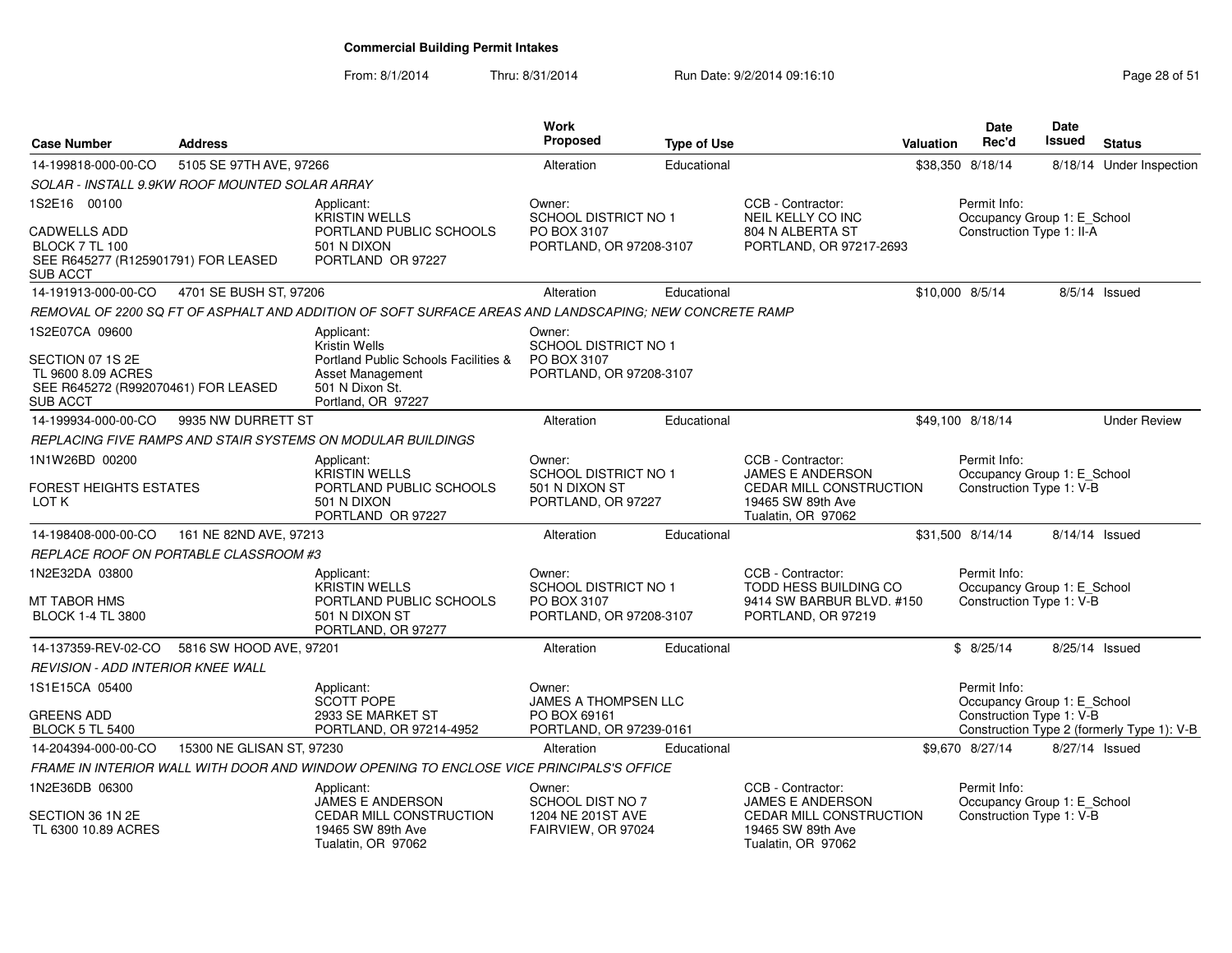## Commercial Building Permit Intakes

From: 8/1/2014 Thru: 8/31/2014 Run Date: 9/2/2014 09:16:10

| Case Number | Address | Work Proposed | Type of Use | Valuation | Date Rec'd | Date Issued | Status |
|---|---|---|---|---|---|---|---|
| 14-199818-000-00-CO | 5105 SE 97TH AVE, 97266 | Alteration | Educational | $38,350 | 8/18/14 | 8/18/14 | Under Inspection |

SOLAR - INSTALL 9.9KW ROOF MOUNTED SOLAR ARRAY

- 1S2E16 00100 — CADWELLS ADD, BLOCK 7 TL 100, SEE R645277 (R125901791) FOR LEASED SUB ACCT
- Applicant: KRISTIN WELLS, PORTLAND PUBLIC SCHOOLS, 501 N DIXON, PORTLAND OR 97227
- Owner: SCHOOL DISTRICT NO 1, PO BOX 3107, PORTLAND, OR 97208-3107
- CCB - Contractor: NEIL KELLY CO INC, 804 N ALBERTA ST, PORTLAND, OR 97217-2693
- Permit Info: Occupancy Group 1: E_School; Construction Type 1: II-A

| Case Number | Address | Work Proposed | Type of Use | Valuation | Date Rec'd | Date Issued | Status |
|---|---|---|---|---|---|---|---|
| 14-191913-000-00-CO | 4701 SE BUSH ST, 97206 | Alteration | Educational | $10,000 | 8/5/14 | 8/5/14 | Issued |

REMOVAL OF 2200 SQ FT OF ASPHALT AND ADDITION OF SOFT SURFACE AREAS AND LANDSCAPING; NEW CONCRETE RAMP

- 1S2E07CA 09600 — SECTION 07 1S 2E, TL 9600 8.09 ACRES, SEE R645272 (R992070461) FOR LEASED SUB ACCT
- Applicant: Kristin Wells, Portland Public Schools Facilities & Asset Management, 501 N Dixon St., Portland, OR 97227
- Owner: SCHOOL DISTRICT NO 1, PO BOX 3107, PORTLAND, OR 97208-3107

| Case Number | Address | Work Proposed | Type of Use | Valuation | Date Rec'd | Date Issued | Status |
|---|---|---|---|---|---|---|---|
| 14-199934-000-00-CO | 9935 NW DURRETT ST | Alteration | Educational | $49,100 | 8/18/14 | | Under Review |

REPLACING FIVE RAMPS AND STAIR SYSTEMS ON MODULAR BUILDINGS

- 1N1W26BD 00200 — FOREST HEIGHTS ESTATES, LOT K
- Applicant: KRISTIN WELLS, PORTLAND PUBLIC SCHOOLS, 501 N DIXON, PORTLAND OR 97227
- Owner: SCHOOL DISTRICT NO 1, 501 N DIXON ST, PORTLAND, OR 97227
- CCB - Contractor: JAMES E ANDERSON, CEDAR MILL CONSTRUCTION, 19465 SW 89th Ave, Tualatin, OR 97062
- Permit Info: Occupancy Group 1: E_School; Construction Type 1: V-B

| Case Number | Address | Work Proposed | Type of Use | Valuation | Date Rec'd | Date Issued | Status |
|---|---|---|---|---|---|---|---|
| 14-198408-000-00-CO | 161 NE 82ND AVE, 97213 | Alteration | Educational | $31,500 | 8/14/14 | 8/14/14 | Issued |

REPLACE ROOF ON PORTABLE CLASSROOM #3

- 1N2E32DA 03800 — MT TABOR HMS, BLOCK 1-4 TL 3800
- Applicant: KRISTIN WELLS, PORTLAND PUBLIC SCHOOLS, 501 N DIXON ST, PORTLAND, OR 97277
- Owner: SCHOOL DISTRICT NO 1, PO BOX 3107, PORTLAND, OR 97208-3107
- CCB - Contractor: TODD HESS BUILDING CO, 9414 SW BARBUR BLVD. #150, PORTLAND, OR 97219
- Permit Info: Occupancy Group 1: E_School; Construction Type 1: V-B

| Case Number | Address | Work Proposed | Type of Use | Valuation | Date Rec'd | Date Issued | Status |
|---|---|---|---|---|---|---|---|
| 14-137359-REV-02-CO | 5816 SW HOOD AVE, 97201 | Alteration | Educational | $ | 8/25/14 | 8/25/14 | Issued |

REVISION - ADD INTERIOR KNEE WALL

- 1S1E15CA 05400 — GREENS ADD, BLOCK 5 TL 5400
- Applicant: SCOTT POPE, 2933 SE MARKET ST, PORTLAND, OR 97214-4952
- Owner: JAMES A THOMPSEN LLC, PO BOX 69161, PORTLAND, OR 97239-0161
- Permit Info: Occupancy Group 1: E_School; Construction Type 1: V-B; Construction Type 2 (formerly Type 1): V-B

| Case Number | Address | Work Proposed | Type of Use | Valuation | Date Rec'd | Date Issued | Status |
|---|---|---|---|---|---|---|---|
| 14-204394-000-00-CO | 15300 NE GLISAN ST, 97230 | Alteration | Educational | $9,670 | 8/27/14 | 8/27/14 | Issued |

FRAME IN INTERIOR WALL WITH DOOR AND WINDOW OPENING TO ENCLOSE VICE PRINCIPALS'S OFFICE

- 1N2E36DB 06300 — SECTION 36 1N 2E, TL 6300 10.89 ACRES
- Applicant: JAMES E ANDERSON, CEDAR MILL CONSTRUCTION, 19465 SW 89th Ave, Tualatin, OR 97062
- Owner: SCHOOL DIST NO 7, 1204 NE 201ST AVE, FAIRVIEW, OR 97024
- CCB - Contractor: JAMES E ANDERSON, CEDAR MILL CONSTRUCTION, 19465 SW 89th Ave, Tualatin, OR 97062
- Permit Info: Occupancy Group 1: E_School; Construction Type 1: V-B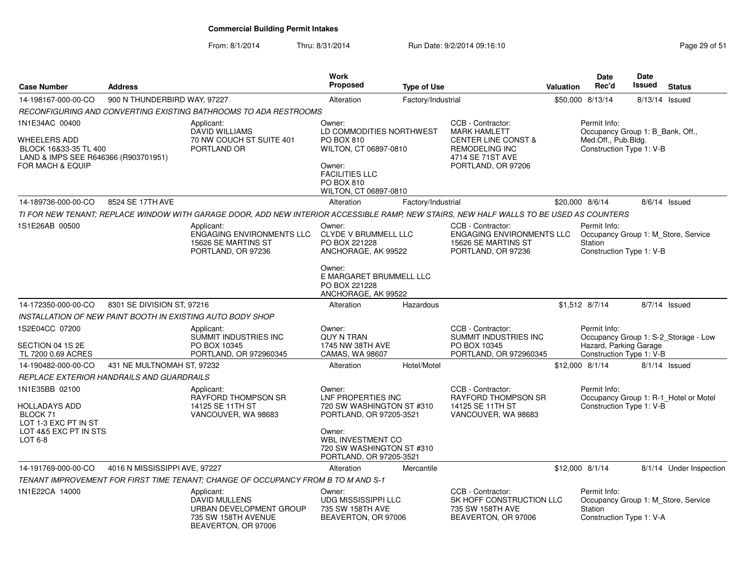**Commercial Building Permit Intakes**

From: 8/1/2014 Thru: 8/31/2014 Run Date: 9/2/2014 09:16:10

| Case Number | Address | Work Proposed | Type of Use | Valuation | Date Rec'd | Date Issued | Status |
|---|---|---|---|---|---|---|---|
| 14-198167-000-00-CO | 900 N THUNDERBIRD WAY, 97227 | Alteration | Factory/Industrial | $50,000 | 8/13/14 | 8/13/14 | Issued |

*RECONFIGURING AND CONVERTING EXISTING BATHROOMS TO ADA RESTROOMS*

1N1E34AC 00400
WHEELERS ADD
BLOCK 16&33-35 TL 400
LAND & IMPS SEE R646366 (R903701951)
FOR MACH & EQUIP

Applicant: DAVID WILLIAMS, 70 NW COUCH ST SUITE 401, PORTLAND OR

Owner: LD COMMODITIES NORTHWEST, PO BOX 810, WILTON, CT 06897-0810
Owner: FACILITIES LLC, PO BOX 810, WILTON, CT 06897-0810

CCB - Contractor: MARK HAMLETT, CENTER LINE CONST & REMODELING INC, 4714 SE 71ST AVE, PORTLAND, OR 97206

Permit Info: Occupancy Group 1: B_Bank, Off., Med.Off., Pub.Bldg. Construction Type 1: V-B

| Case Number | Address | Work Proposed | Type of Use | Valuation | Date Rec'd | Date Issued | Status |
|---|---|---|---|---|---|---|---|
| 14-189736-000-00-CO | 8524 SE 17TH AVE | Alteration | Factory/Industrial | $20,000 | 8/6/14 | 8/6/14 | Issued |

*TI FOR NEW TENANT; REPLACE WINDOW WITH GARAGE DOOR, ADD NEW INTERIOR ACCESSIBLE RAMP, NEW STAIRS, NEW HALF WALLS TO BE USED AS COUNTERS*

1S1E26AB 00500

Applicant: ENGAGING ENVIRONMENTS LLC, 15626 SE MARTINS ST, PORTLAND, OR 97236

Owner: CLYDE V BRUMMELL LLC, PO BOX 221228, ANCHORAGE, AK 99522
Owner: E MARGARET BRUMMELL LLC, PO BOX 221228, ANCHORAGE, AK 99522

CCB - Contractor: ENGAGING ENVIRONMENTS LLC, 15626 SE MARTINS ST, PORTLAND, OR 97236

Permit Info: Occupancy Group 1: M_Store, Service Station. Construction Type 1: V-B

| Case Number | Address | Work Proposed | Type of Use | Valuation | Date Rec'd | Date Issued | Status |
|---|---|---|---|---|---|---|---|
| 14-172350-000-00-CO | 8301 SE DIVISION ST, 97216 | Alteration | Hazardous | $1,512 | 8/7/14 | 8/7/14 | Issued |

*INSTALLATION OF NEW PAINT BOOTH IN EXISTING AUTO BODY SHOP*

1S2E04CC 07200
SECTION 04 1S 2E
TL 7200 0.69 ACRES

Applicant: SUMMIT INDUSTRIES INC, PO BOX 10345, PORTLAND, OR 972960345

Owner: QUY N TRAN, 1745 NW 38TH AVE, CAMAS, WA 98607

CCB - Contractor: SUMMIT INDUSTRIES INC, PO BOX 10345, PORTLAND, OR 972960345

Permit Info: Occupancy Group 1: S-2_Storage - Low Hazard, Parking Garage. Construction Type 1: V-B

| Case Number | Address | Work Proposed | Type of Use | Valuation | Date Rec'd | Date Issued | Status |
|---|---|---|---|---|---|---|---|
| 14-190482-000-00-CO | 431 NE MULTNOMAH ST, 97232 | Alteration | Hotel/Motel | $12,000 | 8/1/14 | 8/1/14 | Issued |

*REPLACE EXTERIOR HANDRAILS AND GUARDRAILS*

1N1E35BB 02100
HOLLADAYS ADD
BLOCK 71
LOT 1-3 EXC PT IN ST
LOT 4&5 EXC PT IN STS
LOT 6-8

Applicant: RAYFORD THOMPSON SR, 14125 SE 11TH ST, VANCOUVER, WA 98683

Owner: LNF PROPERTIES INC, 720 SW WASHINGTON ST #310, PORTLAND, OR 97205-3521
Owner: WBL INVESTMENT CO, 720 SW WASHINGTON ST #310, PORTLAND, OR 97205-3521

CCB - Contractor: RAYFORD THOMPSON SR, 14125 SE 11TH ST, VANCOUVER, WA 98683

Permit Info: Occupancy Group 1: R-1_Hotel or Motel. Construction Type 1: V-B

| Case Number | Address | Work Proposed | Type of Use | Valuation | Date Rec'd | Date Issued | Status |
|---|---|---|---|---|---|---|---|
| 14-191769-000-00-CO | 4016 N MISSISSIPPI AVE, 97227 | Alteration | Mercantile | $12,000 | 8/1/14 | 8/1/14 | Under Inspection |

*TENANT IMPROVEMENT FOR FIRST TIME TENANT; CHANGE OF OCCUPANCY FROM B TO M AND S-1*

1N1E22CA 14000

Applicant: DAVID MULLENS, URBAN DEVELOPMENT GROUP, 735 SW 158TH AVENUE, BEAVERTON, OR 97006

Owner: UDG MISSISSIPPI LLC, 735 SW 158TH AVE, BEAVERTON, OR 97006

CCB - Contractor: SK HOFF CONSTRUCTION LLC, 735 SW 158TH AVE, BEAVERTON, OR 97006

Permit Info: Occupancy Group 1: M_Store, Service Station. Construction Type 1: V-A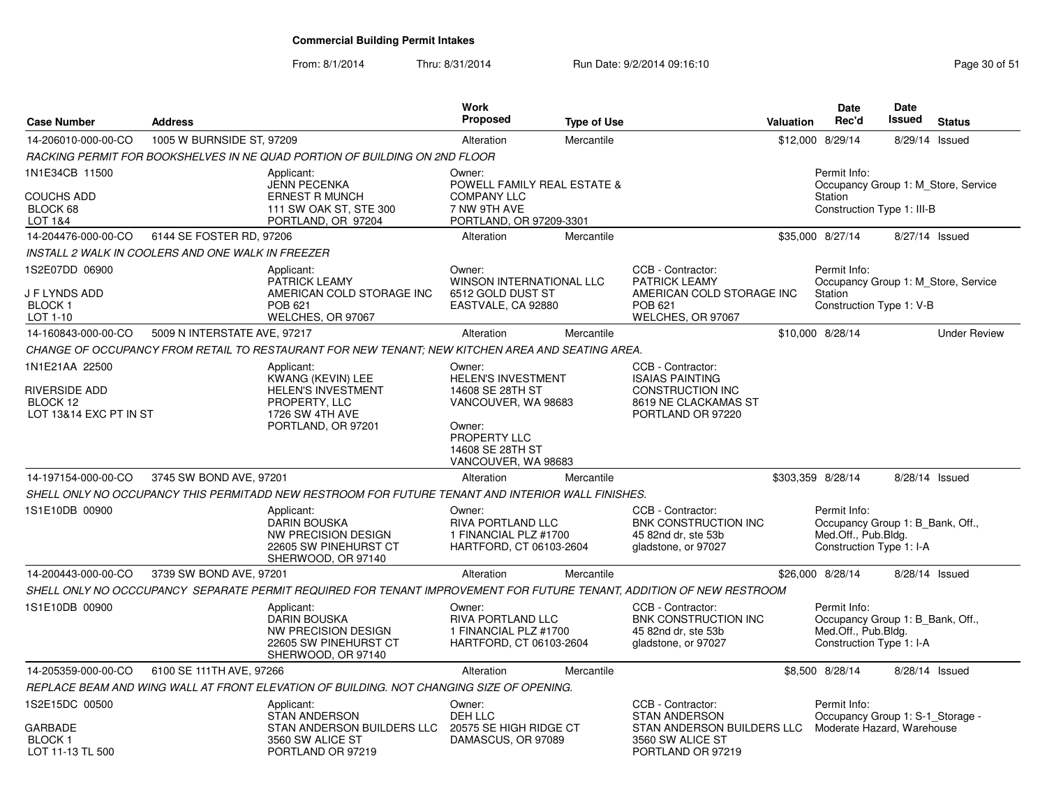# Commercial Building Permit Intakes

From: 8/1/2014 Thru: 8/31/2014 Run Date: 9/2/2014 09:16:10

| Case Number | Address | Work Proposed | Type of Use | Valuation | Date Rec'd | Date Issued | Status |
|---|---|---|---|---|---|---|---|
| 14-206010-000-00-CO | 1005 W BURNSIDE ST, 97209 | Alteration | Mercantile | $12,000 | 8/29/14 | 8/29/14 | Issued |

RACKING PERMIT FOR BOOKSHELVES IN NE QUAD PORTION OF BUILDING ON 2ND FLOOR

1N1E34CB 11500
COUCHS ADD
BLOCK 68
LOT 1&4

Applicant: JENN PECENKA, ERNEST R MUNCH, 111 SW OAK ST, STE 300, PORTLAND, OR 97204

Owner: POWELL FAMILY REAL ESTATE & COMPANY LLC, 7 NW 9TH AVE, PORTLAND, OR 97209-3301

Permit Info: Occupancy Group 1: M_Store, Service Station; Construction Type 1: III-B

| Case Number | Address | Work Proposed | Type of Use | Valuation | Date Rec'd | Date Issued | Status |
|---|---|---|---|---|---|---|---|
| 14-204476-000-00-CO | 6144 SE FOSTER RD, 97206 | Alteration | Mercantile | $35,000 | 8/27/14 | 8/27/14 | Issued |

INSTALL 2 WALK IN COOLERS AND ONE WALK IN FREEZER

1S2E07DD 06900
J F LYNDS ADD
BLOCK 1
LOT 1-10

Applicant: PATRICK LEAMY, AMERICAN COLD STORAGE INC, POB 621, WELCHES, OR 97067

Owner: WINSON INTERNATIONAL LLC, 6512 GOLD DUST ST, EASTVALE, CA 92880

CCB - Contractor: PATRICK LEAMY, AMERICAN COLD STORAGE INC, POB 621, WELCHES, OR 97067

Permit Info: Occupancy Group 1: M_Store, Service Station; Construction Type 1: V-B

| Case Number | Address | Work Proposed | Type of Use | Valuation | Date Rec'd | Date Issued | Status |
|---|---|---|---|---|---|---|---|
| 14-160843-000-00-CO | 5009 N INTERSTATE AVE, 97217 | Alteration | Mercantile | $10,000 | 8/28/14 | | Under Review |

CHANGE OF OCCUPANCY FROM RETAIL TO RESTAURANT FOR NEW TENANT; NEW KITCHEN AREA AND SEATING AREA.

1N1E21AA 22500
RIVERSIDE ADD
BLOCK 12
LOT 13&14 EXC PT IN ST

Applicant: KWANG (KEVIN) LEE, HELEN'S INVESTMENT PROPERTY, LLC, 1726 SW 4TH AVE, PORTLAND, OR 97201

Owner: HELEN'S INVESTMENT, 14608 SE 28TH ST, VANCOUVER, WA 98683

Owner: PROPERTY LLC, 14608 SE 28TH ST, VANCOUVER, WA 98683

CCB - Contractor: ISAIAS PAINTING CONSTRUCTION INC, 8619 NE CLACKAMAS ST, PORTLAND OR 97220

| Case Number | Address | Work Proposed | Type of Use | Valuation | Date Rec'd | Date Issued | Status |
|---|---|---|---|---|---|---|---|
| 14-197154-000-00-CO | 3745 SW BOND AVE, 97201 | Alteration | Mercantile | $303,359 | 8/28/14 | 8/28/14 | Issued |

SHELL ONLY NO OCCUPANCY THIS PERMITADD NEW RESTROOM FOR FUTURE TENANT AND INTERIOR WALL FINISHES.

1S1E10DB 00900

Applicant: DARIN BOUSKA, NW PRECISION DESIGN, 22605 SW PINEHURST CT, SHERWOOD, OR 97140

Owner: RIVA PORTLAND LLC, 1 FINANCIAL PLZ #1700, HARTFORD, CT 06103-2604

CCB - Contractor: BNK CONSTRUCTION INC, 45 82nd dr, ste 53b, gladstone, or 97027

Permit Info: Occupancy Group 1: B_Bank, Off., Med.Off., Pub.Bldg.; Construction Type 1: I-A

| Case Number | Address | Work Proposed | Type of Use | Valuation | Date Rec'd | Date Issued | Status |
|---|---|---|---|---|---|---|---|
| 14-200443-000-00-CO | 3739 SW BOND AVE, 97201 | Alteration | Mercantile | $26,000 | 8/28/14 | 8/28/14 | Issued |

SHELL ONLY NO OCCCUPANCY SEPARATE PERMIT REQUIRED FOR TENANT IMPROVEMENT FOR FUTURE TENANT, ADDITION OF NEW RESTROOM

1S1E10DB 00900

Applicant: DARIN BOUSKA, NW PRECISION DESIGN, 22605 SW PINEHURST CT, SHERWOOD, OR 97140

Owner: RIVA PORTLAND LLC, 1 FINANCIAL PLZ #1700, HARTFORD, CT 06103-2604

CCB - Contractor: BNK CONSTRUCTION INC, 45 82nd dr, ste 53b, gladstone, or 97027

Permit Info: Occupancy Group 1: B_Bank, Off., Med.Off., Pub.Bldg.; Construction Type 1: I-A

| Case Number | Address | Work Proposed | Type of Use | Valuation | Date Rec'd | Date Issued | Status |
|---|---|---|---|---|---|---|---|
| 14-205359-000-00-CO | 6100 SE 111TH AVE, 97266 | Alteration | Mercantile | $8,500 | 8/28/14 | 8/28/14 | Issued |

REPLACE BEAM AND WING WALL AT FRONT ELEVATION OF BUILDING. NOT CHANGING SIZE OF OPENING.

1S2E15DC 00500
GARBADE
BLOCK 1
LOT 11-13 TL 500

Applicant: STAN ANDERSON, STAN ANDERSON BUILDERS LLC, 3560 SW ALICE ST, PORTLAND OR 97219

Owner: DEH LLC, 20575 SE HIGH RIDGE CT, DAMASCUS, OR 97089

CCB - Contractor: STAN ANDERSON, STAN ANDERSON BUILDERS LLC, 3560 SW ALICE ST, PORTLAND OR 97219

Permit Info: Occupancy Group 1: S-1_Storage - Moderate Hazard, Warehouse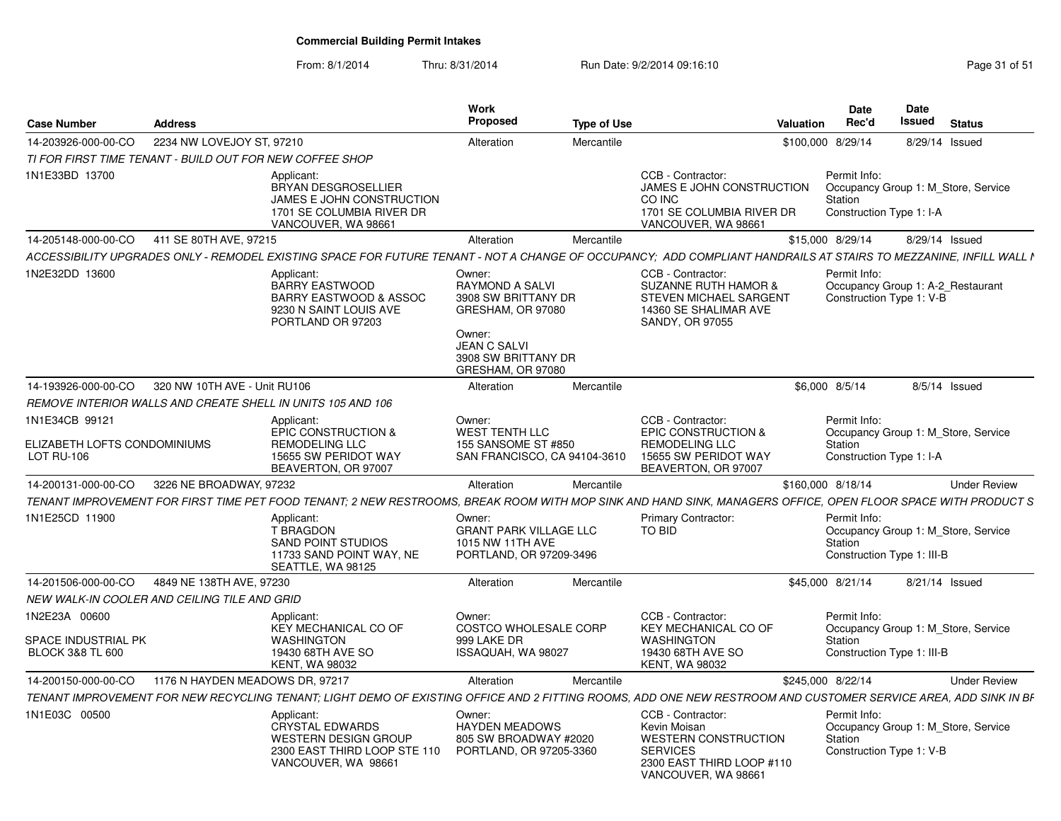**Commercial Building Permit Intakes**

From: 8/1/2014 Thru: 8/31/2014 Run Date: 9/2/2014 09:16:10

| Case Number | Address | Work Proposed | Type of Use | Valuation | Date Rec'd | Date Issued | Status |
|---|---|---|---|---|---|---|---|
| 14-203926-000-00-CO | 2234 NW LOVEJOY ST, 97210 | Alteration | Mercantile | $100,000 | 8/29/14 | 8/29/14 | Issued |

*TI FOR FIRST TIME TENANT - BUILD OUT FOR NEW COFFEE SHOP*

1N1E33BD 13700

Applicant: BRYAN DESGROSELLIER, JAMES E JOHN CONSTRUCTION, 1701 SE COLUMBIA RIVER DR, VANCOUVER, WA 98661

CCB - Contractor: JAMES E JOHN CONSTRUCTION CO INC, 1701 SE COLUMBIA RIVER DR, VANCOUVER, WA 98661

Permit Info: Occupancy Group 1: M_Store, Service Station; Construction Type 1: I-A

| Case Number | Address | Work Proposed | Type of Use | Valuation | Date Rec'd | Date Issued | Status |
|---|---|---|---|---|---|---|---|
| 14-205148-000-00-CO | 411 SE 80TH AVE, 97215 | Alteration | Mercantile | $15,000 | 8/29/14 | 8/29/14 | Issued |

*ACCESSIBILITY UPGRADES ONLY - REMODEL EXISTING SPACE FOR FUTURE TENANT - NOT A CHANGE OF OCCUPANCY; ADD COMPLIANT HANDRAILS AT STAIRS TO MEZZANINE, INFILL WALL I*

1N2E32DD 13600

Applicant: BARRY EASTWOOD, BARRY EASTWOOD & ASSOC, 9230 N SAINT LOUIS AVE, PORTLAND OR 97203

Owner: RAYMOND A SALVI, 3908 SW BRITTANY DR, GRESHAM, OR 97080

Owner: JEAN C SALVI, 3908 SW BRITTANY DR, GRESHAM, OR 97080

CCB - Contractor: SUZANNE RUTH HAMOR & STEVEN MICHAEL SARGENT, 14360 SE SHALIMAR AVE, SANDY, OR 97055

Permit Info: Occupancy Group 1: A-2_Restaurant; Construction Type 1: V-B

| Case Number | Address | Work Proposed | Type of Use | Valuation | Date Rec'd | Date Issued | Status |
|---|---|---|---|---|---|---|---|
| 14-193926-000-00-CO | 320 NW 10TH AVE - Unit RU106 | Alteration | Mercantile | $6,000 | 8/5/14 | 8/5/14 | Issued |

*REMOVE INTERIOR WALLS AND CREATE SHELL IN UNITS 105 AND 106*

1N1E34CB 99121

ELIZABETH LOFTS CONDOMINIUMS, LOT RU-106

Applicant: EPIC CONSTRUCTION & REMODELING LLC, 15655 SW PERIDOT WAY, BEAVERTON, OR 97007

Owner: WEST TENTH LLC, 155 SANSOME ST #850, SAN FRANCISCO, CA 94104-3610

CCB - Contractor: EPIC CONSTRUCTION & REMODELING LLC, 15655 SW PERIDOT WAY, BEAVERTON, OR 97007

Permit Info: Occupancy Group 1: M_Store, Service Station; Construction Type 1: I-A

| Case Number | Address | Work Proposed | Type of Use | Valuation | Date Rec'd | Date Issued | Status |
|---|---|---|---|---|---|---|---|
| 14-200131-000-00-CO | 3226 NE BROADWAY, 97232 | Alteration | Mercantile | $160,000 | 8/18/14 | | Under Review |

*TENANT IMPROVEMENT FOR FIRST TIME PET FOOD TENANT; 2 NEW RESTROOMS, BREAK ROOM WITH MOP SINK AND HAND SINK, MANAGERS OFFICE, OPEN FLOOR SPACE WITH PRODUCT S*

1N1E25CD 11900

Applicant: T BRAGDON, SAND POINT STUDIOS, 11733 SAND POINT WAY, NE, SEATTLE, WA 98125

Owner: GRANT PARK VILLAGE LLC, 1015 NW 11TH AVE, PORTLAND, OR 97209-3496

Primary Contractor: TO BID

Permit Info: Occupancy Group 1: M_Store, Service Station; Construction Type 1: III-B

| Case Number | Address | Work Proposed | Type of Use | Valuation | Date Rec'd | Date Issued | Status |
|---|---|---|---|---|---|---|---|
| 14-201506-000-00-CO | 4849 NE 138TH AVE, 97230 | Alteration | Mercantile | $45,000 | 8/21/14 | 8/21/14 | Issued |

*NEW WALK-IN COOLER AND CEILING TILE AND GRID*

1N2E23A 00600

SPACE INDUSTRIAL PK, BLOCK 3&8 TL 600

Applicant: KEY MECHANICAL CO OF WASHINGTON, 19430 68TH AVE SO, KENT, WA 98032

Owner: COSTCO WHOLESALE CORP, 999 LAKE DR, ISSAQUAH, WA 98027

CCB - Contractor: KEY MECHANICAL CO OF WASHINGTON, 19430 68TH AVE SO, KENT, WA 98032

Permit Info: Occupancy Group 1: M_Store, Service Station; Construction Type 1: III-B

| Case Number | Address | Work Proposed | Type of Use | Valuation | Date Rec'd | Date Issued | Status |
|---|---|---|---|---|---|---|---|
| 14-200150-000-00-CO | 1176 N HAYDEN MEADOWS DR, 97217 | Alteration | Mercantile | $245,000 | 8/22/14 | | Under Review |

*TENANT IMPROVEMENT FOR NEW RECYCLING TENANT; LIGHT DEMO OF EXISTING OFFICE AND 2 FITTING ROOMS, ADD ONE NEW RESTROOM AND CUSTOMER SERVICE AREA, ADD SINK IN BI*

1N1E03C 00500

Applicant: CRYSTAL EDWARDS, WESTERN DESIGN GROUP, 2300 EAST THIRD LOOP STE 110, VANCOUVER, WA 98661

Owner: HAYDEN MEADOWS, 805 SW BROADWAY #2020, PORTLAND, OR 97205-3360

CCB - Contractor: Kevin Moisan, WESTERN CONSTRUCTION SERVICES, 2300 EAST THIRD LOOP #110, VANCOUVER, WA 98661

Permit Info: Occupancy Group 1: M_Store, Service Station; Construction Type 1: V-B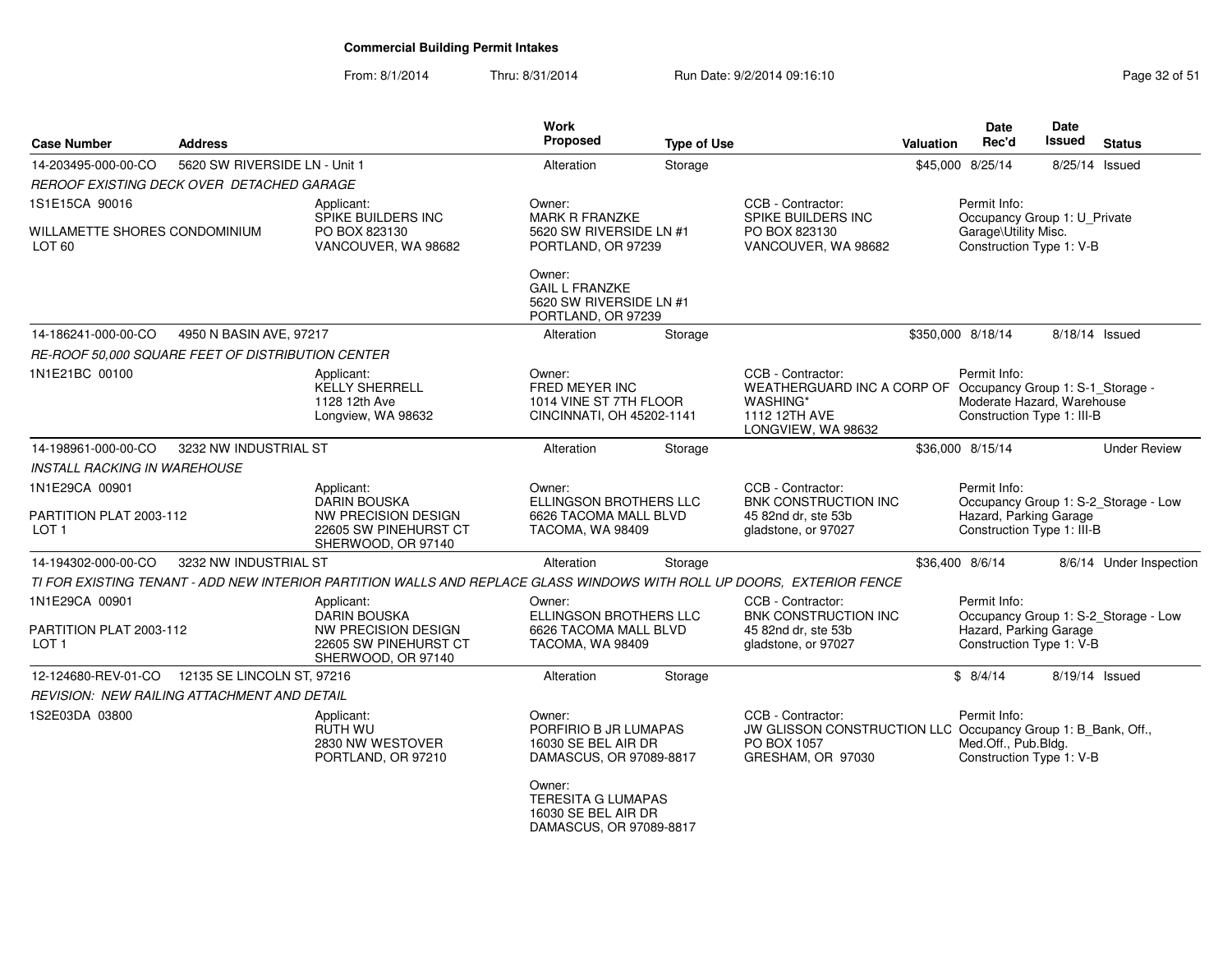# Commercial Building Permit Intakes

From: 8/1/2014 Thru: 8/31/2014 Run Date: 9/2/2014 09:16:10

| Case Number | Address | Work Proposed | Type of Use | Valuation | Date Rec'd | Date Issued | Status |
|---|---|---|---|---|---|---|---|
| 14-203495-000-00-CO | 5620 SW RIVERSIDE LN - Unit 1 | Alteration | Storage | $45,000 | 8/25/14 | 8/25/14 | Issued |

*REROOF EXISTING DECK OVER DETACHED GARAGE*

1S1E15CA 90016

WILLAMETTE SHORES CONDOMINIUM
LOT 60

Applicant:
SPIKE BUILDERS INC
PO BOX 823130
VANCOUVER, WA 98682

Owner:
MARK R FRANZKE
5620 SW RIVERSIDE LN #1
PORTLAND, OR 97239

Owner:
GAIL L FRANZKE
5620 SW RIVERSIDE LN #1
PORTLAND, OR 97239

CCB - Contractor:
SPIKE BUILDERS INC
PO BOX 823130
VANCOUVER, WA 98682

Permit Info:
Occupancy Group 1: U_Private Garage\Utility Misc.
Construction Type 1: V-B

---

| Case Number | Address | Work Proposed | Type of Use | Valuation | Date Rec'd | Date Issued | Status |
|---|---|---|---|---|---|---|---|
| 14-186241-000-00-CO | 4950 N BASIN AVE, 97217 | Alteration | Storage | $350,000 | 8/18/14 | 8/18/14 | Issued |

*RE-ROOF 50,000 SQUARE FEET OF DISTRIBUTION CENTER*

1N1E21BC 00100

Applicant:
KELLY SHERRELL
1128 12th Ave
Longview, WA 98632

Owner:
FRED MEYER INC
1014 VINE ST 7TH FLOOR
CINCINNATI, OH 45202-1141

CCB - Contractor:
WEATHERGUARD INC A CORP OF WASHING*
1112 12TH AVE
LONGVIEW, WA 98632

Permit Info:
Occupancy Group 1: S-1_Storage - Moderate Hazard, Warehouse
Construction Type 1: III-B

---

| Case Number | Address | Work Proposed | Type of Use | Valuation | Date Rec'd | Date Issued | Status |
|---|---|---|---|---|---|---|---|
| 14-198961-000-00-CO | 3232 NW INDUSTRIAL ST | Alteration | Storage | $36,000 | 8/15/14 | | Under Review |

*INSTALL RACKING IN WAREHOUSE*

1N1E29CA 00901

PARTITION PLAT 2003-112
LOT 1

Applicant:
DARIN BOUSKA
NW PRECISION DESIGN
22605 SW PINEHURST CT
SHERWOOD, OR 97140

Owner:
ELLINGSON BROTHERS LLC
6626 TACOMA MALL BLVD
TACOMA, WA 98409

CCB - Contractor:
BNK CONSTRUCTION INC
45 82nd dr, ste 53b
gladstone, or 97027

Permit Info:
Occupancy Group 1: S-2_Storage - Low Hazard, Parking Garage
Construction Type 1: III-B

---

| Case Number | Address | Work Proposed | Type of Use | Valuation | Date Rec'd | Date Issued | Status |
|---|---|---|---|---|---|---|---|
| 14-194302-000-00-CO | 3232 NW INDUSTRIAL ST | Alteration | Storage | $36,400 | 8/6/14 | 8/6/14 | Under Inspection |

*TI FOR EXISTING TENANT - ADD NEW INTERIOR PARTITION WALLS AND REPLACE GLASS WINDOWS WITH ROLL UP DOORS, EXTERIOR FENCE*

1N1E29CA 00901

PARTITION PLAT 2003-112
LOT 1

Applicant:
DARIN BOUSKA
NW PRECISION DESIGN
22605 SW PINEHURST CT
SHERWOOD, OR 97140

Owner:
ELLINGSON BROTHERS LLC
6626 TACOMA MALL BLVD
TACOMA, WA 98409

CCB - Contractor:
BNK CONSTRUCTION INC
45 82nd dr, ste 53b
gladstone, or 97027

Permit Info:
Occupancy Group 1: S-2_Storage - Low Hazard, Parking Garage
Construction Type 1: V-B

---

| Case Number | Address | Work Proposed | Type of Use | Valuation | Date Rec'd | Date Issued | Status |
|---|---|---|---|---|---|---|---|
| 12-124680-REV-01-CO | 12135 SE LINCOLN ST, 97216 | Alteration | Storage | $ | 8/4/14 | 8/19/14 | Issued |

*REVISION: NEW RAILING ATTACHMENT AND DETAIL*

1S2E03DA 03800

Applicant:
RUTH WU
2830 NW WESTOVER
PORTLAND, OR 97210

Owner:
PORFIRIO B JR LUMAPAS
16030 SE BEL AIR DR
DAMASCUS, OR 97089-8817

Owner:
TERESITA G LUMAPAS
16030 SE BEL AIR DR
DAMASCUS, OR 97089-8817

CCB - Contractor:
JW GLISSON CONSTRUCTION LLC
PO BOX 1057
GRESHAM, OR 97030

Permit Info:
Occupancy Group 1: B_Bank, Off., Med.Off., Pub.Bldg.
Construction Type 1: V-B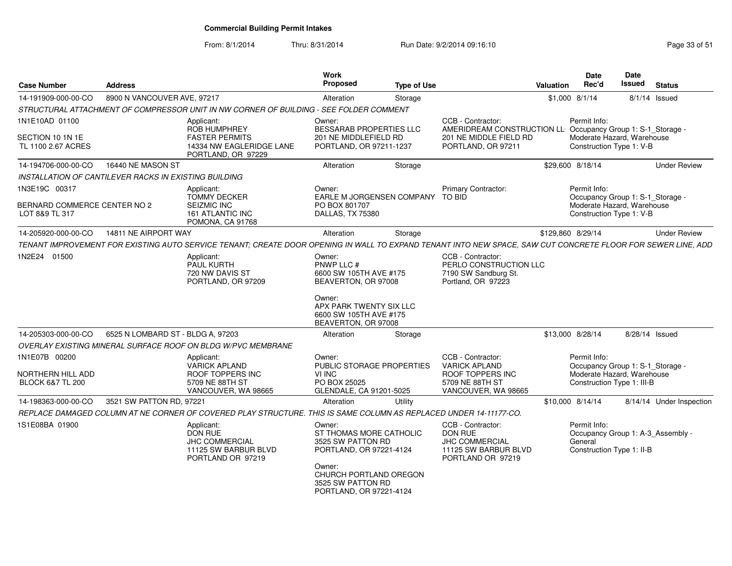# Commercial Building Permit Intakes

From: 8/1/2014 Thru: 8/31/2014 Run Date: 9/2/2014 09:16:10

| Case Number | Address | Work Proposed | Type of Use | Valuation | Date Rec'd | Date Issued | Status |
|---|---|---|---|---|---|---|---|
| 14-191909-000-00-CO | 8900 N VANCOUVER AVE, 97217 | Alteration | Storage | $1,000 | 8/1/14 | 8/1/14 | Issued |
| 14-194706-000-00-CO | 16440 NE MASON ST | Alteration | Storage | $29,600 | 8/18/14 | | Under Review |
| 14-205920-000-00-CO | 14811 NE AIRPORT WAY | Alteration | Storage | $129,860 | 8/29/14 | | Under Review |
| 14-205303-000-00-CO | 6525 N LOMBARD ST - BLDG A, 97203 | Alteration | Storage | $13,000 | 8/28/14 | 8/28/14 | Issued |
| 14-198363-000-00-CO | 3521 SW PATTON RD, 97221 | Alteration | Utility | $10,000 | 8/14/14 | 8/14/14 | Under Inspection |

## 14-191909-000-00-CO — 8900 N VANCOUVER AVE, 97217

*STRUCTURAL ATTACHMENT OF COMPRESSOR UNIT IN NW CORNER OF BUILDING - SEE FOLDER COMMENT*

- 1N1E10AD 01100
- SECTION 10 1N 1E
- TL 1100 2.67 ACRES

Applicant: ROB HUMPHREY, FASTER PERMITS, 14334 NW EAGLERIDGE LANE, PORTLAND, OR 97229

Owner: BESSARAB PROPERTIES LLC, 201 NE MIDDLEFIELD RD, PORTLAND, OR 97211-1237

CCB - Contractor: AMERIDREAM CONSTRUCTION LL, 201 NE MIDDLE FIELD RD, PORTLAND, OR 97211

Permit Info: Occupancy Group 1: S-1_Storage - Moderate Hazard, Warehouse; Construction Type 1: V-B

## 14-194706-000-00-CO — 16440 NE MASON ST

*INSTALLATION OF CANTILEVER RACKS IN EXISTING BUILDING*

- 1N3E19C 00317
- BERNARD COMMERCE CENTER NO 2
- LOT 8&9 TL 317

Applicant: TOMMY DECKER, SEIZMIC INC, 161 ATLANTIC INC, POMONA, CA 91768

Owner: EARLE M JORGENSEN COMPANY, PO BOX 801707, DALLAS, TX 75380

Primary Contractor: TO BID

Permit Info: Occupancy Group 1: S-1_Storage - Moderate Hazard, Warehouse; Construction Type 1: V-B

## 14-205920-000-00-CO — 14811 NE AIRPORT WAY

*TENANT IMPROVEMENT FOR EXISTING AUTO SERVICE TENANT; CREATE DOOR OPENING IN WALL TO EXPAND TENANT INTO NEW SPACE, SAW CUT CONCRETE FLOOR FOR SEWER LINE, ADD*

- 1N2E24 01500

Applicant: PAUL KURTH, 720 NW DAVIS ST, PORTLAND, OR 97209

Owner: PNWP LLC #, 6600 SW 105TH AVE #175, BEAVERTON, OR 97008

Owner: APX PARK TWENTY SIX LLC, 6600 SW 105TH AVE #175, BEAVERTON, OR 97008

CCB - Contractor: PERLO CONSTRUCTION LLC, 7190 SW Sandburg St., Portland, OR 97223

## 14-205303-000-00-CO — 6525 N LOMBARD ST - BLDG A, 97203

*OVERLAY EXISTING MINERAL SURFACE ROOF ON BLDG W/PVC MEMBRANE*

- 1N1E07B 00200
- NORTHERN HILL ADD
- BLOCK 6&7 TL 200

Applicant: VARICK APLAND, ROOF TOPPERS INC, 5709 NE 88TH ST, VANCOUVER, WA 98665

Owner: PUBLIC STORAGE PROPERTIES VI INC, PO BOX 25025, GLENDALE, CA 91201-5025

CCB - Contractor: VARICK APLAND, ROOF TOPPERS INC, 5709 NE 88TH ST, VANCOUVER, WA 98665

Permit Info: Occupancy Group 1: S-1_Storage - Moderate Hazard, Warehouse; Construction Type 1: III-B

## 14-198363-000-00-CO — 3521 SW PATTON RD, 97221

*REPLACE DAMAGED COLUMN AT NE CORNER OF COVERED PLAY STRUCTURE. THIS IS SAME COLUMN AS REPLACED UNDER 14-11177-CO.*

- 1S1E08BA 01900

Applicant: DON RUE, JHC COMMERCIAL, 11125 SW BARBUR BLVD, PORTLAND OR 97219

Owner: ST THOMAS MORE CATHOLIC, 3525 SW PATTON RD, PORTLAND, OR 97221-4124

Owner: CHURCH PORTLAND OREGON, 3525 SW PATTON RD, PORTLAND, OR 97221-4124

CCB - Contractor: DON RUE, JHC COMMERCIAL, 11125 SW BARBUR BLVD, PORTLAND OR 97219

Permit Info: Occupancy Group 1: A-3_Assembly - General; Construction Type 1: II-B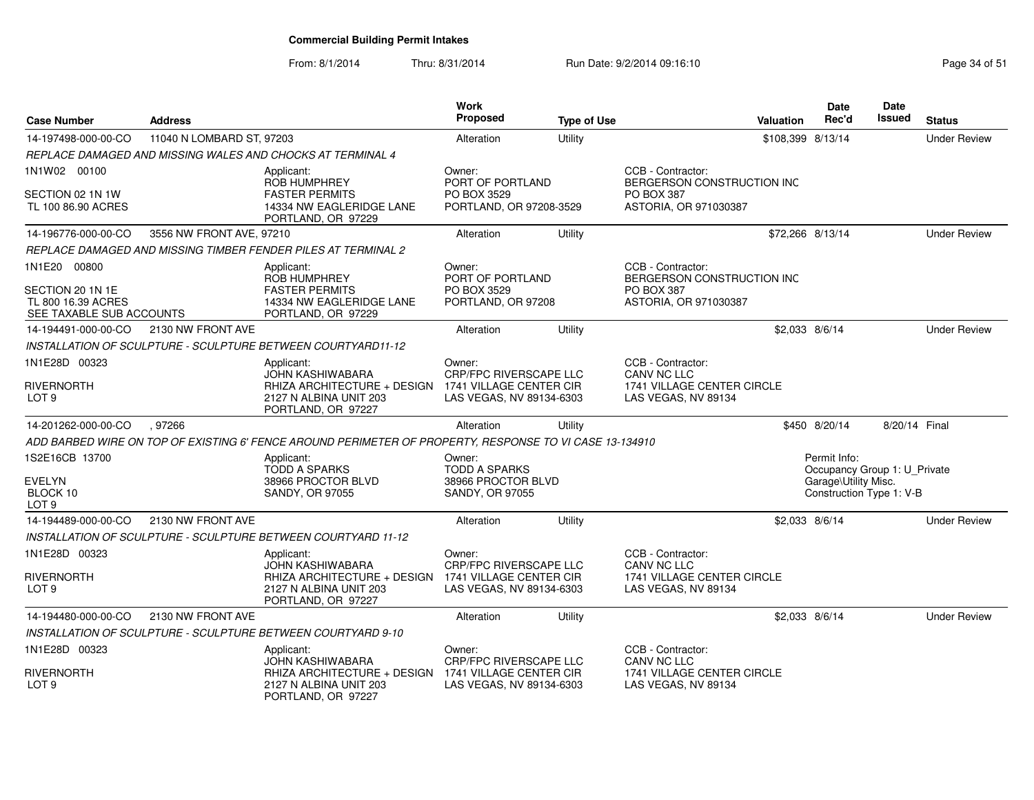# Commercial Building Permit Intakes

From: 8/1/2014 Thru: 8/31/2014 Run Date: 9/2/2014 09:16:10

| Case Number | Address | Work Proposed | Type of Use | Valuation | Date Rec'd | Date Issued | Status |
|---|---|---|---|---|---|---|---|
| 14-197498-000-00-CO | 11040 N LOMBARD ST, 97203 | Alteration | Utility | $108,399 | 8/13/14 | | Under Review |

*REPLACE DAMAGED AND MISSING WALES AND CHOCKS AT TERMINAL 4*

1N1W02 00100
SECTION 02 1N 1W
TL 100 86.90 ACRES

Applicant: ROB HUMPHREY, FASTER PERMITS, 14334 NW EAGLERIDGE LANE, PORTLAND, OR 97229

Owner: PORT OF PORTLAND, PO BOX 3529, PORTLAND, OR 97208-3529

CCB - Contractor: BERGERSON CONSTRUCTION INC, PO BOX 387, ASTORIA, OR 971030387

| Case Number | Address | Work Proposed | Type of Use | Valuation | Date Rec'd | Date Issued | Status |
|---|---|---|---|---|---|---|---|
| 14-196776-000-00-CO | 3556 NW FRONT AVE, 97210 | Alteration | Utility | $72,266 | 8/13/14 | | Under Review |

*REPLACE DAMAGED AND MISSING TIMBER FENDER PILES AT TERMINAL 2*

1N1E20 00800
SECTION 20 1N 1E
TL 800 16.39 ACRES
SEE TAXABLE SUB ACCOUNTS

Applicant: ROB HUMPHREY, FASTER PERMITS, 14334 NW EAGLERIDGE LANE, PORTLAND, OR 97229

Owner: PORT OF PORTLAND, PO BOX 3529, PORTLAND, OR 97208

CCB - Contractor: BERGERSON CONSTRUCTION INC, PO BOX 387, ASTORIA, OR 971030387

| Case Number | Address | Work Proposed | Type of Use | Valuation | Date Rec'd | Date Issued | Status |
|---|---|---|---|---|---|---|---|
| 14-194491-000-00-CO | 2130 NW FRONT AVE | Alteration | Utility | $2,033 | 8/6/14 | | Under Review |

*INSTALLATION OF SCULPTURE - SCULPTURE BETWEEN COURTYARD11-12*

1N1E28D 00323
RIVERNORTH
LOT 9

Applicant: JOHN KASHIWABARA, RHIZA ARCHITECTURE + DESIGN, 2127 N ALBINA UNIT 203, PORTLAND, OR 97227

Owner: CRP/FPC RIVERSCAPE LLC, 1741 VILLAGE CENTER CIR, LAS VEGAS, NV 89134-6303

CCB - Contractor: CANV NC LLC, 1741 VILLAGE CENTER CIRCLE, LAS VEGAS, NV 89134

| Case Number | Address | Work Proposed | Type of Use | Valuation | Date Rec'd | Date Issued | Status |
|---|---|---|---|---|---|---|---|
| 14-201262-000-00-CO | , 97266 | Alteration | Utility | $450 | 8/20/14 | 8/20/14 | Final |

*ADD BARBED WIRE ON TOP OF EXISTING 6' FENCE AROUND PERIMETER OF PROPERTY, RESPONSE TO VI CASE 13-134910*

1S2E16CB 13700
EVELYN
BLOCK 10
LOT 9

Applicant: TODD A SPARKS, 38966 PROCTOR BLVD, SANDY, OR 97055

Owner: TODD A SPARKS, 38966 PROCTOR BLVD, SANDY, OR 97055

Permit Info: Occupancy Group 1: U_Private Garage\Utility Misc. Construction Type 1: V-B

| Case Number | Address | Work Proposed | Type of Use | Valuation | Date Rec'd | Date Issued | Status |
|---|---|---|---|---|---|---|---|
| 14-194489-000-00-CO | 2130 NW FRONT AVE | Alteration | Utility | $2,033 | 8/6/14 | | Under Review |

*INSTALLATION OF SCULPTURE - SCULPTURE BETWEEN COURTYARD 11-12*

1N1E28D 00323
RIVERNORTH
LOT 9

Applicant: JOHN KASHIWABARA, RHIZA ARCHITECTURE + DESIGN, 2127 N ALBINA UNIT 203, PORTLAND, OR 97227

Owner: CRP/FPC RIVERSCAPE LLC, 1741 VILLAGE CENTER CIR, LAS VEGAS, NV 89134-6303

CCB - Contractor: CANV NC LLC, 1741 VILLAGE CENTER CIRCLE, LAS VEGAS, NV 89134

| Case Number | Address | Work Proposed | Type of Use | Valuation | Date Rec'd | Date Issued | Status |
|---|---|---|---|---|---|---|---|
| 14-194480-000-00-CO | 2130 NW FRONT AVE | Alteration | Utility | $2,033 | 8/6/14 | | Under Review |

*INSTALLATION OF SCULPTURE - SCULPTURE BETWEEN COURTYARD 9-10*

1N1E28D 00323
RIVERNORTH
LOT 9

Applicant: JOHN KASHIWABARA, RHIZA ARCHITECTURE + DESIGN, 2127 N ALBINA UNIT 203, PORTLAND, OR 97227

Owner: CRP/FPC RIVERSCAPE LLC, 1741 VILLAGE CENTER CIR, LAS VEGAS, NV 89134-6303

CCB - Contractor: CANV NC LLC, 1741 VILLAGE CENTER CIRCLE, LAS VEGAS, NV 89134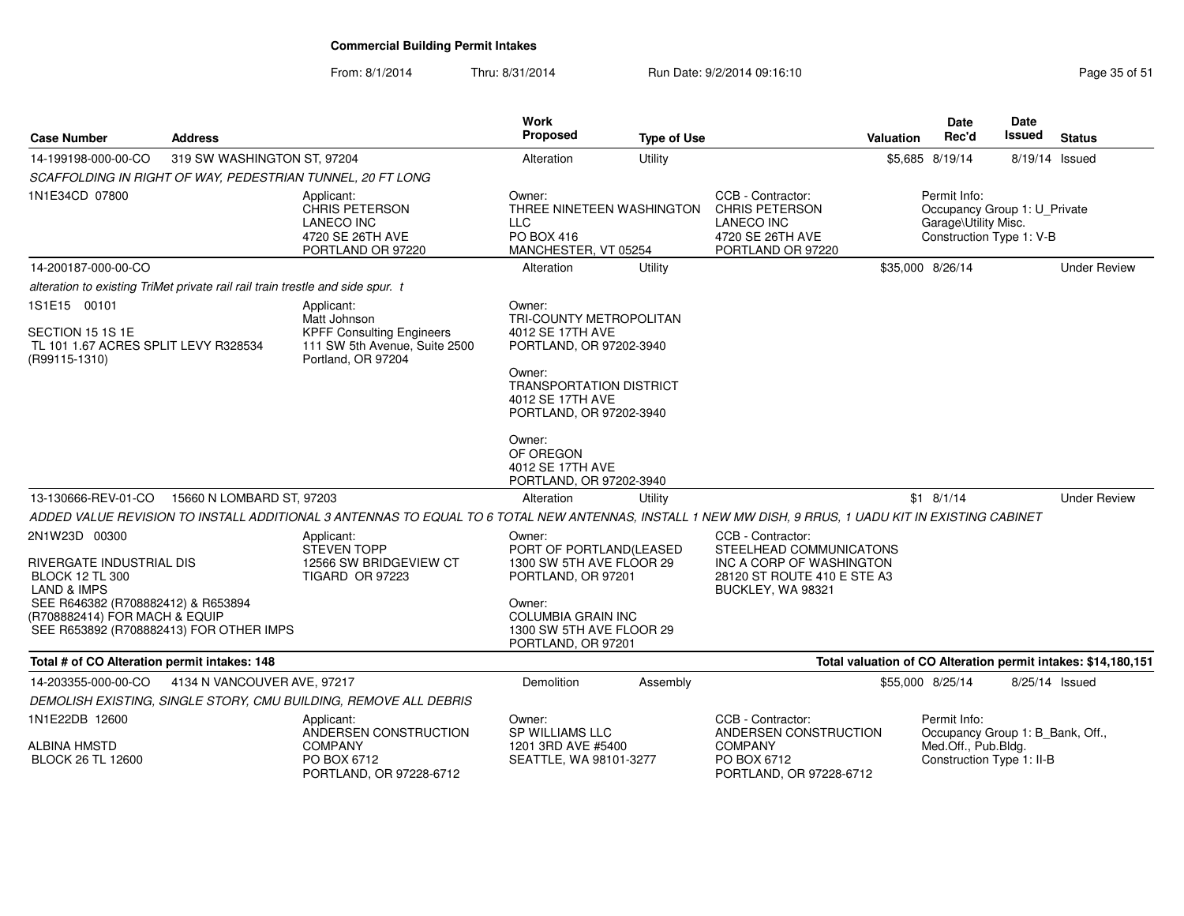## Commercial Building Permit Intakes

From: 8/1/2014 Thru: 8/31/2014 Run Date: 9/2/2014 09:16:10

| Case Number | Address | Work Proposed | Type of Use | Valuation | Date Rec'd | Date Issued | Status |
|---|---|---|---|---|---|---|---|
| 14-199198-000-00-CO | 319 SW WASHINGTON ST, 97204 | Alteration | Utility | $5,685 | 8/19/14 | 8/19/14 | Issued |

*SCAFFOLDING IN RIGHT OF WAY, PEDESTRIAN TUNNEL, 20 FT LONG*

1N1E34CD 07800

Applicant: CHRIS PETERSON, LANECO INC, 4720 SE 26TH AVE, PORTLAND OR 97220

Owner: THREE NINETEEN WASHINGTON LLC, PO BOX 416, MANCHESTER, VT 05254

CCB - Contractor: CHRIS PETERSON, LANECO INC, 4720 SE 26TH AVE, PORTLAND OR 97220

Permit Info: Occupancy Group 1: U_Private Garage\Utility Misc. Construction Type 1: V-B

| Case Number | Address | Work Proposed | Type of Use | Valuation | Date Rec'd | Date Issued | Status |
|---|---|---|---|---|---|---|---|
| 14-200187-000-00-CO | | Alteration | Utility | $35,000 | 8/26/14 | | Under Review |

*alteration to existing TriMet private rail rail train trestle and side spur. t*

1S1E15 00101

SECTION 15 1S 1E
TL 101 1.67 ACRES SPLIT LEVY R328534 (R99115-1310)

Applicant: Matt Johnson, KPFF Consulting Engineers, 111 SW 5th Avenue, Suite 2500, Portland, OR 97204

Owner: TRI-COUNTY METROPOLITAN, 4012 SE 17TH AVE, PORTLAND, OR 97202-3940

Owner: TRANSPORTATION DISTRICT, 4012 SE 17TH AVE, PORTLAND, OR 97202-3940

Owner: OF OREGON, 4012 SE 17TH AVE, PORTLAND, OR 97202-3940

| Case Number | Address | Work Proposed | Type of Use | Valuation | Date Rec'd | Date Issued | Status |
|---|---|---|---|---|---|---|---|
| 13-130666-REV-01-CO | 15660 N LOMBARD ST, 97203 | Alteration | Utility | $1 | 8/1/14 | | Under Review |

*ADDED VALUE REVISION TO INSTALL ADDITIONAL 3 ANTENNAS TO EQUAL TO 6 TOTAL NEW ANTENNAS, INSTALL 1 NEW MW DISH, 9 RRUS, 1 UADU KIT IN EXISTING CABINET*

2N1W23D 00300

RIVERGATE INDUSTRIAL DIS
BLOCK 12 TL 300
LAND & IMPS
SEE R646382 (R708882412) & R653894 (R708882414) FOR MACH & EQUIP
SEE R653892 (R708882413) FOR OTHER IMPS

Applicant: STEVEN TOPP, 12566 SW BRIDGEVIEW CT, TIGARD OR 97223

Owner: PORT OF PORTLAND(LEASED, 1300 SW 5TH AVE FLOOR 29, PORTLAND, OR 97201

Owner: COLUMBIA GRAIN INC, 1300 SW 5TH AVE FLOOR 29, PORTLAND, OR 97201

CCB - Contractor: STEELHEAD COMMUNICATONS INC A CORP OF WASHINGTON, 28120 ST ROUTE 410 E STE A3, BUCKLEY, WA 98321

**Total # of CO Alteration permit intakes: 148**

**Total valuation of CO Alteration permit intakes: $14,180,151**

| Case Number | Address | Work Proposed | Type of Use | Valuation | Date Rec'd | Date Issued | Status |
|---|---|---|---|---|---|---|---|
| 14-203355-000-00-CO | 4134 N VANCOUVER AVE, 97217 | Demolition | Assembly | $55,000 | 8/25/14 | 8/25/14 | Issued |

*DEMOLISH EXISTING, SINGLE STORY, CMU BUILDING, REMOVE ALL DEBRIS*

1N1E22DB 12600

ALBINA HMSTD
BLOCK 26 TL 12600

Applicant: ANDERSEN CONSTRUCTION COMPANY, PO BOX 6712, PORTLAND, OR 97228-6712

Owner: SP WILLIAMS LLC, 1201 3RD AVE #5400, SEATTLE, WA 98101-3277

CCB - Contractor: ANDERSEN CONSTRUCTION COMPANY, PO BOX 6712, PORTLAND, OR 97228-6712

Permit Info: Occupancy Group 1: B_Bank, Off., Med.Off., Pub.Bldg. Construction Type 1: II-B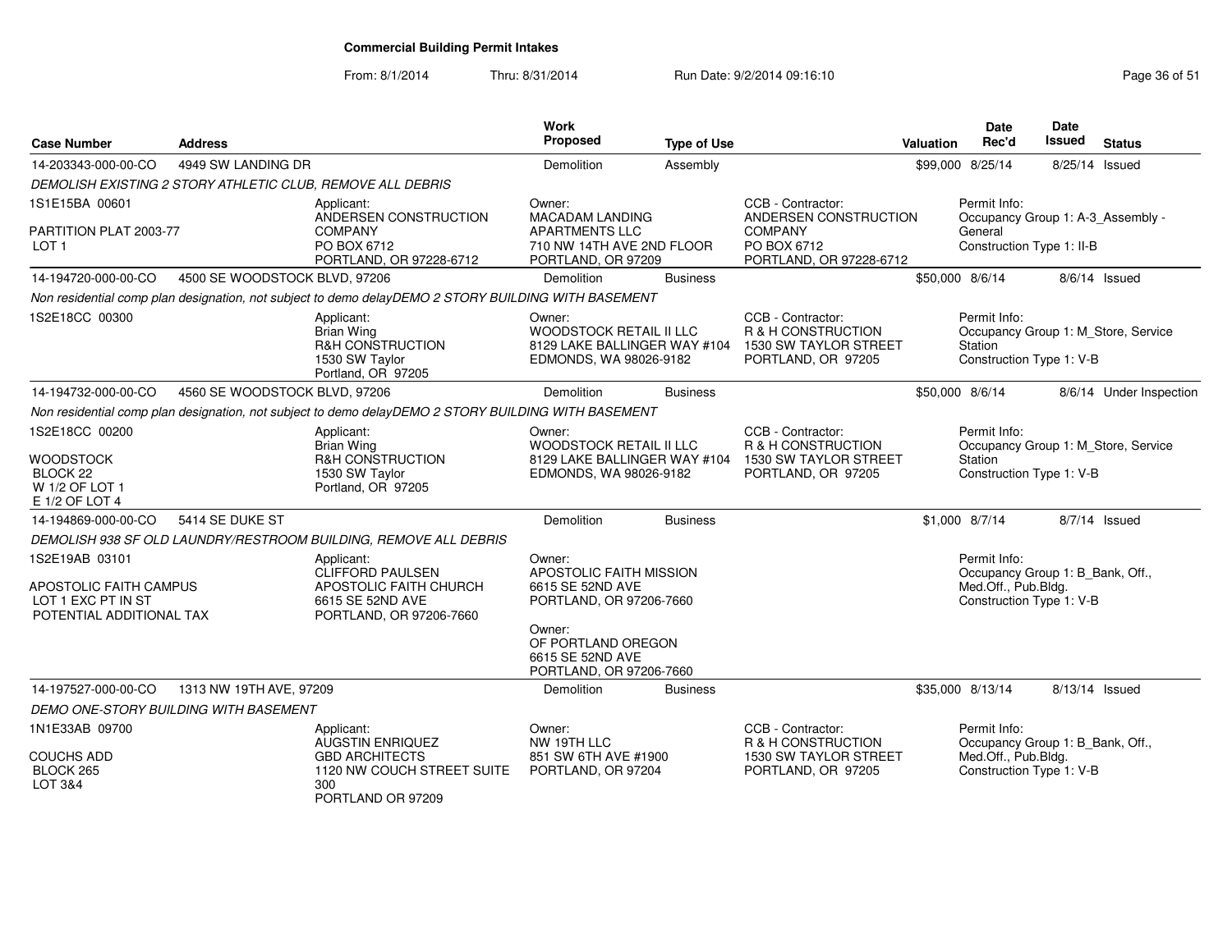# Commercial Building Permit Intakes

From: 8/1/2014 Thru: 8/31/2014 Run Date: 9/2/2014 09:16:10

| Case Number | Address | Work Proposed | Type of Use | Valuation | Date Rec'd | Date Issued | Status |
|---|---|---|---|---|---|---|---|
| 14-203343-000-00-CO | 4949 SW LANDING DR | Demolition | Assembly | $99,000 | 8/25/14 | 8/25/14 | Issued |

DEMOLISH EXISTING 2 STORY ATHLETIC CLUB, REMOVE ALL DEBRIS

1S1E15BA 00601
PARTITION PLAT 2003-77
LOT 1

Applicant: ANDERSEN CONSTRUCTION COMPANY, PO BOX 6712, PORTLAND, OR 97228-6712

Owner: MACADAM LANDING APARTMENTS LLC, 710 NW 14TH AVE 2ND FLOOR, PORTLAND, OR 97209

CCB - Contractor: ANDERSEN CONSTRUCTION COMPANY, PO BOX 6712, PORTLAND, OR 97228-6712

Permit Info: Occupancy Group 1: A-3_Assembly - General; Construction Type 1: II-B

| Case Number | Address | Work Proposed | Type of Use | Valuation | Date Rec'd | Date Issued | Status |
|---|---|---|---|---|---|---|---|
| 14-194720-000-00-CO | 4500 SE WOODSTOCK BLVD, 97206 | Demolition | Business | $50,000 | 8/6/14 | 8/6/14 | Issued |

Non residential comp plan designation, not subject to demo delayDEMO 2 STORY BUILDING WITH BASEMENT

1S2E18CC 00300

Applicant: Brian Wing, R&H CONSTRUCTION, 1530 SW Taylor, Portland, OR 97205

Owner: WOODSTOCK RETAIL II LLC, 8129 LAKE BALLINGER WAY #104, EDMONDS, WA 98026-9182

CCB - Contractor: R & H CONSTRUCTION, 1530 SW TAYLOR STREET, PORTLAND, OR 97205

Permit Info: Occupancy Group 1: M_Store, Service Station; Construction Type 1: V-B

| Case Number | Address | Work Proposed | Type of Use | Valuation | Date Rec'd | Date Issued | Status |
|---|---|---|---|---|---|---|---|
| 14-194732-000-00-CO | 4560 SE WOODSTOCK BLVD, 97206 | Demolition | Business | $50,000 | 8/6/14 | 8/6/14 | Under Inspection |

Non residential comp plan designation, not subject to demo delayDEMO 2 STORY BUILDING WITH BASEMENT

1S2E18CC 00200
WOODSTOCK
BLOCK 22
W 1/2 OF LOT 1
E 1/2 OF LOT 4

Applicant: Brian Wing, R&H CONSTRUCTION, 1530 SW Taylor, Portland, OR 97205

Owner: WOODSTOCK RETAIL II LLC, 8129 LAKE BALLINGER WAY #104, EDMONDS, WA 98026-9182

CCB - Contractor: R & H CONSTRUCTION, 1530 SW TAYLOR STREET, PORTLAND, OR 97205

Permit Info: Occupancy Group 1: M_Store, Service Station; Construction Type 1: V-B

| Case Number | Address | Work Proposed | Type of Use | Valuation | Date Rec'd | Date Issued | Status |
|---|---|---|---|---|---|---|---|
| 14-194869-000-00-CO | 5414 SE DUKE ST | Demolition | Business | $1,000 | 8/7/14 | 8/7/14 | Issued |

DEMOLISH 938 SF OLD LAUNDRY/RESTROOM BUILDING, REMOVE ALL DEBRIS

1S2E19AB 03101
APOSTOLIC FAITH CAMPUS
LOT 1 EXC PT IN ST
POTENTIAL ADDITIONAL TAX

Applicant: CLIFFORD PAULSEN, APOSTOLIC FAITH CHURCH, 6615 SE 52ND AVE, PORTLAND, OR 97206-7660

Owner: APOSTOLIC FAITH MISSION, 6615 SE 52ND AVE, PORTLAND, OR 97206-7660

Owner: OF PORTLAND OREGON, 6615 SE 52ND AVE, PORTLAND, OR 97206-7660

Permit Info: Occupancy Group 1: B_Bank, Off., Med.Off., Pub.Bldg.; Construction Type 1: V-B

| Case Number | Address | Work Proposed | Type of Use | Valuation | Date Rec'd | Date Issued | Status |
|---|---|---|---|---|---|---|---|
| 14-197527-000-00-CO | 1313 NW 19TH AVE, 97209 | Demolition | Business | $35,000 | 8/13/14 | 8/13/14 | Issued |

DEMO ONE-STORY BUILDING WITH BASEMENT

1N1E33AB 09700
COUCHS ADD
BLOCK 265
LOT 3&4

Applicant: AUGSTIN ENRIQUEZ, GBD ARCHITECTS, 1120 NW COUCH STREET SUITE 300, PORTLAND OR 97209

Owner: NW 19TH LLC, 851 SW 6TH AVE #1900, PORTLAND, OR 97204

CCB - Contractor: R & H CONSTRUCTION, 1530 SW TAYLOR STREET, PORTLAND, OR 97205

Permit Info: Occupancy Group 1: B_Bank, Off., Med.Off., Pub.Bldg.; Construction Type 1: V-B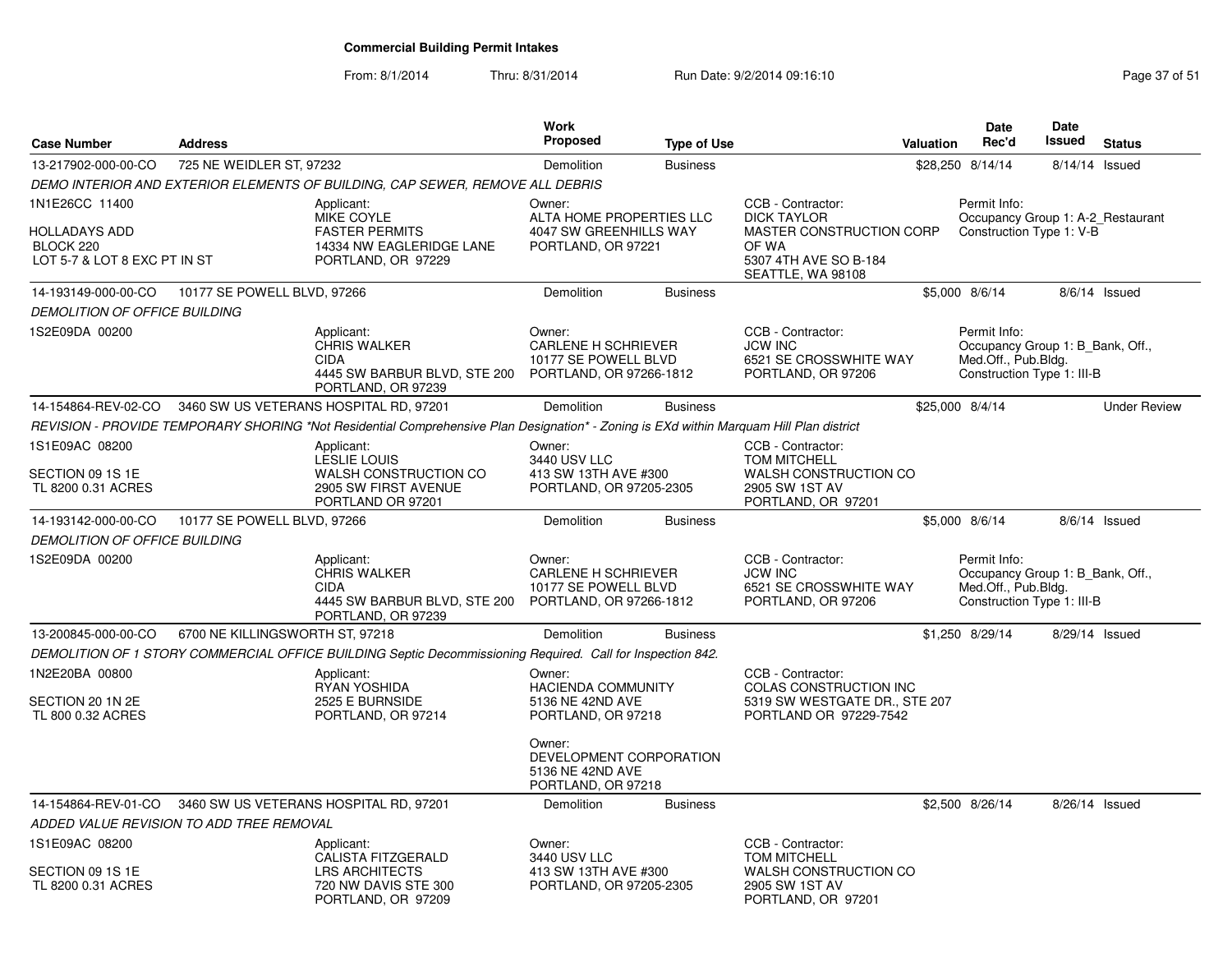# Commercial Building Permit Intakes

From: 8/1/2014 Thru: 8/31/2014 Run Date: 9/2/2014 09:16:10

| Case Number | Address | Work Proposed | Type of Use | Valuation | Date Rec'd | Date Issued | Status |
|---|---|---|---|---|---|---|---|
| 13-217902-000-00-CO | 725 NE WEIDLER ST, 97232 | Demolition | Business | $28,250 | 8/14/14 | 8/14/14 | Issued |

*DEMO INTERIOR AND EXTERIOR ELEMENTS OF BUILDING, CAP SEWER, REMOVE ALL DEBRIS*

1N1E26CC 11400
HOLLADAYS ADD
BLOCK 220
LOT 5-7 & LOT 8 EXC PT IN ST

Applicant:
MIKE COYLE
FASTER PERMITS
14334 NW EAGLERIDGE LANE
PORTLAND, OR 97229

Owner:
ALTA HOME PROPERTIES LLC
4047 SW GREENHILLS WAY
PORTLAND, OR 97221

CCB - Contractor:
DICK TAYLOR
MASTER CONSTRUCTION CORP OF WA
5307 4TH AVE SO B-184
SEATTLE, WA 98108

Permit Info:
Occupancy Group 1: A-2_Restaurant
Construction Type 1: V-B

---

| Case Number | Address | Work Proposed | Type of Use | Valuation | Date Rec'd | Date Issued | Status |
|---|---|---|---|---|---|---|---|
| 14-193149-000-00-CO | 10177 SE POWELL BLVD, 97266 | Demolition | Business | $5,000 | 8/6/14 | 8/6/14 | Issued |

*DEMOLITION OF OFFICE BUILDING*

1S2E09DA 00200

Applicant:
CHRIS WALKER
CIDA
4445 SW BARBUR BLVD, STE 200
PORTLAND, OR 97239

Owner:
CARLENE H SCHRIEVER
10177 SE POWELL BLVD
PORTLAND, OR 97266-1812

CCB - Contractor:
JCW INC
6521 SE CROSSWHITE WAY
PORTLAND, OR 97206

Permit Info:
Occupancy Group 1: B_Bank, Off., Med.Off., Pub.Bldg.
Construction Type 1: III-B

---

| Case Number | Address | Work Proposed | Type of Use | Valuation | Date Rec'd | Date Issued | Status |
|---|---|---|---|---|---|---|---|
| 14-154864-REV-02-CO | 3460 SW US VETERANS HOSPITAL RD, 97201 | Demolition | Business | $25,000 | 8/4/14 | | Under Review |

*REVISION - PROVIDE TEMPORARY SHORING *Not Residential Comprehensive Plan Designation* - Zoning is EXd within Marquam Hill Plan district*

1S1E09AC 08200
SECTION 09 1S 1E
TL 8200 0.31 ACRES

Applicant:
LESLIE LOUIS
WALSH CONSTRUCTION CO
2905 SW FIRST AVENUE
PORTLAND OR 97201

Owner:
3440 USV LLC
413 SW 13TH AVE #300
PORTLAND, OR 97205-2305

CCB - Contractor:
TOM MITCHELL
WALSH CONSTRUCTION CO
2905 SW 1ST AV
PORTLAND, OR 97201

---

| Case Number | Address | Work Proposed | Type of Use | Valuation | Date Rec'd | Date Issued | Status |
|---|---|---|---|---|---|---|---|
| 14-193142-000-00-CO | 10177 SE POWELL BLVD, 97266 | Demolition | Business | $5,000 | 8/6/14 | 8/6/14 | Issued |

*DEMOLITION OF OFFICE BUILDING*

1S2E09DA 00200

Applicant:
CHRIS WALKER
CIDA
4445 SW BARBUR BLVD, STE 200
PORTLAND, OR 97239

Owner:
CARLENE H SCHRIEVER
10177 SE POWELL BLVD
PORTLAND, OR 97266-1812

CCB - Contractor:
JCW INC
6521 SE CROSSWHITE WAY
PORTLAND, OR 97206

Permit Info:
Occupancy Group 1: B_Bank, Off., Med.Off., Pub.Bldg.
Construction Type 1: III-B

---

| Case Number | Address | Work Proposed | Type of Use | Valuation | Date Rec'd | Date Issued | Status |
|---|---|---|---|---|---|---|---|
| 13-200845-000-00-CO | 6700 NE KILLINGSWORTH ST, 97218 | Demolition | Business | $1,250 | 8/29/14 | 8/29/14 | Issued |

*DEMOLITION OF 1 STORY COMMERCIAL OFFICE BUILDING Septic Decommissioning Required. Call for Inspection 842.*

1N2E20BA 00800
SECTION 20 1N 2E
TL 800 0.32 ACRES

Applicant:
RYAN YOSHIDA
2525 E BURNSIDE
PORTLAND, OR 97214

Owner:
HACIENDA COMMUNITY
5136 NE 42ND AVE
PORTLAND, OR 97218

Owner:
DEVELOPMENT CORPORATION
5136 NE 42ND AVE
PORTLAND, OR 97218

CCB - Contractor:
COLAS CONSTRUCTION INC
5319 SW WESTGATE DR., STE 207
PORTLAND OR 97229-7542

---

| Case Number | Address | Work Proposed | Type of Use | Valuation | Date Rec'd | Date Issued | Status |
|---|---|---|---|---|---|---|---|
| 14-154864-REV-01-CO | 3460 SW US VETERANS HOSPITAL RD, 97201 | Demolition | Business | $2,500 | 8/26/14 | 8/26/14 | Issued |

*ADDED VALUE REVISION TO ADD TREE REMOVAL*

1S1E09AC 08200
SECTION 09 1S 1E
TL 8200 0.31 ACRES

Applicant:
CALISTA FITZGERALD
LRS ARCHITECTS
720 NW DAVIS STE 300
PORTLAND, OR 97209

Owner:
3440 USV LLC
413 SW 13TH AVE #300
PORTLAND, OR 97205-2305

CCB - Contractor:
TOM MITCHELL
WALSH CONSTRUCTION CO
2905 SW 1ST AV
PORTLAND, OR 97201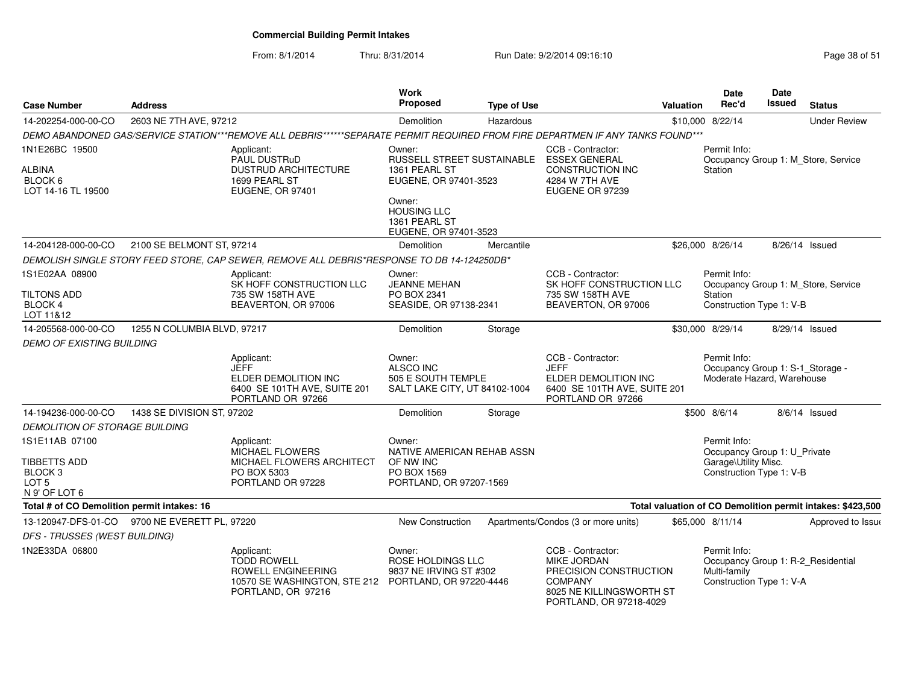# Commercial Building Permit Intakes

From: 8/1/2014 Thru: 8/31/2014 Run Date: 9/2/2014 09:16:10

| Case Number | Address | Work Proposed | Type of Use | Valuation | Date Rec'd | Date Issued | Status |
|---|---|---|---|---|---|---|---|
| 14-202254-000-00-CO | 2603 NE 7TH AVE, 97212 | Demolition | Hazardous | $10,000 | 8/22/14 | | Under Review |

DEMO ABANDONED GAS/SERVICE STATION***REMOVE ALL DEBRIS******SEPARATE PERMIT REQUIRED FROM FIRE DEPARTMEN IF ANY TANKS FOUND***

1N1E26BC 19500
ALBINA
BLOCK 6
LOT 14-16 TL 19500

Applicant: PAUL DUSTRuD, DUSTRUD ARCHITECTURE, 1699 PEARL ST, EUGENE, OR 97401

Owner: RUSSELL STREET SUSTAINABLE, 1361 PEARL ST, EUGENE, OR 97401-3523

Owner: HOUSING LLC, 1361 PEARL ST, EUGENE, OR 97401-3523

CCB - Contractor: ESSEX GENERAL CONSTRUCTION INC, 4284 W 7TH AVE, EUGENE OR 97239

Permit Info: Occupancy Group 1: M_Store, Service Station

| Case Number | Address | Work Proposed | Type of Use | Valuation | Date Rec'd | Date Issued | Status |
|---|---|---|---|---|---|---|---|
| 14-204128-000-00-CO | 2100 SE BELMONT ST, 97214 | Demolition | Mercantile | $26,000 | 8/26/14 | 8/26/14 | Issued |

DEMOLISH SINGLE STORY FEED STORE, CAP SEWER, REMOVE ALL DEBRIS*RESPONSE TO DB 14-124250DB*

1S1E02AA 08900
TILTONS ADD
BLOCK 4
LOT 11&12

Applicant: SK HOFF CONSTRUCTION LLC, 735 SW 158TH AVE, BEAVERTON, OR 97006

Owner: JEANNE MEHAN, PO BOX 2341, SEASIDE, OR 97138-2341

CCB - Contractor: SK HOFF CONSTRUCTION LLC, 735 SW 158TH AVE, BEAVERTON, OR 97006

Permit Info: Occupancy Group 1: M_Store, Service Station; Construction Type 1: V-B

| Case Number | Address | Work Proposed | Type of Use | Valuation | Date Rec'd | Date Issued | Status |
|---|---|---|---|---|---|---|---|
| 14-205568-000-00-CO | 1255 N COLUMBIA BLVD, 97217 | Demolition | Storage | $30,000 | 8/29/14 | 8/29/14 | Issued |

DEMO OF EXISTING BUILDING

Applicant: JEFF, ELDER DEMOLITION INC, 6400 SE 101TH AVE, SUITE 201, PORTLAND OR 97266

Owner: ALSCO INC, 505 E SOUTH TEMPLE, SALT LAKE CITY, UT 84102-1004

CCB - Contractor: JEFF, ELDER DEMOLITION INC, 6400 SE 101TH AVE, SUITE 201, PORTLAND OR 97266

Permit Info: Occupancy Group 1: S-1_Storage - Moderate Hazard, Warehouse

| Case Number | Address | Work Proposed | Type of Use | Valuation | Date Rec'd | Date Issued | Status |
|---|---|---|---|---|---|---|---|
| 14-194236-000-00-CO | 1438 SE DIVISION ST, 97202 | Demolition | Storage | $500 | 8/6/14 | 8/6/14 | Issued |

DEMOLITION OF STORAGE BUILDING

1S1E11AB 07100
TIBBETTS ADD
BLOCK 3
LOT 5
N 9' OF LOT 6

Applicant: MICHAEL FLOWERS, MICHAEL FLOWERS ARCHITECT, PO BOX 5303, PORTLAND OR 97228

Owner: NATIVE AMERICAN REHAB ASSN OF NW INC, PO BOX 1569, PORTLAND, OR 97207-1569

Permit Info: Occupancy Group 1: U_Private Garage\Utility Misc.; Construction Type 1: V-B

**Total # of CO Demolition permit intakes: 16**

**Total valuation of CO Demolition permit intakes: $423,500**

| Case Number | Address | Work Proposed | Type of Use | Valuation | Date Rec'd | Date Issued | Status |
|---|---|---|---|---|---|---|---|
| 13-120947-DFS-01-CO | 9700 NE EVERETT PL, 97220 | New Construction | Apartments/Condos (3 or more units) | $65,000 | 8/11/14 | | Approved to Issue |

DFS - TRUSSES (WEST BUILDING)

1N2E33DA 06800

Applicant: TODD ROWELL, ROWELL ENGINEERING, 10570 SE WASHINGTON, STE 212, PORTLAND, OR 97216

Owner: ROSE HOLDINGS LLC, 9837 NE IRVING ST #302, PORTLAND, OR 97220-4446

CCB - Contractor: MIKE JORDAN, PRECISION CONSTRUCTION COMPANY, 8025 NE KILLINGSWORTH ST, PORTLAND, OR 97218-4029

Permit Info: Occupancy Group 1: R-2_Residential Multi-family; Construction Type 1: V-A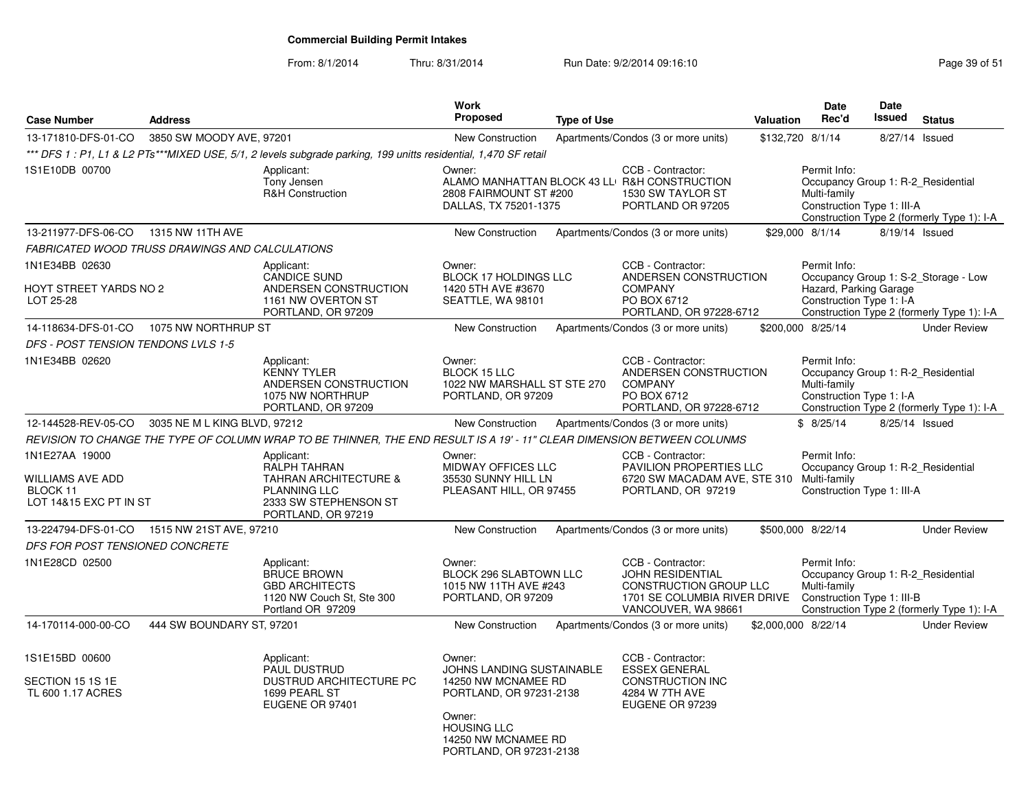# Commercial Building Permit Intakes

From: 8/1/2014 Thru: 8/31/2014 Run Date: 9/2/2014 09:16:10

| Case Number | Address | Work Proposed | Type of Use | Valuation | Date Rec'd | Date Issued | Status |
|---|---|---|---|---|---|---|---|
| 13-171810-DFS-01-CO | 3850 SW MOODY AVE, 97201 | New Construction | Apartments/Condos (3 or more units) | $132,720 | 8/1/14 | 8/27/14 | Issued |
| 13-211977-DFS-06-CO | 1315 NW 11TH AVE | New Construction | Apartments/Condos (3 or more units) | $29,000 | 8/1/14 | 8/19/14 | Issued |
| 14-118634-DFS-01-CO | 1075 NW NORTHRUP ST | New Construction | Apartments/Condos (3 or more units) | $200,000 | 8/25/14 | | Under Review |
| 12-144528-REV-05-CO | 3035 NE M L KING BLVD, 97212 | New Construction | Apartments/Condos (3 or more units) | $ | 8/25/14 | 8/25/14 | Issued |
| 13-224794-DFS-01-CO | 1515 NW 21ST AVE, 97210 | New Construction | Apartments/Condos (3 or more units) | $500,000 | 8/22/14 | | Under Review |
| 14-170114-000-00-CO | 444 SW BOUNDARY ST, 97201 | New Construction | Apartments/Condos (3 or more units) | $2,000,000 | 8/22/14 | | Under Review |

**13-171810-DFS-01-CO** — 3850 SW MOODY AVE, 97201

*\*\*\* DFS 1 : P1, L1 & L2 PTs\*\*\*MIXED USE, 5/1, 2 levels subgrade parking, 199 unitts residential, 1,470 SF retail*

- 1S1E10DB 00700
- Applicant: Tony Jensen, R&H Construction
- Owner: ALAMO MANHATTAN BLOCK 43 LL, 2808 FAIRMOUNT ST #200, DALLAS, TX 75201-1375
- CCB - Contractor: R&H CONSTRUCTION, 1530 SW TAYLOR ST, PORTLAND OR 97205
- Permit Info: Occupancy Group 1: R-2_Residential Multi-family; Construction Type 1: III-A; Construction Type 2 (formerly Type 1): I-A

**13-211977-DFS-06-CO** — 1315 NW 11TH AVE

*FABRICATED WOOD TRUSS DRAWINGS AND CALCULATIONS*

- 1N1E34BB 02630; HOYT STREET YARDS NO 2; LOT 25-28
- Applicant: CANDICE SUND, ANDERSEN CONSTRUCTION, 1161 NW OVERTON ST, PORTLAND, OR 97209
- Owner: BLOCK 17 HOLDINGS LLC, 1420 5TH AVE #3670, SEATTLE, WA 98101
- CCB - Contractor: ANDERSEN CONSTRUCTION COMPANY, PO BOX 6712, PORTLAND, OR 97228-6712
- Permit Info: Occupancy Group 1: S-2_Storage - Low Hazard, Parking Garage; Construction Type 1: I-A; Construction Type 2 (formerly Type 1): I-A

**14-118634-DFS-01-CO** — 1075 NW NORTHRUP ST

*DFS - POST TENSION TENDONS LVLS 1-5*

- 1N1E34BB 02620
- Applicant: KENNY TYLER, ANDERSEN CONSTRUCTION, 1075 NW NORTHRUP, PORTLAND, OR 97209
- Owner: BLOCK 15 LLC, 1022 NW MARSHALL ST STE 270, PORTLAND, OR 97209
- CCB - Contractor: ANDERSEN CONSTRUCTION COMPANY, PO BOX 6712, PORTLAND, OR 97228-6712
- Permit Info: Occupancy Group 1: R-2_Residential Multi-family; Construction Type 1: I-A; Construction Type 2 (formerly Type 1): I-A

**12-144528-REV-05-CO** — 3035 NE M L KING BLVD, 97212

*REVISION TO CHANGE THE TYPE OF COLUMN WRAP TO BE THINNER, THE END RESULT IS A 19' - 11" CLEAR DIMENSION BETWEEN COLUNMS*

- 1N1E27AA 19000; WILLIAMS AVE ADD; BLOCK 11; LOT 14&15 EXC PT IN ST
- Applicant: RALPH TAHRAN, TAHRAN ARCHITECTURE & PLANNING LLC, 2333 SW STEPHENSON ST, PORTLAND, OR 97219
- Owner: MIDWAY OFFICES LLC, 35530 SUNNY HILL LN, PLEASANT HILL, OR 97455
- CCB - Contractor: PAVILION PROPERTIES LLC, 6720 SW MACADAM AVE, STE 310, PORTLAND, OR 97219
- Permit Info: Occupancy Group 1: R-2_Residential Multi-family; Construction Type 1: III-A

**13-224794-DFS-01-CO** — 1515 NW 21ST AVE, 97210

*DFS FOR POST TENSIONED CONCRETE*

- 1N1E28CD 02500
- Applicant: BRUCE BROWN, GBD ARCHITECTS, 1120 NW Couch St, Ste 300, Portland OR 97209
- Owner: BLOCK 296 SLABTOWN LLC, 1015 NW 11TH AVE #243, PORTLAND, OR 97209
- CCB - Contractor: JOHN RESIDENTIAL CONSTRUCTION GROUP LLC, 1701 SE COLUMBIA RIVER DRIVE, VANCOUVER, WA 98661
- Permit Info: Occupancy Group 1: R-2_Residential Multi-family; Construction Type 1: III-B; Construction Type 2 (formerly Type 1): I-A

**14-170114-000-00-CO** — 444 SW BOUNDARY ST, 97201

- 1S1E15BD 00600; SECTION 15 1S 1E; TL 600 1.17 ACRES
- Applicant: PAUL DUSTRUD, DUSTRUD ARCHITECTURE PC, 1699 PEARL ST, EUGENE OR 97401
- Owner: JOHNS LANDING SUSTAINABLE, 14250 NW MCNAMEE RD, PORTLAND, OR 97231-2138
- Owner: HOUSING LLC, 14250 NW MCNAMEE RD, PORTLAND, OR 97231-2138
- CCB - Contractor: ESSEX GENERAL CONSTRUCTION INC, 4284 W 7TH AVE, EUGENE OR 97239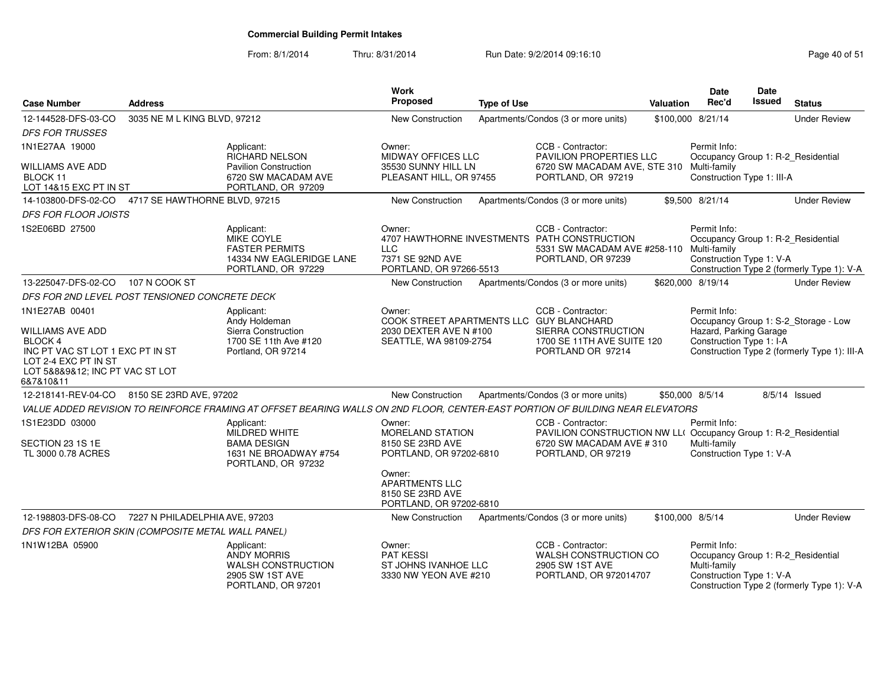# Commercial Building Permit Intakes

From: 8/1/2014 Thru: 8/31/2014 Run Date: 9/2/2014 09:16:10

| Case Number | Address | Work Proposed | Type of Use | Valuation | Date Rec'd | Date Issued | Status |
|---|---|---|---|---|---|---|---|
| 12-144528-DFS-03-CO | 3035 NE M L KING BLVD, 97212 | New Construction | Apartments/Condos (3 or more units) | $100,000 | 8/21/14 | | Under Review |

*DFS FOR TRUSSES*

1N1E27AA 19000

WILLIAMS AVE ADD
BLOCK 11
LOT 14&15 EXC PT IN ST

Applicant: RICHARD NELSON, Pavilion Construction, 6720 SW MACADAM AVE, PORTLAND, OR 97209

Owner: MIDWAY OFFICES LLC, 35530 SUNNY HILL LN, PLEASANT HILL, OR 97455

CCB - Contractor: PAVILION PROPERTIES LLC, 6720 SW MACADAM AVE, STE 310, PORTLAND, OR 97219

Permit Info: Occupancy Group 1: R-2_Residential Multi-family; Construction Type 1: III-A

| Case Number | Address | Work Proposed | Type of Use | Valuation | Date Rec'd | Date Issued | Status |
|---|---|---|---|---|---|---|---|
| 14-103800-DFS-02-CO | 4717 SE HAWTHORNE BLVD, 97215 | New Construction | Apartments/Condos (3 or more units) | $9,500 | 8/21/14 | | Under Review |

*DFS FOR FLOOR JOISTS*

1S2E06BD 27500

Applicant: MIKE COYLE, FASTER PERMITS, 14334 NW EAGLERIDGE LANE, PORTLAND, OR 97229

Owner: 4707 HAWTHORNE INVESTMENTS LLC, 7371 SE 92ND AVE, PORTLAND, OR 97266-5513

CCB - Contractor: PATH CONSTRUCTION, 5331 SW MACADAM AVE #258-110, PORTLAND, OR 97239

Permit Info: Occupancy Group 1: R-2_Residential Multi-family; Construction Type 1: V-A; Construction Type 2 (formerly Type 1): V-A

| Case Number | Address | Work Proposed | Type of Use | Valuation | Date Rec'd | Date Issued | Status |
|---|---|---|---|---|---|---|---|
| 13-225047-DFS-02-CO | 107 N COOK ST | New Construction | Apartments/Condos (3 or more units) | $620,000 | 8/19/14 | | Under Review |

*DFS FOR 2ND LEVEL POST TENSIONED CONCRETE DECK*

1N1E27AB 00401

WILLIAMS AVE ADD
BLOCK 4
INC PT VAC ST LOT 1 EXC PT IN ST
LOT 2-4 EXC PT IN ST
LOT 5&8&9&12; INC PT VAC ST LOT 6&7&10&11

Applicant: Andy Holdeman, Sierra Construction, 1700 SE 11th Ave #120, Portland, OR 97214

Owner: COOK STREET APARTMENTS LLC, 2030 DEXTER AVE N #100, SEATTLE, WA 98109-2754

CCB - Contractor: GUY BLANCHARD, SIERRA CONSTRUCTION, 1700 SE 11TH AVE SUITE 120, PORTLAND OR 97214

Permit Info: Occupancy Group 1: S-2_Storage - Low Hazard, Parking Garage; Construction Type 1: I-A; Construction Type 2 (formerly Type 1): III-A

| Case Number | Address | Work Proposed | Type of Use | Valuation | Date Rec'd | Date Issued | Status |
|---|---|---|---|---|---|---|---|
| 12-218141-REV-04-CO | 8150 SE 23RD AVE, 97202 | New Construction | Apartments/Condos (3 or more units) | $50,000 | 8/5/14 | 8/5/14 | Issued |

*VALUE ADDED REVISION TO REINFORCE FRAMING AT OFFSET BEARING WALLS ON 2ND FLOOR, CENTER-EAST PORTION OF BUILDING NEAR ELEVATORS*

1S1E23DD 03000

SECTION 23 1S 1E
TL 3000 0.78 ACRES

Applicant: MILDRED WHITE, BAMA DESIGN, 1631 NE BROADWAY #754, PORTLAND, OR 97232

Owner: MORELAND STATION, 8150 SE 23RD AVE, PORTLAND, OR 97202-6810

Owner: APARTMENTS LLC, 8150 SE 23RD AVE, PORTLAND, OR 97202-6810

CCB - Contractor: PAVILION CONSTRUCTION NW LL(, 6720 SW MACADAM AVE # 310, PORTLAND, OR 97219

Permit Info: Occupancy Group 1: R-2_Residential Multi-family; Construction Type 1: V-A

| Case Number | Address | Work Proposed | Type of Use | Valuation | Date Rec'd | Date Issued | Status |
|---|---|---|---|---|---|---|---|
| 12-198803-DFS-08-CO | 7227 N PHILADELPHIA AVE, 97203 | New Construction | Apartments/Condos (3 or more units) | $100,000 | 8/5/14 | | Under Review |

*DFS FOR EXTERIOR SKIN (COMPOSITE METAL WALL PANEL)*

1N1W12BA 05900

Applicant: ANDY MORRIS, WALSH CONSTRUCTION, 2905 SW 1ST AVE, PORTLAND, OR 97201

Owner: PAT KESSI, ST JOHNS IVANHOE LLC, 3330 NW YEON AVE #210

CCB - Contractor: WALSH CONSTRUCTION CO, 2905 SW 1ST AVE, PORTLAND, OR 972014707

Permit Info: Occupancy Group 1: R-2_Residential Multi-family; Construction Type 1: V-A; Construction Type 2 (formerly Type 1): V-A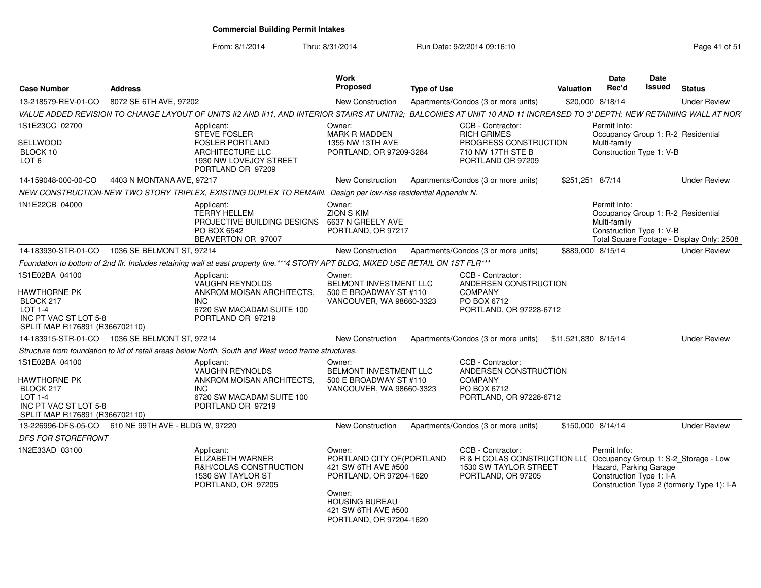**Commercial Building Permit Intakes**

From: 8/1/2014 Thru: 8/31/2014 Run Date: 9/2/2014 09:16:10

| Case Number | Address | Work Proposed | Type of Use | Valuation | Date Rec'd | Date Issued | Status |
|---|---|---|---|---|---|---|---|
| 13-218579-REV-01-CO | 8072 SE 6TH AVE, 97202 | New Construction | Apartments/Condos (3 or more units) | $20,000 | 8/18/14 | | Under Review |

*VALUE ADDED REVISION TO CHANGE LAYOUT OF UNITS #2 AND #11, AND INTERIOR STAIRS AT UNIT#2; BALCONIES AT UNIT 10 AND 11 INCREASED TO 3' DEPTH; NEW RETAINING WALL AT NOR*

1S1E23CC 02700
SELLWOOD
BLOCK 10
LOT 6

Applicant:
STEVE FOSLER
FOSLER PORTLAND ARCHITECTURE LLC
1930 NW LOVEJOY STREET
PORTLAND OR 97209

Owner:
MARK R MADDEN
1355 NW 13TH AVE
PORTLAND, OR 97209-3284

CCB - Contractor:
RICH GRIMES
PROGRESS CONSTRUCTION
710 NW 17TH STE B
PORTLAND OR 97209

Permit Info:
Occupancy Group 1: R-2_Residential Multi-family
Construction Type 1: V-B

| Case Number | Address | Work Proposed | Type of Use | Valuation | Date Rec'd | Date Issued | Status |
|---|---|---|---|---|---|---|---|
| 14-159048-000-00-CO | 4403 N MONTANA AVE, 97217 | New Construction | Apartments/Condos (3 or more units) | $251,251 | 8/7/14 | | Under Review |

*NEW CONSTRUCTION-NEW TWO STORY TRIPLEX, EXISTING DUPLEX TO REMAIN. Design per low-rise residential Appendix N.*

1N1E22CB 04000

Applicant:
TERRY HELLEM
PROJECTIVE BUILDING DESIGNS
PO BOX 6542
BEAVERTON OR 97007

Owner:
ZION S KIM
6637 N GREELY AVE
PORTLAND, OR 97217

Permit Info:
Occupancy Group 1: R-2_Residential Multi-family
Construction Type 1: V-B
Total Square Footage - Display Only: 2508

| Case Number | Address | Work Proposed | Type of Use | Valuation | Date Rec'd | Date Issued | Status |
|---|---|---|---|---|---|---|---|
| 14-183930-STR-01-CO | 1036 SE BELMONT ST, 97214 | New Construction | Apartments/Condos (3 or more units) | $889,000 | 8/15/14 | | Under Review |

*Foundation to bottom of 2nd flr. Includes retaining wall at east property line.\*\*\*4 STORY APT BLDG, MIXED USE RETAIL ON 1ST FLR\*\*\**

1S1E02BA 04100
HAWTHORNE PK
BLOCK 217
LOT 1-4
INC PT VAC ST LOT 5-8
SPLIT MAP R176891 (R366702110)

Applicant:
VAUGHN REYNOLDS
ANKROM MOISAN ARCHITECTS, INC
6720 SW MACADAM SUITE 100
PORTLAND OR 97219

Owner:
BELMONT INVESTMENT LLC
500 E BROADWAY ST #110
VANCOUVER, WA 98660-3323

CCB - Contractor:
ANDERSEN CONSTRUCTION COMPANY
PO BOX 6712
PORTLAND, OR 97228-6712

| Case Number | Address | Work Proposed | Type of Use | Valuation | Date Rec'd | Date Issued | Status |
|---|---|---|---|---|---|---|---|
| 14-183915-STR-01-CO | 1036 SE BELMONT ST, 97214 | New Construction | Apartments/Condos (3 or more units) | $11,521,830 | 8/15/14 | | Under Review |

*Structure from foundation to lid of retail areas below North, South and West wood frame structures.*

1S1E02BA 04100
HAWTHORNE PK
BLOCK 217
LOT 1-4
INC PT VAC ST LOT 5-8
SPLIT MAP R176891 (R366702110)

Applicant:
VAUGHN REYNOLDS
ANKROM MOISAN ARCHITECTS, INC
6720 SW MACADAM SUITE 100
PORTLAND OR 97219

Owner:
BELMONT INVESTMENT LLC
500 E BROADWAY ST #110
VANCOUVER, WA 98660-3323

CCB - Contractor:
ANDERSEN CONSTRUCTION COMPANY
PO BOX 6712
PORTLAND, OR 97228-6712

| Case Number | Address | Work Proposed | Type of Use | Valuation | Date Rec'd | Date Issued | Status |
|---|---|---|---|---|---|---|---|
| 13-226996-DFS-05-CO | 610 NE 99TH AVE - BLDG W, 97220 | New Construction | Apartments/Condos (3 or more units) | $150,000 | 8/14/14 | | Under Review |

*DFS FOR STOREFRONT*

1N2E33AD 03100

Applicant:
ELIZABETH WARNER
R&H/COLAS CONSTRUCTION
1530 SW TAYLOR ST
PORTLAND, OR 97205

Owner:
PORTLAND CITY OF(PORTLAND
421 SW 6TH AVE #500
PORTLAND, OR 97204-1620

Owner:
HOUSING BUREAU
421 SW 6TH AVE #500
PORTLAND, OR 97204-1620

CCB - Contractor:
R & H COLAS CONSTRUCTION LLC
1530 SW TAYLOR STREET
PORTLAND, OR 97205

Permit Info:
Occupancy Group 1: S-2_Storage - Low Hazard, Parking Garage
Construction Type 1: I-A
Construction Type 2 (formerly Type 1): I-A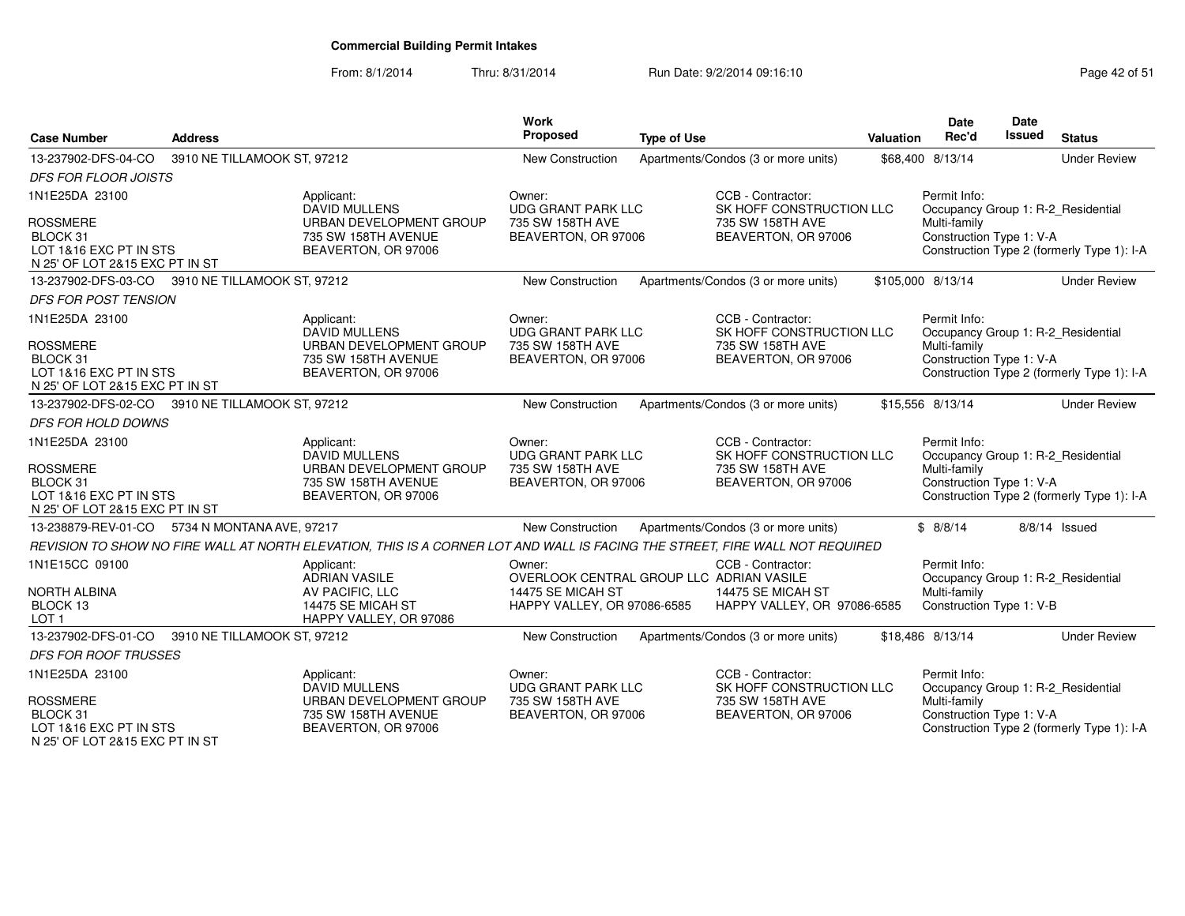## Commercial Building Permit Intakes

From: 8/1/2014 Thru: 8/31/2014 Run Date: 9/2/2014 09:16:10

| Case Number | Address | Work Proposed | Type of Use | Valuation | Date Rec'd | Date Issued | Status |
|---|---|---|---|---|---|---|---|
| 13-237902-DFS-04-CO | 3910 NE TILLAMOOK ST, 97212 | New Construction | Apartments/Condos (3 or more units) | $68,400 | 8/13/14 | | Under Review |

*DFS FOR FLOOR JOISTS*

1N1E25DA 23100

ROSSMERE
BLOCK 31
LOT 1&16 EXC PT IN STS
N 25' OF LOT 2&15 EXC PT IN ST

Applicant:
DAVID MULLENS
URBAN DEVELOPMENT GROUP
735 SW 158TH AVENUE
BEAVERTON, OR 97006

Owner:
UDG GRANT PARK LLC
735 SW 158TH AVE
BEAVERTON, OR 97006

CCB - Contractor:
SK HOFF CONSTRUCTION LLC
735 SW 158TH AVE
BEAVERTON, OR 97006

Permit Info:
Occupancy Group 1: R-2_Residential Multi-family
Construction Type 1: V-A
Construction Type 2 (formerly Type 1): I-A

| Case Number | Address | Work Proposed | Type of Use | Valuation | Date Rec'd | Date Issued | Status |
|---|---|---|---|---|---|---|---|
| 13-237902-DFS-03-CO | 3910 NE TILLAMOOK ST, 97212 | New Construction | Apartments/Condos (3 or more units) | $105,000 | 8/13/14 | | Under Review |

*DFS FOR POST TENSION*

1N1E25DA 23100

ROSSMERE
BLOCK 31
LOT 1&16 EXC PT IN STS
N 25' OF LOT 2&15 EXC PT IN ST

Applicant:
DAVID MULLENS
URBAN DEVELOPMENT GROUP
735 SW 158TH AVENUE
BEAVERTON, OR 97006

Owner:
UDG GRANT PARK LLC
735 SW 158TH AVE
BEAVERTON, OR 97006

CCB - Contractor:
SK HOFF CONSTRUCTION LLC
735 SW 158TH AVE
BEAVERTON, OR 97006

Permit Info:
Occupancy Group 1: R-2_Residential Multi-family
Construction Type 1: V-A
Construction Type 2 (formerly Type 1): I-A

| Case Number | Address | Work Proposed | Type of Use | Valuation | Date Rec'd | Date Issued | Status |
|---|---|---|---|---|---|---|---|
| 13-237902-DFS-02-CO | 3910 NE TILLAMOOK ST, 97212 | New Construction | Apartments/Condos (3 or more units) | $15,556 | 8/13/14 | | Under Review |

*DFS FOR HOLD DOWNS*

1N1E25DA 23100

ROSSMERE
BLOCK 31
LOT 1&16 EXC PT IN STS
N 25' OF LOT 2&15 EXC PT IN ST

Applicant:
DAVID MULLENS
URBAN DEVELOPMENT GROUP
735 SW 158TH AVENUE
BEAVERTON, OR 97006

Owner:
UDG GRANT PARK LLC
735 SW 158TH AVE
BEAVERTON, OR 97006

CCB - Contractor:
SK HOFF CONSTRUCTION LLC
735 SW 158TH AVE
BEAVERTON, OR 97006

Permit Info:
Occupancy Group 1: R-2_Residential Multi-family
Construction Type 1: V-A
Construction Type 2 (formerly Type 1): I-A

| Case Number | Address | Work Proposed | Type of Use | Valuation | Date Rec'd | Date Issued | Status |
|---|---|---|---|---|---|---|---|
| 13-238879-REV-01-CO | 5734 N MONTANA AVE, 97217 | New Construction | Apartments/Condos (3 or more units) | $ | 8/8/14 | 8/8/14 | Issued |

*REVISION TO SHOW NO FIRE WALL AT NORTH ELEVATION, THIS IS A CORNER LOT AND WALL IS FACING THE STREET, FIRE WALL NOT REQUIRED*

1N1E15CC 09100

NORTH ALBINA
BLOCK 13
LOT 1

Applicant:
ADRIAN VASILE
AV PACIFIC, LLC
14475 SE MICAH ST
HAPPY VALLEY, OR 97086

Owner:
OVERLOOK CENTRAL GROUP LLC
14475 SE MICAH ST
HAPPY VALLEY, OR 97086-6585

CCB - Contractor:
ADRIAN VASILE
14475 SE MICAH ST
HAPPY VALLEY, OR 97086-6585

Permit Info:
Occupancy Group 1: R-2_Residential Multi-family
Construction Type 1: V-B

| Case Number | Address | Work Proposed | Type of Use | Valuation | Date Rec'd | Date Issued | Status |
|---|---|---|---|---|---|---|---|
| 13-237902-DFS-01-CO | 3910 NE TILLAMOOK ST, 97212 | New Construction | Apartments/Condos (3 or more units) | $18,486 | 8/13/14 | | Under Review |

*DFS FOR ROOF TRUSSES*

1N1E25DA 23100

ROSSMERE
BLOCK 31
LOT 1&16 EXC PT IN STS
N 25' OF LOT 2&15 EXC PT IN ST

Applicant:
DAVID MULLENS
URBAN DEVELOPMENT GROUP
735 SW 158TH AVENUE
BEAVERTON, OR 97006

Owner:
UDG GRANT PARK LLC
735 SW 158TH AVE
BEAVERTON, OR 97006

CCB - Contractor:
SK HOFF CONSTRUCTION LLC
735 SW 158TH AVE
BEAVERTON, OR 97006

Permit Info:
Occupancy Group 1: R-2_Residential Multi-family
Construction Type 1: V-A
Construction Type 2 (formerly Type 1): I-A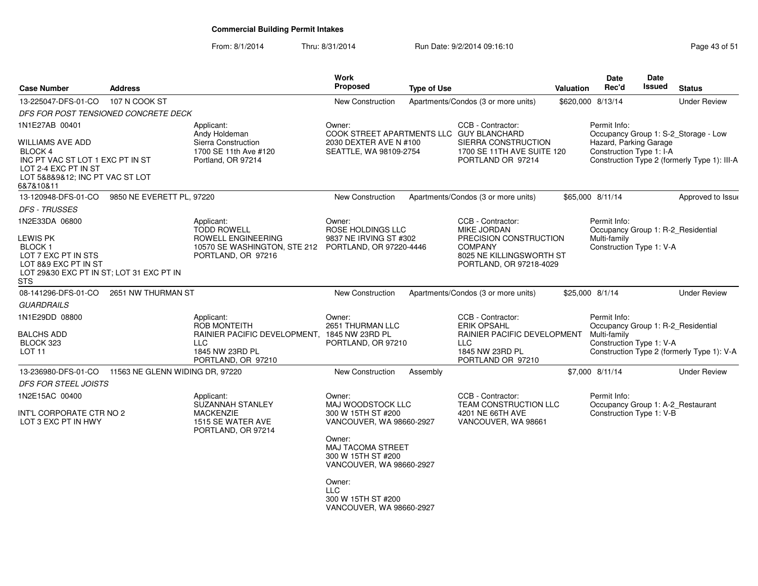# Commercial Building Permit Intakes

From: 8/1/2014 Thru: 8/31/2014 Run Date: 9/2/2014 09:16:10

| Case Number | Address | Work Proposed | Type of Use | Valuation | Date Rec'd | Date Issued | Status |
|---|---|---|---|---|---|---|---|
| 13-225047-DFS-01-CO | 107 N COOK ST | New Construction | Apartments/Condos (3 or more units) | $620,000 | 8/13/14 | | Under Review |
| 13-120948-DFS-01-CO | 9850 NE EVERETT PL, 97220 | New Construction | Apartments/Condos (3 or more units) | $65,000 | 8/11/14 | | Approved to Issue |
| 08-141296-DFS-01-CO | 2651 NW THURMAN ST | New Construction | Apartments/Condos (3 or more units) | $25,000 | 8/1/14 | | Under Review |
| 13-236980-DFS-01-CO | 11563 NE GLENN WIDING DR, 97220 | New Construction | Assembly | $7,000 | 8/11/14 | | Under Review |

## 13-225047-DFS-01-CO — 107 N COOK ST

*DFS FOR POST TENSIONED CONCRETE DECK*

1N1E27AB 00401

WILLIAMS AVE ADD
BLOCK 4
INC PT VAC ST LOT 1 EXC PT IN ST
LOT 2-4 EXC PT IN ST
LOT 5&8&9&12; INC PT VAC ST LOT 6&7&10&11

Applicant:
Andy Holdeman
Sierra Construction
1700 SE 11th Ave #120
Portland, OR 97214

Owner:
COOK STREET APARTMENTS LLC
2030 DEXTER AVE N #100
SEATTLE, WA 98109-2754

CCB - Contractor:
GUY BLANCHARD
SIERRA CONSTRUCTION
1700 SE 11TH AVE SUITE 120
PORTLAND OR 97214

Permit Info:
Occupancy Group 1: S-2_Storage - Low Hazard, Parking Garage
Construction Type 1: I-A
Construction Type 2 (formerly Type 1): III-A

## 13-120948-DFS-01-CO — 9850 NE EVERETT PL, 97220

*DFS - TRUSSES*

1N2E33DA 06800

LEWIS PK
BLOCK 1
LOT 7 EXC PT IN STS
LOT 8&9 EXC PT IN ST
LOT 29&30 EXC PT IN ST; LOT 31 EXC PT IN STS

Applicant:
TODD ROWELL
ROWELL ENGINEERING
10570 SE WASHINGTON, STE 212
PORTLAND, OR 97216

Owner:
ROSE HOLDINGS LLC
9837 NE IRVING ST #302
PORTLAND, OR 97220-4446

CCB - Contractor:
MIKE JORDAN
PRECISION CONSTRUCTION COMPANY
8025 NE KILLINGSWORTH ST
PORTLAND, OR 97218-4029

Permit Info:
Occupancy Group 1: R-2_Residential Multi-family
Construction Type 1: V-A

## 08-141296-DFS-01-CO — 2651 NW THURMAN ST

*GUARDRAILS*

1N1E29DD 08800

BALCHS ADD
BLOCK 323
LOT 11

Applicant:
ROB MONTEITH
RAINIER PACIFIC DEVELOPMENT, LLC
1845 NW 23RD PL
PORTLAND, OR 97210

Owner:
2651 THURMAN LLC
1845 NW 23RD PL
PORTLAND, OR 97210

CCB - Contractor:
ERIK OPSAHL
RAINIER PACIFIC DEVELOPMENT LLC
1845 NW 23RD PL
PORTLAND OR 97210

Permit Info:
Occupancy Group 1: R-2_Residential Multi-family
Construction Type 1: V-A
Construction Type 2 (formerly Type 1): V-A

## 13-236980-DFS-01-CO — 11563 NE GLENN WIDING DR, 97220

*DFS FOR STEEL JOISTS*

1N2E15AC 00400

INT'L CORPORATE CTR NO 2
LOT 3 EXC PT IN HWY

Applicant:
SUZANNAH STANLEY
MACKENZIE
1515 SE WATER AVE
PORTLAND, OR 97214

Owner:
MAJ WOODSTOCK LLC
300 W 15TH ST #200
VANCOUVER, WA 98660-2927

Owner:
MAJ TACOMA STREET
300 W 15TH ST #200
VANCOUVER, WA 98660-2927

Owner:
LLC
300 W 15TH ST #200
VANCOUVER, WA 98660-2927

CCB - Contractor:
TEAM CONSTRUCTION LLC
4201 NE 66TH AVE
VANCOUVER, WA 98661

Permit Info:
Occupancy Group 1: A-2_Restaurant
Construction Type 1: V-B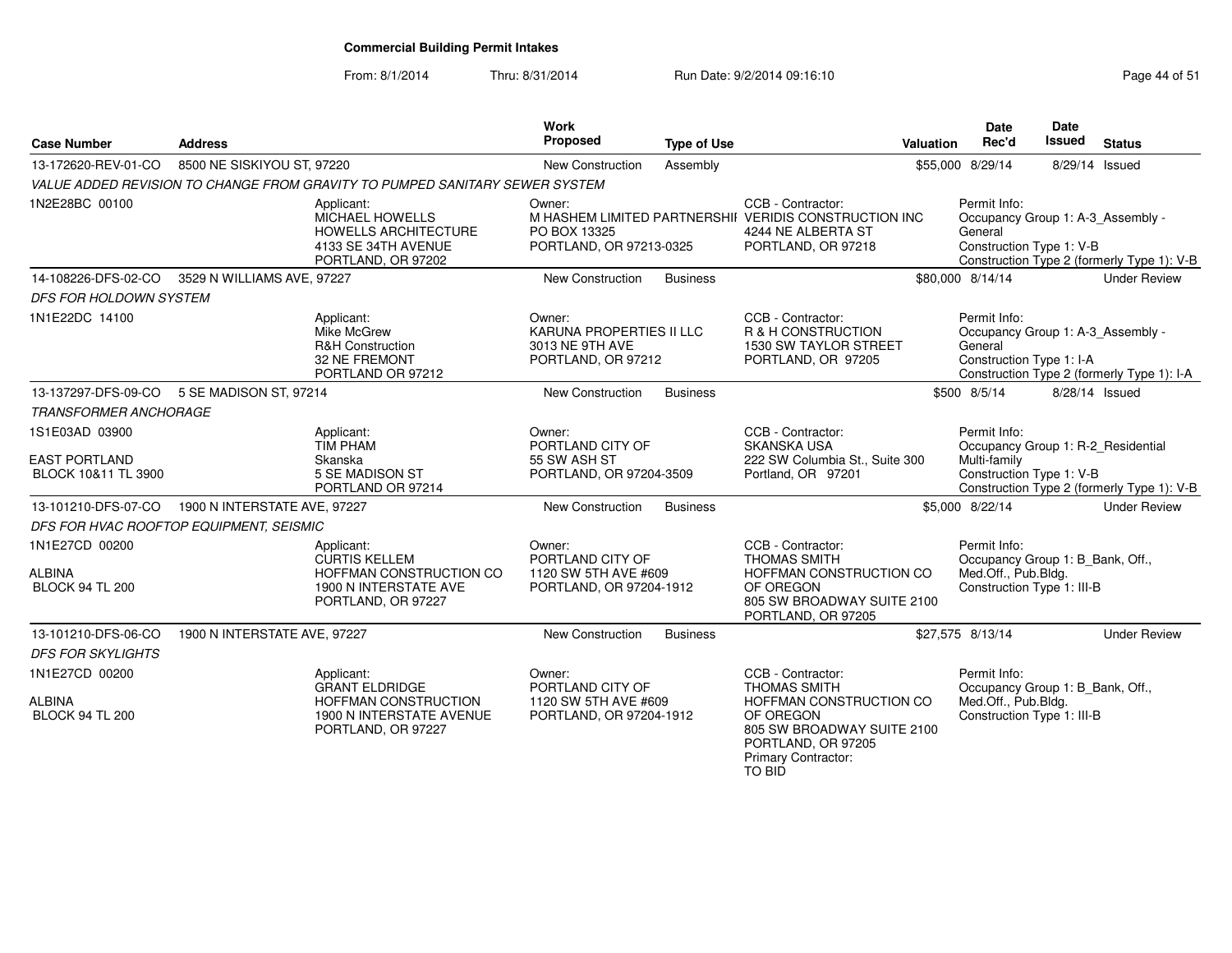**Commercial Building Permit Intakes**

From: 8/1/2014 Thru: 8/31/2014 Run Date: 9/2/2014 09:16:10

| Case Number | Address | Work Proposed | Type of Use | Valuation | Date Rec'd | Date Issued | Status |
|---|---|---|---|---|---|---|---|
| 13-172620-REV-01-CO | 8500 NE SISKIYOU ST, 97220 | New Construction | Assembly | $55,000 | 8/29/14 | 8/29/14 | Issued |
| 14-108226-DFS-02-CO | 3529 N WILLIAMS AVE, 97227 | New Construction | Business | $80,000 | 8/14/14 | | Under Review |
| 13-137297-DFS-09-CO | 5 SE MADISON ST, 97214 | New Construction | Business | $500 | 8/5/14 | 8/28/14 | Issued |
| 13-101210-DFS-07-CO | 1900 N INTERSTATE AVE, 97227 | New Construction | Business | $5,000 | 8/22/14 | | Under Review |
| 13-101210-DFS-06-CO | 1900 N INTERSTATE AVE, 97227 | New Construction | Business | $27,575 | 8/13/14 | | Under Review |

**13-172620-REV-01-CO** — 8500 NE SISKIYOU ST, 97220

*VALUE ADDED REVISION TO CHANGE FROM GRAVITY TO PUMPED SANITARY SEWER SYSTEM*

1N2E28BC 00100

Applicant: MICHAEL HOWELLS, HOWELLS ARCHITECTURE, 4133 SE 34TH AVENUE, PORTLAND, OR 97202

Owner: M HASHEM LIMITED PARTNERSHII, PO BOX 13325, PORTLAND, OR 97213-0325

CCB - Contractor: VERIDIS CONSTRUCTION INC, 4244 NE ALBERTA ST, PORTLAND, OR 97218

Permit Info: Occupancy Group 1: A-3_Assembly - General; Construction Type 1: V-B; Construction Type 2 (formerly Type 1): V-B

**14-108226-DFS-02-CO** — 3529 N WILLIAMS AVE, 97227

*DFS FOR HOLDOWN SYSTEM*

1N1E22DC 14100

Applicant: Mike McGrew, R&H Construction, 32 NE FREMONT, PORTLAND OR 97212

Owner: KARUNA PROPERTIES II LLC, 3013 NE 9TH AVE, PORTLAND, OR 97212

CCB - Contractor: R & H CONSTRUCTION, 1530 SW TAYLOR STREET, PORTLAND, OR 97205

Permit Info: Occupancy Group 1: A-3_Assembly - General; Construction Type 1: I-A; Construction Type 2 (formerly Type 1): I-A

**13-137297-DFS-09-CO** — 5 SE MADISON ST, 97214

*TRANSFORMER ANCHORAGE*

1S1E03AD 03900, EAST PORTLAND, BLOCK 10&11 TL 3900

Applicant: TIM PHAM, Skanska, 5 SE MADISON ST, PORTLAND OR 97214

Owner: PORTLAND CITY OF, 55 SW ASH ST, PORTLAND, OR 97204-3509

CCB - Contractor: SKANSKA USA, 222 SW Columbia St., Suite 300, Portland, OR 97201

Permit Info: Occupancy Group 1: R-2_Residential Multi-family; Construction Type 1: V-B; Construction Type 2 (formerly Type 1): V-B

**13-101210-DFS-07-CO** — 1900 N INTERSTATE AVE, 97227

*DFS FOR HVAC ROOFTOP EQUIPMENT, SEISMIC*

1N1E27CD 00200, ALBINA, BLOCK 94 TL 200

Applicant: CURTIS KELLEM, HOFFMAN CONSTRUCTION CO, 1900 N INTERSTATE AVE, PORTLAND, OR 97227

Owner: PORTLAND CITY OF, 1120 SW 5TH AVE #609, PORTLAND, OR 97204-1912

CCB - Contractor: THOMAS SMITH, HOFFMAN CONSTRUCTION CO OF OREGON, 805 SW BROADWAY SUITE 2100, PORTLAND, OR 97205

Permit Info: Occupancy Group 1: B_Bank, Off., Med.Off., Pub.Bldg.; Construction Type 1: III-B

**13-101210-DFS-06-CO** — 1900 N INTERSTATE AVE, 97227

*DFS FOR SKYLIGHTS*

1N1E27CD 00200, ALBINA, BLOCK 94 TL 200

Applicant: GRANT ELDRIDGE, HOFFMAN CONSTRUCTION, 1900 N INTERSTATE AVENUE, PORTLAND, OR 97227

Owner: PORTLAND CITY OF, 1120 SW 5TH AVE #609, PORTLAND, OR 97204-1912

CCB - Contractor: THOMAS SMITH, HOFFMAN CONSTRUCTION CO OF OREGON, 805 SW BROADWAY SUITE 2100, PORTLAND, OR 97205; Primary Contractor: TO BID

Permit Info: Occupancy Group 1: B_Bank, Off., Med.Off., Pub.Bldg.; Construction Type 1: III-B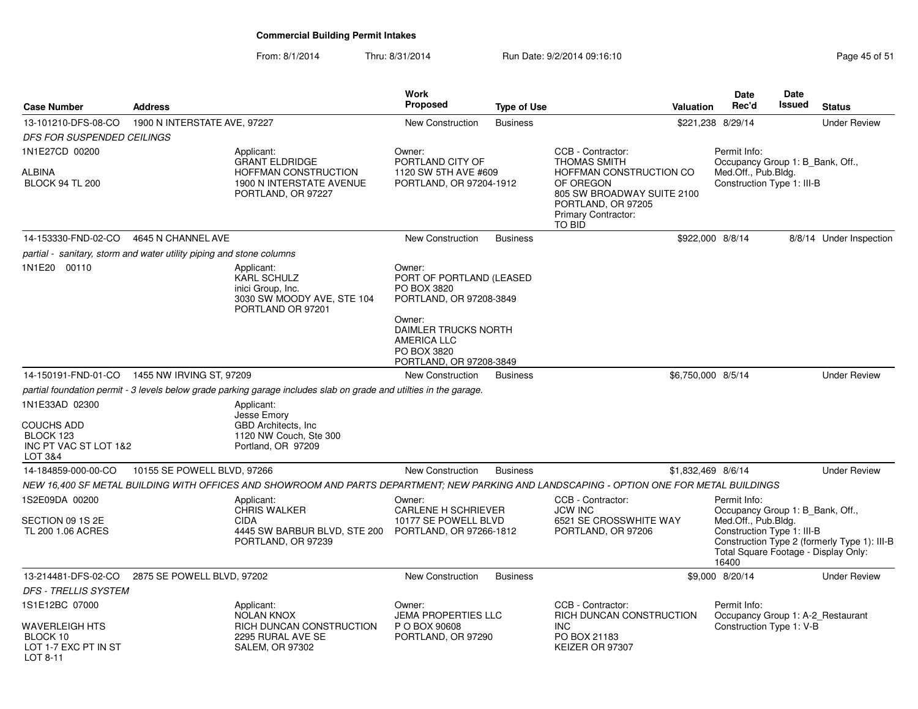# Commercial Building Permit Intakes

From: 8/1/2014 Thru: 8/31/2014 Run Date: 9/2/2014 09:16:10

| Case Number | Address | Work Proposed | Type of Use | Valuation | Date Rec'd | Date Issued | Status |
|---|---|---|---|---|---|---|---|
| 13-101210-DFS-08-CO | 1900 N INTERSTATE AVE, 97227 | New Construction | Business | $221,238 | 8/29/14 | | Under Review |
| 14-153330-FND-02-CO | 4645 N CHANNEL AVE | New Construction | Business | $922,000 | 8/8/14 | 8/8/14 | Under Inspection |
| 14-150191-FND-01-CO | 1455 NW IRVING ST, 97209 | New Construction | Business | $6,750,000 | 8/5/14 | | Under Review |
| 14-184859-000-00-CO | 10155 SE POWELL BLVD, 97266 | New Construction | Business | $1,832,469 | 8/6/14 | | Under Review |
| 13-214481-DFS-02-CO | 2875 SE POWELL BLVD, 97202 | New Construction | Business | $9,000 | 8/20/14 | | Under Review |

## 13-101210-DFS-08-CO — 1900 N INTERSTATE AVE, 97227

*DFS FOR SUSPENDED CEILINGS*

1N1E27CD 00200
ALBINA
BLOCK 94 TL 200

Applicant:
GRANT ELDRIDGE
HOFFMAN CONSTRUCTION
1900 N INTERSTATE AVENUE
PORTLAND, OR 97227

Owner:
PORTLAND CITY OF
1120 SW 5TH AVE #609
PORTLAND, OR 97204-1912

CCB - Contractor:
THOMAS SMITH
HOFFMAN CONSTRUCTION CO OF OREGON
805 SW BROADWAY SUITE 2100
PORTLAND, OR 97205
Primary Contractor:
TO BID

Permit Info:
Occupancy Group 1: B_Bank, Off., Med.Off., Pub.Bldg.
Construction Type 1: III-B

## 14-153330-FND-02-CO — 4645 N CHANNEL AVE

*partial - sanitary, storm and water utility piping and stone columns*

1N1E20 00110

Applicant:
KARL SCHULZ
inici Group, Inc.
3030 SW MOODY AVE, STE 104
PORTLAND OR 97201

Owner:
PORT OF PORTLAND (LEASED
PO BOX 3820
PORTLAND, OR 97208-3849

Owner:
DAIMLER TRUCKS NORTH AMERICA LLC
PO BOX 3820
PORTLAND, OR 97208-3849

## 14-150191-FND-01-CO — 1455 NW IRVING ST, 97209

*partial foundation permit - 3 levels below grade parking garage includes slab on grade and utilties in the garage.*

1N1E33AD 02300
COUCHS ADD
BLOCK 123
INC PT VAC ST LOT 1&2
LOT 3&4

Applicant:
Jesse Emory
GBD Architects, Inc
1120 NW Couch, Ste 300
Portland, OR 97209

## 14-184859-000-00-CO — 10155 SE POWELL BLVD, 97266

*NEW 16,400 SF METAL BUILDING WITH OFFICES AND SHOWROOM AND PARTS DEPARTMENT; NEW PARKING AND LANDSCAPING - OPTION ONE FOR METAL BUILDINGS*

1S2E09DA 00200
SECTION 09 1S 2E
TL 200 1.06 ACRES

Applicant:
CHRIS WALKER
CIDA
4445 SW BARBUR BLVD, STE 200
PORTLAND, OR 97239

Owner:
CARLENE H SCHRIEVER
10177 SE POWELL BLVD
PORTLAND, OR 97266-1812

CCB - Contractor:
JCW INC
6521 SE CROSSWHITE WAY
PORTLAND, OR 97206

Permit Info:
Occupancy Group 1: B_Bank, Off., Med.Off., Pub.Bldg.
Construction Type 1: III-B
Construction Type 2 (formerly Type 1): III-B
Total Square Footage - Display Only: 16400

## 13-214481-DFS-02-CO — 2875 SE POWELL BLVD, 97202

*DFS - TRELLIS SYSTEM*

1S1E12BC 07000
WAVERLEIGH HTS
BLOCK 10
LOT 1-7 EXC PT IN ST
LOT 8-11

Applicant:
NOLAN KNOX
RICH DUNCAN CONSTRUCTION
2295 RURAL AVE SE
SALEM, OR 97302

Owner:
JEMA PROPERTIES LLC
P O BOX 90608
PORTLAND, OR 97290

CCB - Contractor:
RICH DUNCAN CONSTRUCTION INC
PO BOX 21183
KEIZER OR 97307

Permit Info:
Occupancy Group 1: A-2_Restaurant
Construction Type 1: V-B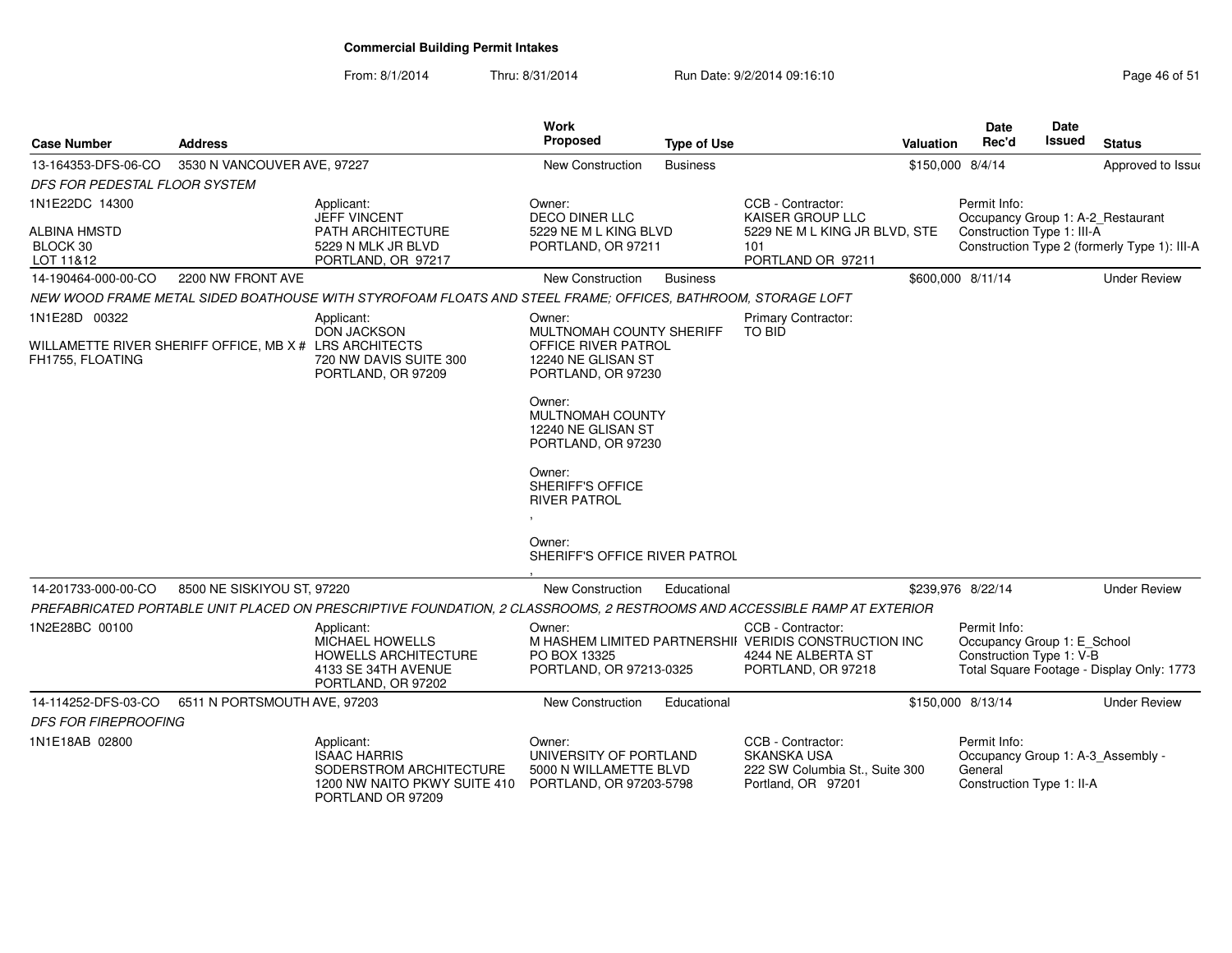# Commercial Building Permit Intakes

From: 8/1/2014 Thru: 8/31/2014 Run Date: 9/2/2014 09:16:10

| Case Number | Address | | Work Proposed | Type of Use | | Valuation | Date Rec'd | Date Issued | Status |
|---|---|---|---|---|---|---|---|---|---|
| 13-164353-DFS-06-CO | 3530 N VANCOUVER AVE, 97227 | | New Construction | Business | | $150,000 | 8/4/14 | | Approved to Issue |
| *DFS FOR PEDESTAL FLOOR SYSTEM* | | | | | | | | | |
| 1N1E22DC 14300<br><br>ALBINA HMSTD<br>BLOCK 30<br>LOT 11&12 | | Applicant:<br>JEFF VINCENT<br>PATH ARCHITECTURE<br>5229 N MLK JR BLVD<br>PORTLAND, OR 97217 | Owner:<br>DECO DINER LLC<br>5229 NE M L KING BLVD<br>PORTLAND, OR 97211 | | CCB - Contractor:<br>KAISER GROUP LLC<br>5229 NE M L KING JR BLVD, STE 101<br>PORTLAND OR 97211 | | Permit Info:<br>Occupancy Group 1: A-2_Restaurant<br>Construction Type 1: III-A<br>Construction Type 2 (formerly Type 1): III-A | | |
| 14-190464-000-00-CO | 2200 NW FRONT AVE | | New Construction | Business | | $600,000 | 8/11/14 | | Under Review |
| *NEW WOOD FRAME METAL SIDED BOATHOUSE WITH STYROFOAM FLOATS AND STEEL FRAME; OFFICES, BATHROOM, STORAGE LOFT* | | | | | | | | | |
| 1N1E28D 00322<br><br>WILLAMETTE RIVER SHERIFF OFFICE, MB X # FH1755, FLOATING | | Applicant:<br>DON JACKSON<br>LRS ARCHITECTS<br>720 NW DAVIS SUITE 300<br>PORTLAND, OR 97209 | Owner:<br>MULTNOMAH COUNTY SHERIFF OFFICE RIVER PATROL<br>12240 NE GLISAN ST<br>PORTLAND, OR 97230<br><br>Owner:<br>MULTNOMAH COUNTY<br>12240 NE GLISAN ST<br>PORTLAND, OR 97230<br><br>Owner:<br>SHERIFF'S OFFICE RIVER PATROL<br>,<br><br>Owner:<br>SHERIFF'S OFFICE RIVER PATROL<br>, | | Primary Contractor:<br>TO BID | | | | |
| 14-201733-000-00-CO | 8500 NE SISKIYOU ST, 97220 | | New Construction | Educational | | $239,976 | 8/22/14 | | Under Review |
| *PREFABRICATED PORTABLE UNIT PLACED ON PRESCRIPTIVE FOUNDATION, 2 CLASSROOMS, 2 RESTROOMS AND ACCESSIBLE RAMP AT EXTERIOR* | | | | | | | | | |
| 1N2E28BC 00100 | | Applicant:<br>MICHAEL HOWELLS<br>HOWELLS ARCHITECTURE<br>4133 SE 34TH AVENUE<br>PORTLAND, OR 97202 | Owner:<br>M HASHEM LIMITED PARTNERSHI<br>PO BOX 13325<br>PORTLAND, OR 97213-0325 | | CCB - Contractor:<br>VERIDIS CONSTRUCTION INC<br>4244 NE ALBERTA ST<br>PORTLAND, OR 97218 | | Permit Info:<br>Occupancy Group 1: E_School<br>Construction Type 1: V-B<br>Total Square Footage - Display Only: 1773 | | |
| 14-114252-DFS-03-CO | 6511 N PORTSMOUTH AVE, 97203 | | New Construction | Educational | | $150,000 | 8/13/14 | | Under Review |
| *DFS FOR FIREPROOFING* | | | | | | | | | |
| 1N1E18AB 02800 | | Applicant:<br>ISAAC HARRIS<br>SODERSTROM ARCHITECTURE<br>1200 NW NAITO PKWY SUITE 410<br>PORTLAND OR 97209 | Owner:<br>UNIVERSITY OF PORTLAND<br>5000 N WILLAMETTE BLVD<br>PORTLAND, OR 97203-5798 | | CCB - Contractor:<br>SKANSKA USA<br>222 SW Columbia St., Suite 300<br>Portland, OR 97201 | | Permit Info:<br>Occupancy Group 1: A-3_Assembly - General<br>Construction Type 1: II-A | | |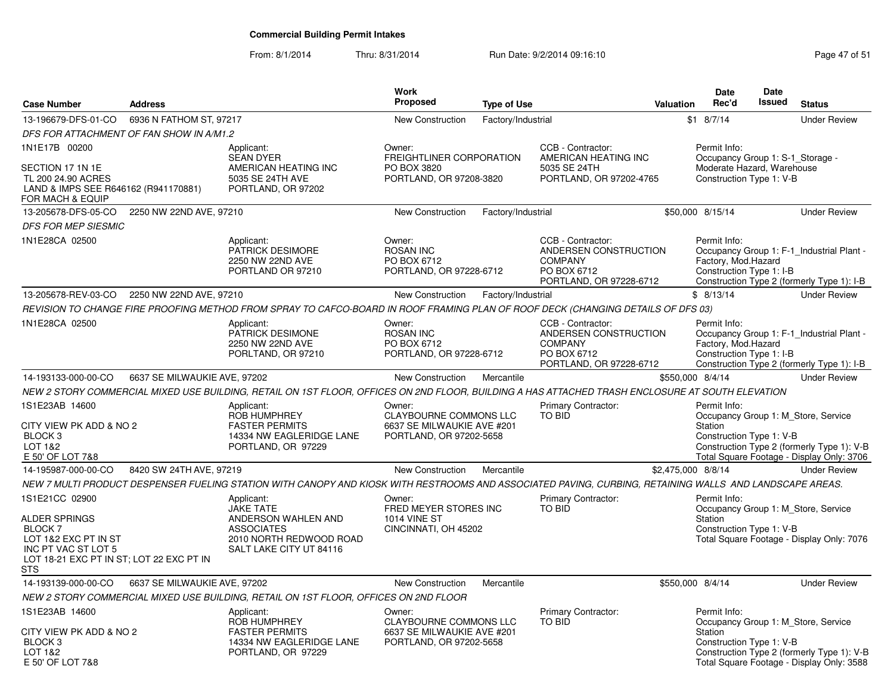**Commercial Building Permit Intakes**

From: 8/1/2014 Thru: 8/31/2014 Run Date: 9/2/2014 09:16:10

| Case Number | Address | | Work Proposed | Type of Use | | Valuation | Date Rec'd | Date Issued | Status |
|---|---|---|---|---|---|---|---|---|---|
| 13-196679-DFS-01-CO | 6936 N FATHOM ST, 97217 | | New Construction | Factory/Industrial | | $1 | 8/7/14 | | Under Review |
| *DFS FOR ATTACHMENT OF FAN SHOW IN A/M1.2* | | | | | | | | | |
| 1N1E17B 00200<br>SECTION 17 1N 1E<br>TL 200 24.90 ACRES<br>LAND & IMPS SEE R646162 (R941170881) FOR MACH & EQUIP | | Applicant:<br>SEAN DYER<br>AMERICAN HEATING INC<br>5035 SE 24TH AVE<br>PORTLAND, OR 97202 | Owner:<br>FREIGHTLINER CORPORATION<br>PO BOX 3820<br>PORTLAND, OR 97208-3820 | | CCB - Contractor:<br>AMERICAN HEATING INC<br>5035 SE 24TH<br>PORTLAND, OR 97202-4765 | | Permit Info:<br>Occupancy Group 1: S-1_Storage - Moderate Hazard, Warehouse<br>Construction Type 1: V-B | | |
| 13-205678-DFS-05-CO | 2250 NW 22ND AVE, 97210 | | New Construction | Factory/Industrial | | $50,000 | 8/15/14 | | Under Review |
| *DFS FOR MEP SEISMIC* | | | | | | | | | |
| 1N1E28CA 02500 | | Applicant:<br>PATRICK DESIMORE<br>2250 NW 22ND AVE<br>PORTLAND OR 97210 | Owner:<br>ROSAN INC<br>PO BOX 6712<br>PORTLAND, OR 97228-6712 | | CCB - Contractor:<br>ANDERSEN CONSTRUCTION COMPANY<br>PO BOX 6712<br>PORTLAND, OR 97228-6712 | | Permit Info:<br>Occupancy Group 1: F-1_Industrial Plant - Factory, Mod.Hazard<br>Construction Type 1: I-B<br>Construction Type 2 (formerly Type 1): I-B | | |
| 13-205678-REV-03-CO | 2250 NW 22ND AVE, 97210 | | New Construction | Factory/Industrial | | $ | 8/13/14 | | Under Review |
| *REVISION TO CHANGE FIRE PROOFING METHOD FROM SPRAY TO CAFCO-BOARD IN ROOF FRAMING PLAN OF ROOF DECK (CHANGING DETAILS OF DFS 03)* | | | | | | | | | |
| 1N1E28CA 02500 | | Applicant:<br>PATRICK DESIMONE<br>2250 NW 22ND AVE<br>PORLTAND, OR 97210 | Owner:<br>ROSAN INC<br>PO BOX 6712<br>PORTLAND, OR 97228-6712 | | CCB - Contractor:<br>ANDERSEN CONSTRUCTION COMPANY<br>PO BOX 6712<br>PORTLAND, OR 97228-6712 | | Permit Info:<br>Occupancy Group 1: F-1_Industrial Plant - Factory, Mod.Hazard<br>Construction Type 1: I-B<br>Construction Type 2 (formerly Type 1): I-B | | |
| 14-193133-000-00-CO | 6637 SE MILWAUKIE AVE, 97202 | | New Construction | Mercantile | | $550,000 | 8/4/14 | | Under Review |
| *NEW 2 STORY COMMERCIAL MIXED USE BUILDING, RETAIL ON 1ST FLOOR, OFFICES ON 2ND FLOOR, BUILDING A HAS ATTACHED TRASH ENCLOSURE AT SOUTH ELEVATION* | | | | | | | | | |
| 1S1E23AB 14600<br>CITY VIEW PK ADD & NO 2<br>BLOCK 3<br>LOT 1&2<br>E 50' OF LOT 7&8 | | Applicant:<br>ROB HUMPHREY<br>FASTER PERMITS<br>14334 NW EAGLERIDGE LANE<br>PORTLAND, OR 97229 | Owner:<br>CLAYBOURNE COMMONS LLC<br>6637 SE MILWAUKIE AVE #201<br>PORTLAND, OR 97202-5658 | | Primary Contractor:<br>TO BID | | Permit Info:<br>Occupancy Group 1: M_Store, Service Station<br>Construction Type 1: V-B<br>Construction Type 2 (formerly Type 1): V-B<br>Total Square Footage - Display Only: 3706 | | |
| 14-195987-000-00-CO | 8420 SW 24TH AVE, 97219 | | New Construction | Mercantile | | $2,475,000 | 8/8/14 | | Under Review |
| *NEW 7 MULTI PRODUCT DESPENSER FUELING STATION WITH CANOPY AND KIOSK WITH RESTROOMS AND ASSOCIATED PAVING, CURBING, RETAINING WALLS AND LANDSCAPE AREAS.* | | | | | | | | | |
| 1S1E21CC 02900<br>ALDER SPRINGS<br>BLOCK 7<br>LOT 1&2 EXC PT IN ST<br>INC PT VAC ST LOT 5<br>LOT 18-21 EXC PT IN ST; LOT 22 EXC PT IN STS | | Applicant:<br>JAKE TATE<br>ANDERSON WAHLEN AND ASSOCIATES<br>2010 NORTH REDWOOD ROAD<br>SALT LAKE CITY UT 84116 | Owner:<br>FRED MEYER STORES INC<br>1014 VINE ST<br>CINCINNATI, OH 45202 | | Primary Contractor:<br>TO BID | | Permit Info:<br>Occupancy Group 1: M_Store, Service Station<br>Construction Type 1: V-B<br>Total Square Footage - Display Only: 7076 | | |
| 14-193139-000-00-CO | 6637 SE MILWAUKIE AVE, 97202 | | New Construction | Mercantile | | $550,000 | 8/4/14 | | Under Review |
| *NEW 2 STORY COMMERCIAL MIXED USE BUILDING, RETAIL ON 1ST FLOOR, OFFICES ON 2ND FLOOR* | | | | | | | | | |
| 1S1E23AB 14600<br>CITY VIEW PK ADD & NO 2<br>BLOCK 3<br>LOT 1&2<br>E 50' OF LOT 7&8 | | Applicant:<br>ROB HUMPHREY<br>FASTER PERMITS<br>14334 NW EAGLERIDGE LANE<br>PORTLAND, OR 97229 | Owner:<br>CLAYBOURNE COMMONS LLC<br>6637 SE MILWAUKIE AVE #201<br>PORTLAND, OR 97202-5658 | | Primary Contractor:<br>TO BID | | Permit Info:<br>Occupancy Group 1: M_Store, Service Station<br>Construction Type 1: V-B<br>Construction Type 2 (formerly Type 1): V-B<br>Total Square Footage - Display Only: 3588 | | |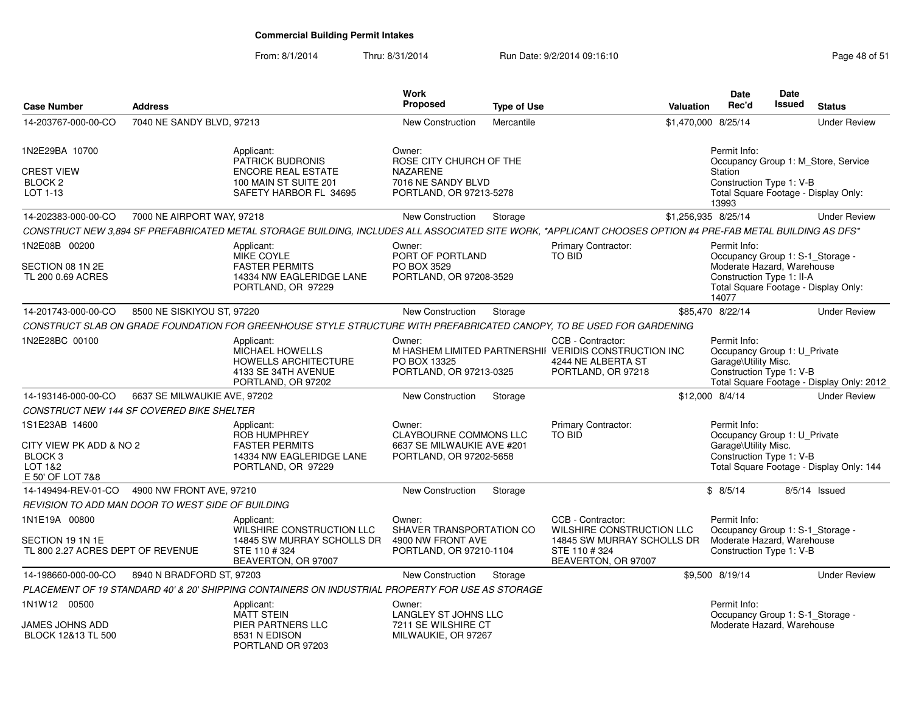# Commercial Building Permit Intakes

From: 8/1/2014 Thru: 8/31/2014 Run Date: 9/2/2014 09:16:10

| Case Number | Address | Work Proposed | Type of Use | Valuation | Date Rec'd | Date Issued | Status |
|---|---|---|---|---|---|---|---|
| 14-203767-000-00-CO | 7040 NE SANDY BLVD, 97213 | New Construction | Mercantile | $1,470,000 | 8/25/14 | | Under Review |

1N2E29BA 10700
CREST VIEW
BLOCK 2
LOT 1-13

Applicant: PATRICK BUDRONIS, ENCORE REAL ESTATE, 100 MAIN ST SUITE 201, SAFETY HARBOR FL 34695

Owner: ROSE CITY CHURCH OF THE NAZARENE, 7016 NE SANDY BLVD, PORTLAND, OR 97213-5278

Permit Info: Occupancy Group 1: M_Store, Service Station; Construction Type 1: V-B; Total Square Footage - Display Only: 13993

| Case Number | Address | Work Proposed | Type of Use | Valuation | Date Rec'd | Date Issued | Status |
|---|---|---|---|---|---|---|---|
| 14-202383-000-00-CO | 7000 NE AIRPORT WAY, 97218 | New Construction | Storage | $1,256,935 | 8/25/14 | | Under Review |

*CONSTRUCT NEW 3,894 SF PREFABRICATED METAL STORAGE BUILDING, INCLUDES ALL ASSOCIATED SITE WORK, *APPLICANT CHOOSES OPTION #4 PRE-FAB METAL BUILDING AS DFS**

1N2E08B 00200
SECTION 08 1N 2E
TL 200 0.69 ACRES

Applicant: MIKE COYLE, FASTER PERMITS, 14334 NW EAGLERIDGE LANE, PORTLAND, OR 97229

Owner: PORT OF PORTLAND, PO BOX 3529, PORTLAND, OR 97208-3529

Primary Contractor: TO BID

Permit Info: Occupancy Group 1: S-1_Storage - Moderate Hazard, Warehouse; Construction Type 1: II-A; Total Square Footage - Display Only: 14077

| Case Number | Address | Work Proposed | Type of Use | Valuation | Date Rec'd | Date Issued | Status |
|---|---|---|---|---|---|---|---|
| 14-201743-000-00-CO | 8500 NE SISKIYOU ST, 97220 | New Construction | Storage | $85,470 | 8/22/14 | | Under Review |

*CONSTRUCT SLAB ON GRADE FOUNDATION FOR GREENHOUSE STYLE STRUCTURE WITH PREFABRICATED CANOPY, TO BE USED FOR GARDENING*

1N2E28BC 00100

Applicant: MICHAEL HOWELLS, HOWELLS ARCHITECTURE, 4133 SE 34TH AVENUE, PORTLAND, OR 97202

Owner: M HASHEM LIMITED PARTNERSHII, PO BOX 13325, PORTLAND, OR 97213-0325

CCB - Contractor: VERIDIS CONSTRUCTION INC, 4244 NE ALBERTA ST, PORTLAND, OR 97218

Permit Info: Occupancy Group 1: U_Private Garage\Utility Misc.; Construction Type 1: V-B; Total Square Footage - Display Only: 2012

| Case Number | Address | Work Proposed | Type of Use | Valuation | Date Rec'd | Date Issued | Status |
|---|---|---|---|---|---|---|---|
| 14-193146-000-00-CO | 6637 SE MILWAUKIE AVE, 97202 | New Construction | Storage | $12,000 | 8/4/14 | | Under Review |

*CONSTRUCT NEW 144 SF COVERED BIKE SHELTER*

1S1E23AB 14600
CITY VIEW PK ADD & NO 2
BLOCK 3
LOT 1&2
E 50' OF LOT 7&8

Applicant: ROB HUMPHREY, FASTER PERMITS, 14334 NW EAGLERIDGE LANE, PORTLAND, OR 97229

Owner: CLAYBOURNE COMMONS LLC, 6637 SE MILWAUKIE AVE #201, PORTLAND, OR 97202-5658

Primary Contractor: TO BID

Permit Info: Occupancy Group 1: U_Private Garage\Utility Misc.; Construction Type 1: V-B; Total Square Footage - Display Only: 144

| Case Number | Address | Work Proposed | Type of Use | Valuation | Date Rec'd | Date Issued | Status |
|---|---|---|---|---|---|---|---|
| 14-149494-REV-01-CO | 4900 NW FRONT AVE, 97210 | New Construction | Storage | $ | 8/5/14 | 8/5/14 | Issued |

*REVISION TO ADD MAN DOOR TO WEST SIDE OF BUILDING*

1N1E19A 00800
SECTION 19 1N 1E
TL 800 2.27 ACRES DEPT OF REVENUE

Applicant: WILSHIRE CONSTRUCTION LLC, 14845 SW MURRAY SCHOLLS DR, STE 110 # 324, BEAVERTON, OR 97007

Owner: SHAVER TRANSPORTATION CO, 4900 NW FRONT AVE, PORTLAND, OR 97210-1104

CCB - Contractor: WILSHIRE CONSTRUCTION LLC, 14845 SW MURRAY SCHOLLS DR, STE 110 # 324, BEAVERTON, OR 97007

Permit Info: Occupancy Group 1: S-1_Storage - Moderate Hazard, Warehouse; Construction Type 1: V-B

| Case Number | Address | Work Proposed | Type of Use | Valuation | Date Rec'd | Date Issued | Status |
|---|---|---|---|---|---|---|---|
| 14-198660-000-00-CO | 8940 N BRADFORD ST, 97203 | New Construction | Storage | $9,500 | 8/19/14 | | Under Review |

*PLACEMENT OF 19 STANDARD 40' & 20' SHIPPING CONTAINERS ON INDUSTRIAL PROPERTY FOR USE AS STORAGE*

1N1W12 00500
JAMES JOHNS ADD
BLOCK 12&13 TL 500

Applicant: MATT STEIN, PIER PARTNERS LLC, 8531 N EDISON, PORTLAND OR 97203

Owner: LANGLEY ST JOHNS LLC, 7211 SE WILSHIRE CT, MILWAUKIE, OR 97267

Permit Info: Occupancy Group 1: S-1_Storage - Moderate Hazard, Warehouse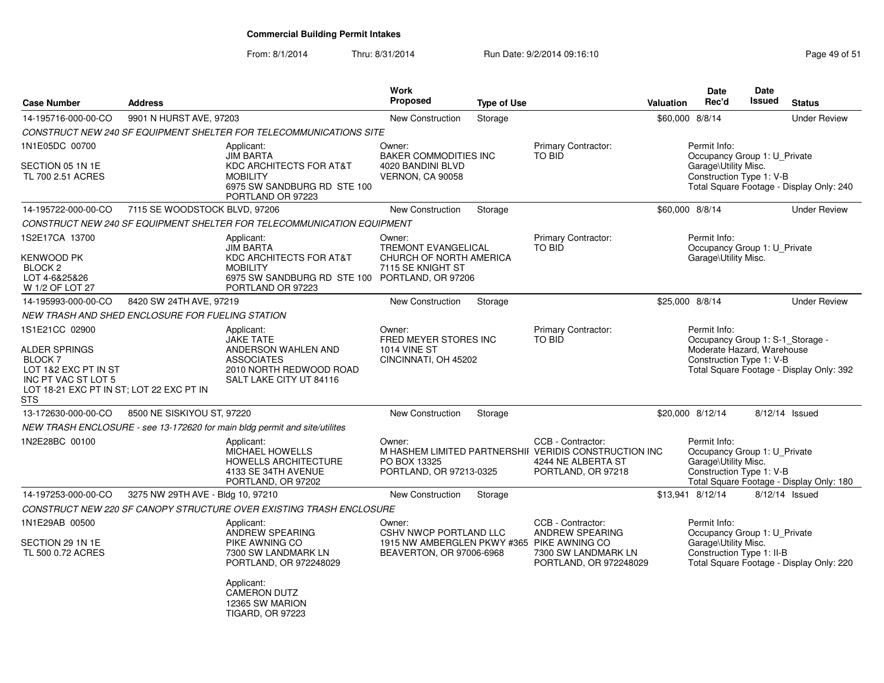**Commercial Building Permit Intakes**

From: 8/1/2014 Thru: 8/31/2014 Run Date: 9/2/2014 09:16:10

| Case Number | Address | Work Proposed | Type of Use | Valuation | Date Rec'd | Date Issued | Status |
|---|---|---|---|---|---|---|---|
| 14-195716-000-00-CO | 9901 N HURST AVE, 97203 | New Construction | Storage | $60,000 | 8/8/14 | | Under Review |

*CONSTRUCT NEW 240 SF EQUIPMENT SHELTER FOR TELECOMMUNICATIONS SITE*

1N1E05DC 00700
SECTION 05 1N 1E
TL 700 2.51 ACRES

Applicant:
JIM BARTA
KDC ARCHITECTS FOR AT&T MOBILITY
6975 SW SANDBURG RD STE 100
PORTLAND OR 97223

Owner:
BAKER COMMODITIES INC
4020 BANDINI BLVD
VERNON, CA 90058

Primary Contractor:
TO BID

Permit Info:
Occupancy Group 1: U_Private Garage\Utility Misc.
Construction Type 1: V-B
Total Square Footage - Display Only: 240

| Case Number | Address | Work Proposed | Type of Use | Valuation | Date Rec'd | Date Issued | Status |
|---|---|---|---|---|---|---|---|
| 14-195722-000-00-CO | 7115 SE WOODSTOCK BLVD, 97206 | New Construction | Storage | $60,000 | 8/8/14 | | Under Review |

*CONSTRUCT NEW 240 SF EQUIPMENT SHELTER FOR TELECOMMUNICATION EQUIPMENT*

1S2E17CA 13700
KENWOOD PK
BLOCK 2
LOT 4-6&25&26
W 1/2 OF LOT 27

Applicant:
JIM BARTA
KDC ARCHITECTS FOR AT&T MOBILITY
6975 SW SANDBURG RD STE 100
PORTLAND OR 97223

Owner:
TREMONT EVANGELICAL CHURCH OF NORTH AMERICA
7115 SE KNIGHT ST
PORTLAND, OR 97206

Primary Contractor:
TO BID

Permit Info:
Occupancy Group 1: U_Private Garage\Utility Misc.

| Case Number | Address | Work Proposed | Type of Use | Valuation | Date Rec'd | Date Issued | Status |
|---|---|---|---|---|---|---|---|
| 14-195993-000-00-CO | 8420 SW 24TH AVE, 97219 | New Construction | Storage | $25,000 | 8/8/14 | | Under Review |

*NEW TRASH AND SHED ENCLOSURE FOR FUELING STATION*

1S1E21CC 02900
ALDER SPRINGS
BLOCK 7
LOT 1&2 EXC PT IN ST
INC PT VAC ST LOT 5
LOT 18-21 EXC PT IN ST; LOT 22 EXC PT IN STS

Applicant:
JAKE TATE
ANDERSON WAHLEN AND ASSOCIATES
2010 NORTH REDWOOD ROAD
SALT LAKE CITY UT 84116

Owner:
FRED MEYER STORES INC
1014 VINE ST
CINCINNATI, OH 45202

Primary Contractor:
TO BID

Permit Info:
Occupancy Group 1: S-1_Storage - Moderate Hazard, Warehouse
Construction Type 1: V-B
Total Square Footage - Display Only: 392

| Case Number | Address | Work Proposed | Type of Use | Valuation | Date Rec'd | Date Issued | Status |
|---|---|---|---|---|---|---|---|
| 13-172630-000-00-CO | 8500 NE SISKIYOU ST, 97220 | New Construction | Storage | $20,000 | 8/12/14 | 8/12/14 | Issued |

*NEW TRASH ENCLOSURE - see 13-172620 for main bldg permit and site/utilites*

1N2E28BC 00100

Applicant:
MICHAEL HOWELLS
HOWELLS ARCHITECTURE
4133 SE 34TH AVENUE
PORTLAND, OR 97202

Owner:
M HASHEM LIMITED PARTNERSHII
PO BOX 13325
PORTLAND, OR 97213-0325

CCB - Contractor:
VERIDIS CONSTRUCTION INC
4244 NE ALBERTA ST
PORTLAND, OR 97218

Permit Info:
Occupancy Group 1: U_Private Garage\Utility Misc.
Construction Type 1: V-B
Total Square Footage - Display Only: 180

| Case Number | Address | Work Proposed | Type of Use | Valuation | Date Rec'd | Date Issued | Status |
|---|---|---|---|---|---|---|---|
| 14-197253-000-00-CO | 3275 NW 29TH AVE - Bldg 10, 97210 | New Construction | Storage | $13,941 | 8/12/14 | 8/12/14 | Issued |

*CONSTRUCT NEW 220 SF CANOPY STRUCTURE OVER EXISTING TRASH ENCLOSURE*

1N1E29AB 00500
SECTION 29 1N 1E
TL 500 0.72 ACRES

Applicant:
ANDREW SPEARING
PIKE AWNING CO
7300 SW LANDMARK LN
PORTLAND, OR 972248029

Applicant:
CAMERON DUTZ
12365 SW MARION
TIGARD, OR 97223

Owner:
CSHV NWCP PORTLAND LLC
1915 NW AMBERGLEN PKWY #365
BEAVERTON, OR 97006-6968

CCB - Contractor:
ANDREW SPEARING
PIKE AWNING CO
7300 SW LANDMARK LN
PORTLAND, OR 972248029

Permit Info:
Occupancy Group 1: U_Private Garage\Utility Misc.
Construction Type 1: II-B
Total Square Footage - Display Only: 220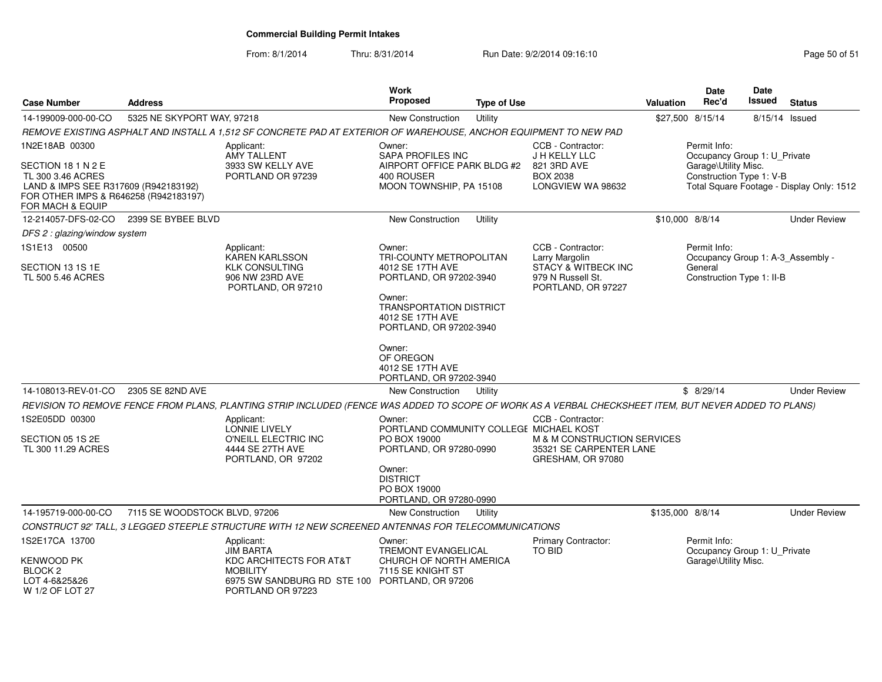**Commercial Building Permit Intakes**

From: 8/1/2014 Thru: 8/31/2014 Run Date: 9/2/2014 09:16:10

| Case Number | Address | Work Proposed | Type of Use | Valuation | Date Rec'd | Date Issued | Status |
|---|---|---|---|---|---|---|---|
| 14-199009-000-00-CO | 5325 NE SKYPORT WAY, 97218 | New Construction | Utility | $27,500 | 8/15/14 | 8/15/14 | Issued |

REMOVE EXISTING ASPHALT AND INSTALL A 1,512 SF CONCRETE PAD AT EXTERIOR OF WAREHOUSE, ANCHOR EQUIPMENT TO NEW PAD

1N2E18AB 00300
SECTION 18 1 N 2 E
TL 300 3.46 ACRES
LAND & IMPS SEE R317609 (R942183192) FOR OTHER IMPS & R646258 (R942183197) FOR MACH & EQUIP

Applicant: AMY TALLENT, 3933 SW KELLY AVE, PORTLAND OR 97239

Owner: SAPA PROFILES INC, AIRPORT OFFICE PARK BLDG #2, 400 ROUSER, MOON TOWNSHIP, PA 15108

CCB - Contractor: J H KELLY LLC, 821 3RD AVE, BOX 2038, LONGVIEW WA 98632

Permit Info: Occupancy Group 1: U_Private Garage\Utility Misc.; Construction Type 1: V-B; Total Square Footage - Display Only: 1512

| Case Number | Address | Work Proposed | Type of Use | Valuation | Date Rec'd | Date Issued | Status |
|---|---|---|---|---|---|---|---|
| 12-214057-DFS-02-CO | 2399 SE BYBEE BLVD | New Construction | Utility | $10,000 | 8/8/14 | | Under Review |

DFS 2 : glazing/window system

1S1E13 00500
SECTION 13 1S 1E
TL 500 5.46 ACRES

Applicant: KAREN KARLSSON, KLK CONSULTING, 906 NW 23RD AVE, PORTLAND, OR 97210

Owner: TRI-COUNTY METROPOLITAN, 4012 SE 17TH AVE, PORTLAND, OR 97202-3940
Owner: TRANSPORTATION DISTRICT, 4012 SE 17TH AVE, PORTLAND, OR 97202-3940
Owner: OF OREGON, 4012 SE 17TH AVE, PORTLAND, OR 97202-3940

CCB - Contractor: Larry Margolin, STACY & WITBECK INC, 979 N Russell St., PORTLAND, OR 97227

Permit Info: Occupancy Group 1: A-3_Assembly - General; Construction Type 1: II-B

| Case Number | Address | Work Proposed | Type of Use | Valuation | Date Rec'd | Date Issued | Status |
|---|---|---|---|---|---|---|---|
| 14-108013-REV-01-CO | 2305 SE 82ND AVE | New Construction | Utility | $ | 8/29/14 | | Under Review |

REVISION TO REMOVE FENCE FROM PLANS, PLANTING STRIP INCLUDED (FENCE WAS ADDED TO SCOPE OF WORK AS A VERBAL CHECKSHEET ITEM, BUT NEVER ADDED TO PLANS)

1S2E05DD 00300
SECTION 05 1S 2E
TL 300 11.29 ACRES

Applicant: LONNIE LIVELY, O'NEILL ELECTRIC INC, 4444 SE 27TH AVE, PORTLAND, OR 97202

Owner: PORTLAND COMMUNITY COLLEGE, PO BOX 19000, PORTLAND, OR 97280-0990
Owner: DISTRICT, PO BOX 19000, PORTLAND, OR 97280-0990

CCB - Contractor: MICHAEL KOST, M & M CONSTRUCTION SERVICES, 35321 SE CARPENTER LANE, GRESHAM, OR 97080

| Case Number | Address | Work Proposed | Type of Use | Valuation | Date Rec'd | Date Issued | Status |
|---|---|---|---|---|---|---|---|
| 14-195719-000-00-CO | 7115 SE WOODSTOCK BLVD, 97206 | New Construction | Utility | $135,000 | 8/8/14 | | Under Review |

CONSTRUCT 92' TALL, 3 LEGGED STEEPLE STRUCTURE WITH 12 NEW SCREENED ANTENNAS FOR TELECOMMUNICATIONS

1S2E17CA 13700
KENWOOD PK
BLOCK 2
LOT 4-6&25&26
W 1/2 OF LOT 27

Applicant: JIM BARTA, KDC ARCHITECTS FOR AT&T MOBILITY, 6975 SW SANDBURG RD STE 100, PORTLAND OR 97223

Owner: TREMONT EVANGELICAL CHURCH OF NORTH AMERICA, 7115 SE KNIGHT ST, PORTLAND, OR 97206

Primary Contractor: TO BID

Permit Info: Occupancy Group 1: U_Private Garage\Utility Misc.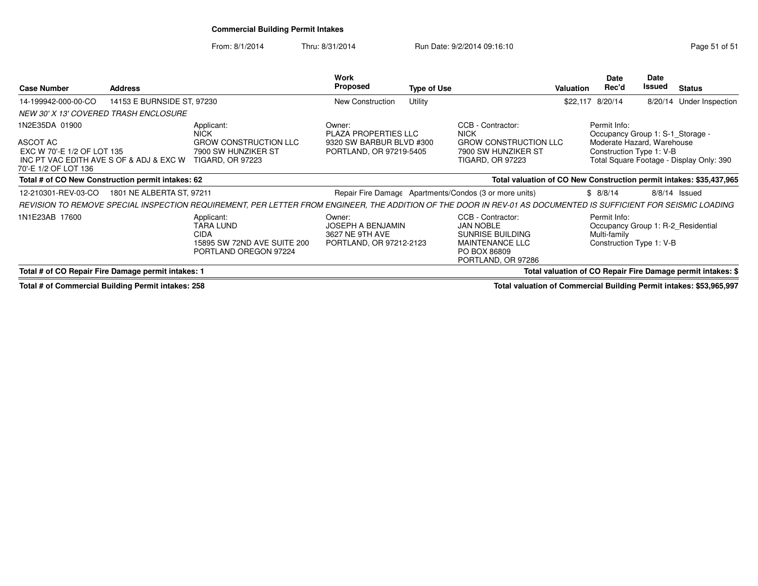# Commercial Building Permit Intakes

From: 8/1/2014 Thru: 8/31/2014 Run Date: 9/2/2014 09:16:10

| Case Number | Address | Work Proposed | Type of Use | Valuation | Date Rec'd | Date Issued | Status |
|---|---|---|---|---|---|---|---|
| 14-199942-000-00-CO | 14153 E BURNSIDE ST, 97230 | New Construction | Utility | $22,117 | 8/20/14 | 8/20/14 | Under Inspection |

*NEW 30' X 13' COVERED TRASH ENCLOSURE*

| | | | | |
|---|---|---|---|---|
| 1N2E35DA 01900<br><br>ASCOT AC<br>EXC W 70'-E 1/2 OF LOT 135<br>INC PT VAC EDITH AVE S OF & ADJ & EXC W 70'-E 1/2 OF LOT 136 | Applicant:<br>NICK<br>GROW CONSTRUCTION LLC<br>7900 SW HUNZIKER ST<br>TIGARD, OR 97223 | Owner:<br>PLAZA PROPERTIES LLC<br>9320 SW BARBUR BLVD #300<br>PORTLAND, OR 97219-5405 | CCB - Contractor:<br>NICK<br>GROW CONSTRUCTION LLC<br>7900 SW HUNZIKER ST<br>TIGARD, OR 97223 | Permit Info:<br>Occupancy Group 1: S-1_Storage - Moderate Hazard, Warehouse<br>Construction Type 1: V-B<br>Total Square Footage - Display Only: 390 |

**Total # of CO New Construction permit intakes: 62** — **Total valuation of CO New Construction permit intakes: $35,437,965**

| Case Number | Address | Work Proposed | Type of Use | Valuation | Date Rec'd | Date Issued | Status |
|---|---|---|---|---|---|---|---|
| 12-210301-REV-03-CO | 1801 NE ALBERTA ST, 97211 | Repair Fire Damage | Apartments/Condos (3 or more units) | $ | 8/8/14 | 8/8/14 | Issued |

*REVISION TO REMOVE SPECIAL INSPECTION REQUIREMENT, PER LETTER FROM ENGINEER, THE ADDITION OF THE DOOR IN REV-01 AS DOCUMENTED IS SUFFICIENT FOR SEISMIC LOADING*

| | | | | |
|---|---|---|---|---|
| 1N1E23AB 17600 | Applicant:<br>TARA LUND<br>CIDA<br>15895 SW 72ND AVE SUITE 200<br>PORTLAND OREGON 97224 | Owner:<br>JOSEPH A BENJAMIN<br>3627 NE 9TH AVE<br>PORTLAND, OR 97212-2123 | CCB - Contractor:<br>JAN NOBLE<br>SUNRISE BUILDING MAINTENANCE LLC<br>PO BOX 86809<br>PORTLAND, OR 97286 | Permit Info:<br>Occupancy Group 1: R-2_Residential Multi-family<br>Construction Type 1: V-B |

**Total # of CO Repair Fire Damage permit intakes: 1** — **Total valuation of CO Repair Fire Damage permit intakes: $**

**Total # of Commercial Building Permit intakes: 258** — **Total valuation of Commercial Building Permit intakes: $53,965,997**